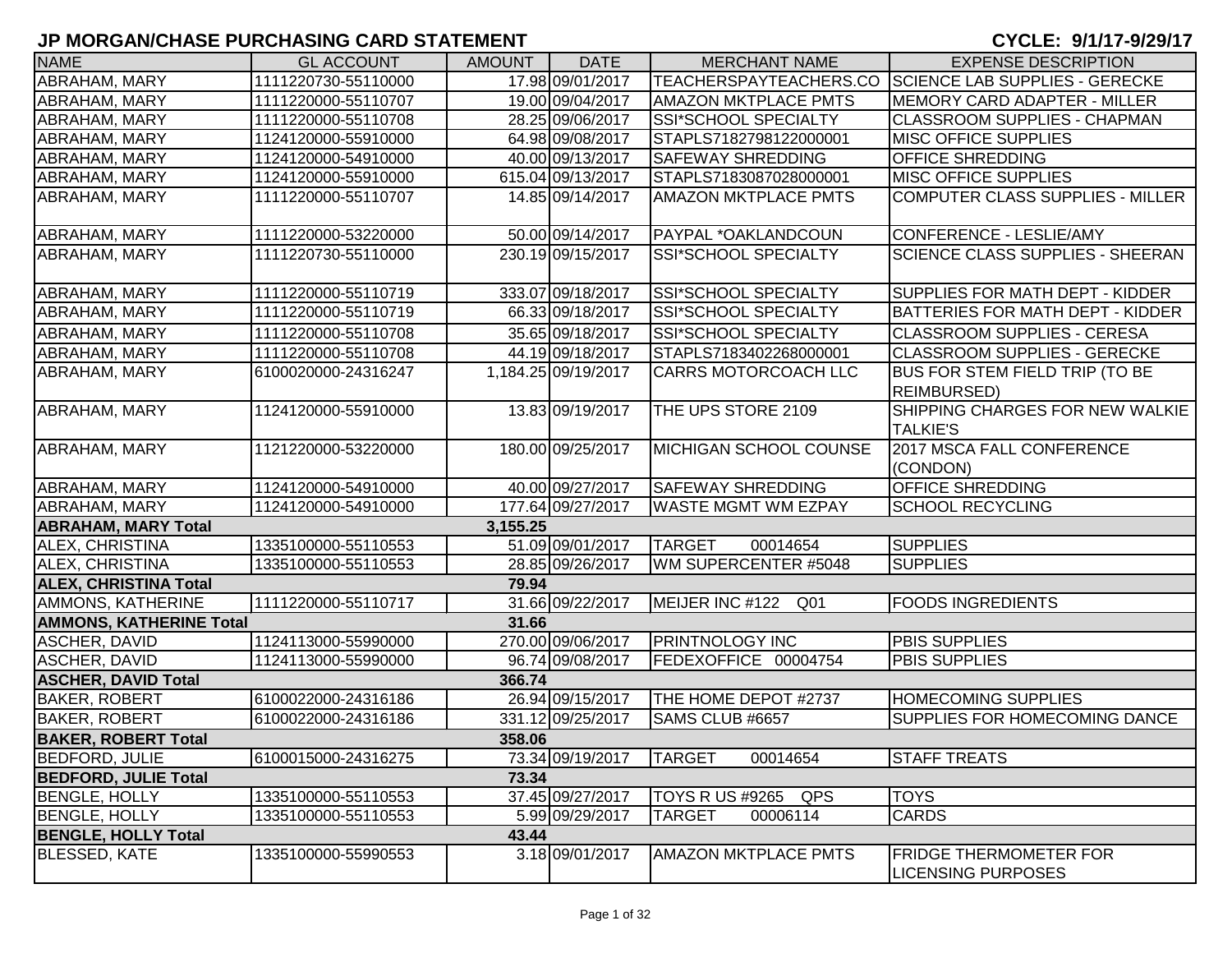# JP MORGAN/CHASE PURCHASING CARD STATEMENT

**CYCLE: 9/1/17-9/29/17**

| NAME | GL ACCOUNT | AMOUNT | DATE | MERCHANT NAME | EXPENSE DESCRIPTION |
|---|---|---|---|---|---|
| ABRAHAM, MARY | 1111220730-55110000 | 17.98 | 09/01/2017 | TEACHERSPAYTEACHERS.CO | SCIENCE LAB SUPPLIES - GERECKE |
| ABRAHAM, MARY | 1111220000-55110707 | 19.00 | 09/04/2017 | AMAZON MKTPLACE PMTS | MEMORY CARD ADAPTER - MILLER |
| ABRAHAM, MARY | 1111220000-55110708 | 28.25 | 09/06/2017 | SSI*SCHOOL SPECIALTY | CLASSROOM SUPPLIES - CHAPMAN |
| ABRAHAM, MARY | 1124120000-55910000 | 64.98 | 09/08/2017 | STAPLS7182798122000001 | MISC OFFICE SUPPLIES |
| ABRAHAM, MARY | 1124120000-54910000 | 40.00 | 09/13/2017 | SAFEWAY SHREDDING | OFFICE SHREDDING |
| ABRAHAM, MARY | 1124120000-55910000 | 615.04 | 09/13/2017 | STAPLS7183087028000001 | MISC OFFICE SUPPLIES |
| ABRAHAM, MARY | 1111220000-55110707 | 14.85 | 09/14/2017 | AMAZON MKTPLACE PMTS | COMPUTER CLASS SUPPLIES - MILLER |
| ABRAHAM, MARY | 1111220000-53220000 | 50.00 | 09/14/2017 | PAYPAL *OAKLANDCOUN | CONFERENCE - LESLIE/AMY |
| ABRAHAM, MARY | 1111220730-55110000 | 230.19 | 09/15/2017 | SSI*SCHOOL SPECIALTY | SCIENCE CLASS SUPPLIES - SHEERAN |
| ABRAHAM, MARY | 1111220000-55110719 | 333.07 | 09/18/2017 | SSI*SCHOOL SPECIALTY | SUPPLIES FOR MATH DEPT - KIDDER |
| ABRAHAM, MARY | 1111220000-55110719 | 66.33 | 09/18/2017 | SSI*SCHOOL SPECIALTY | BATTERIES FOR MATH DEPT - KIDDER |
| ABRAHAM, MARY | 1111220000-55110708 | 35.65 | 09/18/2017 | SSI*SCHOOL SPECIALTY | CLASSROOM SUPPLIES - CERESA |
| ABRAHAM, MARY | 1111220000-55110708 | 44.19 | 09/18/2017 | STAPLS7183402268000001 | CLASSROOM SUPPLIES - GERECKE |
| ABRAHAM, MARY | 6100020000-24316247 | 1,184.25 | 09/19/2017 | CARRS MOTORCOACH LLC | BUS FOR STEM FIELD TRIP (TO BE REIMBURSED) |
| ABRAHAM, MARY | 1124120000-55910000 | 13.83 | 09/19/2017 | THE UPS STORE 2109 | SHIPPING CHARGES FOR NEW WALKIE TALKIE'S |
| ABRAHAM, MARY | 1121220000-53220000 | 180.00 | 09/25/2017 | MICHIGAN SCHOOL COUNSE | 2017 MSCA FALL CONFERENCE (CONDON) |
| ABRAHAM, MARY | 1124120000-54910000 | 40.00 | 09/27/2017 | SAFEWAY SHREDDING | OFFICE SHREDDING |
| ABRAHAM, MARY | 1124120000-54910000 | 177.64 | 09/27/2017 | WASTE MGMT WM EZPAY | SCHOOL RECYCLING |
| **ABRAHAM, MARY Total** | | **3,155.25** | | | |
| ALEX, CHRISTINA | 1335100000-55110553 | 51.09 | 09/01/2017 | TARGET 00014654 | SUPPLIES |
| ALEX, CHRISTINA | 1335100000-55110553 | 28.85 | 09/26/2017 | WM SUPERCENTER #5048 | SUPPLIES |
| **ALEX, CHRISTINA Total** | | **79.94** | | | |
| AMMONS, KATHERINE | 1111220000-55110717 | 31.66 | 09/22/2017 | MEIJER INC #122 Q01 | FOODS INGREDIENTS |
| **AMMONS, KATHERINE Total** | | **31.66** | | | |
| ASCHER, DAVID | 1124113000-55990000 | 270.00 | 09/06/2017 | PRINTNOLOGY INC | PBIS SUPPLIES |
| ASCHER, DAVID | 1124113000-55990000 | 96.74 | 09/08/2017 | FEDEXOFFICE 00004754 | PBIS SUPPLIES |
| **ASCHER, DAVID Total** | | **366.74** | | | |
| BAKER, ROBERT | 6100022000-24316186 | 26.94 | 09/15/2017 | THE HOME DEPOT #2737 | HOMECOMING SUPPLIES |
| BAKER, ROBERT | 6100022000-24316186 | 331.12 | 09/25/2017 | SAMS CLUB #6657 | SUPPLIES FOR HOMECOMING DANCE |
| **BAKER, ROBERT Total** | | **358.06** | | | |
| BEDFORD, JULIE | 6100015000-24316275 | 73.34 | 09/19/2017 | TARGET 00014654 | STAFF TREATS |
| **BEDFORD, JULIE Total** | | **73.34** | | | |
| BENGLE, HOLLY | 1335100000-55110553 | 37.45 | 09/27/2017 | TOYS R US #9265 QPS | TOYS |
| BENGLE, HOLLY | 1335100000-55110553 | 5.99 | 09/29/2017 | TARGET 00006114 | CARDS |
| **BENGLE, HOLLY Total** | | **43.44** | | | |
| BLESSED, KATE | 1335100000-55990553 | 3.18 | 09/01/2017 | AMAZON MKTPLACE PMTS | FRIDGE THERMOMETER FOR LICENSING PURPOSES |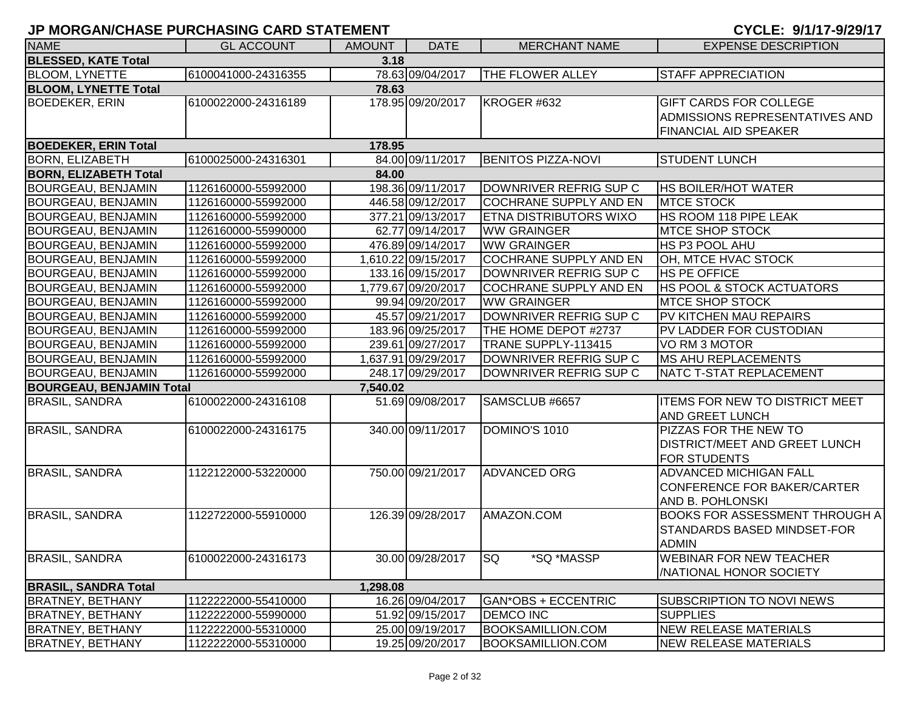# JP MORGAN/CHASE PURCHASING CARD STATEMENT

**CYCLE: 9/1/17-9/29/17**

| NAME | GL ACCOUNT | AMOUNT | DATE | MERCHANT NAME | EXPENSE DESCRIPTION |
|---|---|---|---|---|---|
| **BLESSED, KATE Total** | | **3.18** | | | |
| BLOOM, LYNETTE | 6100041000-24316355 | 78.63 | 09/04/2017 | THE FLOWER ALLEY | STAFF APPRECIATION |
| **BLOOM, LYNETTE Total** | | **78.63** | | | |
| BOEDEKER, ERIN | 6100022000-24316189 | 178.95 | 09/20/2017 | KROGER #632 | GIFT CARDS FOR COLLEGE ADMISSIONS REPRESENTATIVES AND FINANCIAL AID SPEAKER |
| **BOEDEKER, ERIN Total** | | **178.95** | | | |
| BORN, ELIZABETH | 6100025000-24316301 | 84.00 | 09/11/2017 | BENITOS PIZZA-NOVI | STUDENT LUNCH |
| **BORN, ELIZABETH Total** | | **84.00** | | | |
| BOURGEAU, BENJAMIN | 1126160000-55992000 | 198.36 | 09/11/2017 | DOWNRIVER REFRIG SUP C | HS BOILER/HOT WATER |
| BOURGEAU, BENJAMIN | 1126160000-55992000 | 446.58 | 09/12/2017 | COCHRANE SUPPLY AND EN | MTCE STOCK |
| BOURGEAU, BENJAMIN | 1126160000-55992000 | 377.21 | 09/13/2017 | ETNA DISTRIBUTORS WIXO | HS ROOM 118 PIPE LEAK |
| BOURGEAU, BENJAMIN | 1126160000-55990000 | 62.77 | 09/14/2017 | WW GRAINGER | MTCE SHOP STOCK |
| BOURGEAU, BENJAMIN | 1126160000-55992000 | 476.89 | 09/14/2017 | WW GRAINGER | HS P3 POOL AHU |
| BOURGEAU, BENJAMIN | 1126160000-55992000 | 1,610.22 | 09/15/2017 | COCHRANE SUPPLY AND EN | OH, MTCE HVAC STOCK |
| BOURGEAU, BENJAMIN | 1126160000-55992000 | 133.16 | 09/15/2017 | DOWNRIVER REFRIG SUP C | HS PE OFFICE |
| BOURGEAU, BENJAMIN | 1126160000-55992000 | 1,779.67 | 09/20/2017 | COCHRANE SUPPLY AND EN | HS POOL & STOCK ACTUATORS |
| BOURGEAU, BENJAMIN | 1126160000-55992000 | 99.94 | 09/20/2017 | WW GRAINGER | MTCE SHOP STOCK |
| BOURGEAU, BENJAMIN | 1126160000-55992000 | 45.57 | 09/21/2017 | DOWNRIVER REFRIG SUP C | PV KITCHEN MAU REPAIRS |
| BOURGEAU, BENJAMIN | 1126160000-55992000 | 183.96 | 09/25/2017 | THE HOME DEPOT #2737 | PV LADDER FOR CUSTODIAN |
| BOURGEAU, BENJAMIN | 1126160000-55992000 | 239.61 | 09/27/2017 | TRANE SUPPLY-113415 | VO RM 3 MOTOR |
| BOURGEAU, BENJAMIN | 1126160000-55992000 | 1,637.91 | 09/29/2017 | DOWNRIVER REFRIG SUP C | MS AHU REPLACEMENTS |
| BOURGEAU, BENJAMIN | 1126160000-55992000 | 248.17 | 09/29/2017 | DOWNRIVER REFRIG SUP C | NATC T-STAT REPLACEMENT |
| **BOURGEAU, BENJAMIN Total** | | **7,540.02** | | | |
| BRASIL, SANDRA | 6100022000-24316108 | 51.69 | 09/08/2017 | SAMSCLUB #6657 | ITEMS FOR NEW TO DISTRICT MEET AND GREET LUNCH |
| BRASIL, SANDRA | 6100022000-24316175 | 340.00 | 09/11/2017 | DOMINO'S 1010 | PIZZAS FOR THE NEW TO DISTRICT/MEET AND GREET LUNCH FOR STUDENTS |
| BRASIL, SANDRA | 1122122000-53220000 | 750.00 | 09/21/2017 | ADVANCED ORG | ADVANCED MICHIGAN FALL CONFERENCE FOR BAKER/CARTER AND B. POHLONSKI |
| BRASIL, SANDRA | 1122722000-55910000 | 126.39 | 09/28/2017 | AMAZON.COM | BOOKS FOR ASSESSMENT THROUGH A STANDARDS BASED MINDSET-FOR ADMIN |
| BRASIL, SANDRA | 6100022000-24316173 | 30.00 | 09/28/2017 | SQ *SQ *MASSP | WEBINAR FOR NEW TEACHER /NATIONAL HONOR SOCIETY |
| **BRASIL, SANDRA Total** | | **1,298.08** | | | |
| BRATNEY, BETHANY | 1122222000-55410000 | 16.26 | 09/04/2017 | GAN*OBS + ECCENTRIC | SUBSCRIPTION TO NOVI NEWS |
| BRATNEY, BETHANY | 1122222000-55990000 | 51.92 | 09/15/2017 | DEMCO INC | SUPPLIES |
| BRATNEY, BETHANY | 1122222000-55310000 | 25.00 | 09/19/2017 | BOOKSAMILLION.COM | NEW RELEASE MATERIALS |
| BRATNEY, BETHANY | 1122222000-55310000 | 19.25 | 09/20/2017 | BOOKSAMILLION.COM | NEW RELEASE MATERIALS |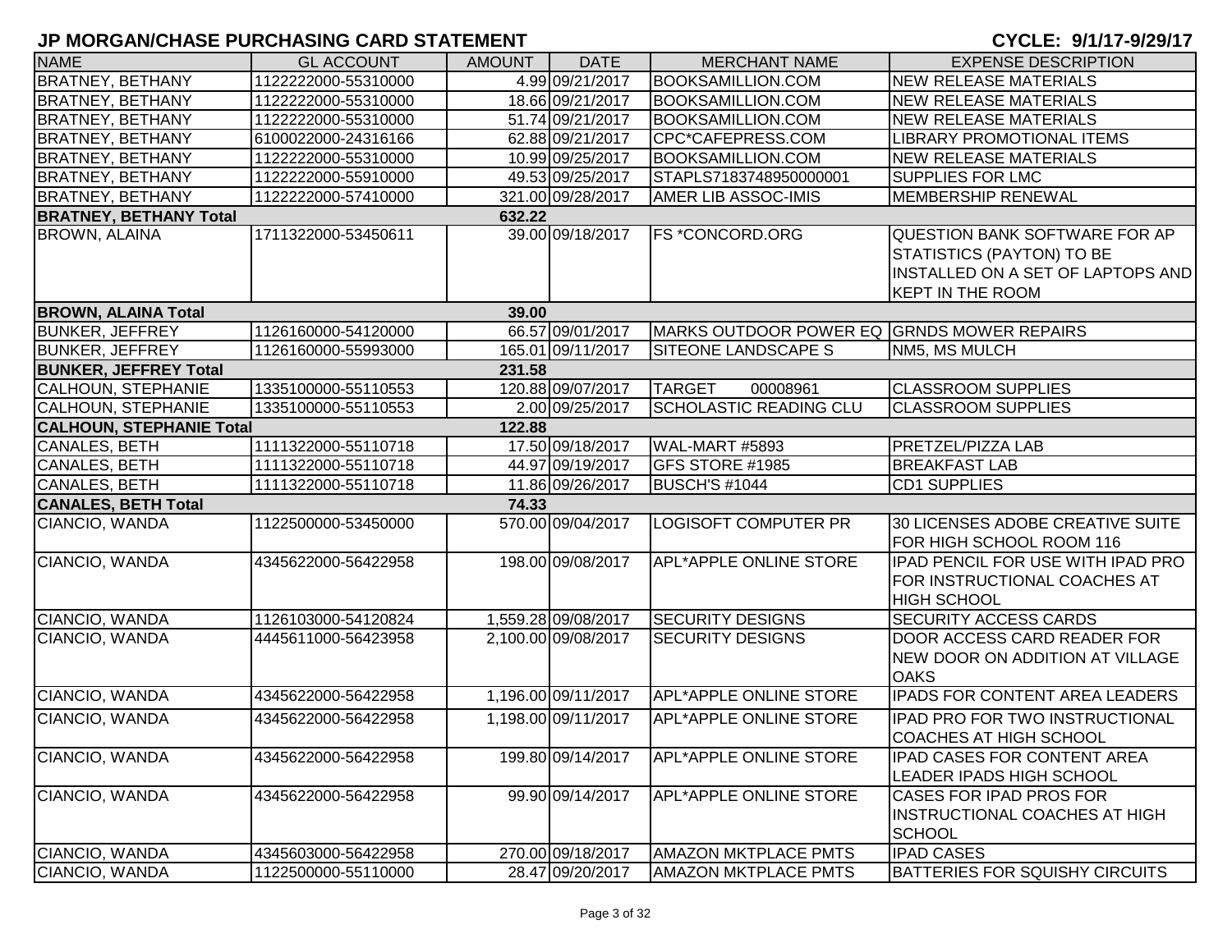## JP MORGAN/CHASE PURCHASING CARD STATEMENT

**CYCLE: 9/1/17-9/29/17**

| NAME | GL ACCOUNT | AMOUNT | DATE | MERCHANT NAME | EXPENSE DESCRIPTION |
|---|---|---|---|---|---|
| BRATNEY, BETHANY | 1122222000-55310000 | 4.99 | 09/21/2017 | BOOKSAMILLION.COM | NEW RELEASE MATERIALS |
| BRATNEY, BETHANY | 1122222000-55310000 | 18.66 | 09/21/2017 | BOOKSAMILLION.COM | NEW RELEASE MATERIALS |
| BRATNEY, BETHANY | 1122222000-55310000 | 51.74 | 09/21/2017 | BOOKSAMILLION.COM | NEW RELEASE MATERIALS |
| BRATNEY, BETHANY | 6100022000-24316166 | 62.88 | 09/21/2017 | CPC*CAFEPRESS.COM | LIBRARY PROMOTIONAL ITEMS |
| BRATNEY, BETHANY | 1122222000-55310000 | 10.99 | 09/25/2017 | BOOKSAMILLION.COM | NEW RELEASE MATERIALS |
| BRATNEY, BETHANY | 1122222000-55910000 | 49.53 | 09/25/2017 | STAPLS7183748950000001 | SUPPLIES FOR LMC |
| BRATNEY, BETHANY | 1122222000-57410000 | 321.00 | 09/28/2017 | AMER LIB ASSOC-IMIS | MEMBERSHIP RENEWAL |
| **BRATNEY, BETHANY Total** | | **632.22** | | | |
| BROWN, ALAINA | 1711322000-53450611 | 39.00 | 09/18/2017 | FS *CONCORD.ORG | QUESTION BANK SOFTWARE FOR AP STATISTICS (PAYTON) TO BE INSTALLED ON A SET OF LAPTOPS AND KEPT IN THE ROOM |
| **BROWN, ALAINA Total** | | **39.00** | | | |
| BUNKER, JEFFREY | 1126160000-54120000 | 66.57 | 09/01/2017 | MARKS OUTDOOR POWER EQ | GRNDS MOWER REPAIRS |
| BUNKER, JEFFREY | 1126160000-55993000 | 165.01 | 09/11/2017 | SITEONE LANDSCAPE S | NM5, MS MULCH |
| **BUNKER, JEFFREY Total** | | **231.58** | | | |
| CALHOUN, STEPHANIE | 1335100000-55110553 | 120.88 | 09/07/2017 | TARGET 00008961 | CLASSROOM SUPPLIES |
| CALHOUN, STEPHANIE | 1335100000-55110553 | 2.00 | 09/25/2017 | SCHOLASTIC READING CLU | CLASSROOM SUPPLIES |
| **CALHOUN, STEPHANIE Total** | | **122.88** | | | |
| CANALES, BETH | 1111322000-55110718 | 17.50 | 09/18/2017 | WAL-MART #5893 | PRETZEL/PIZZA LAB |
| CANALES, BETH | 1111322000-55110718 | 44.97 | 09/19/2017 | GFS STORE #1985 | BREAKFAST LAB |
| CANALES, BETH | 1111322000-55110718 | 11.86 | 09/26/2017 | BUSCH'S #1044 | CD1 SUPPLIES |
| **CANALES, BETH Total** | | **74.33** | | | |
| CIANCIO, WANDA | 1122500000-53450000 | 570.00 | 09/04/2017 | LOGISOFT COMPUTER PR | 30 LICENSES ADOBE CREATIVE SUITE FOR HIGH SCHOOL ROOM 116 |
| CIANCIO, WANDA | 4345622000-56422958 | 198.00 | 09/08/2017 | APL*APPLE ONLINE STORE | IPAD PENCIL FOR USE WITH IPAD PRO FOR INSTRUCTIONAL COACHES AT HIGH SCHOOL |
| CIANCIO, WANDA | 1126103000-54120824 | 1,559.28 | 09/08/2017 | SECURITY DESIGNS | SECURITY ACCESS CARDS |
| CIANCIO, WANDA | 4445611000-56423958 | 2,100.00 | 09/08/2017 | SECURITY DESIGNS | DOOR ACCESS CARD READER FOR NEW DOOR ON ADDITION AT VILLAGE OAKS |
| CIANCIO, WANDA | 4345622000-56422958 | 1,196.00 | 09/11/2017 | APL*APPLE ONLINE STORE | IPADS FOR CONTENT AREA LEADERS |
| CIANCIO, WANDA | 4345622000-56422958 | 1,198.00 | 09/11/2017 | APL*APPLE ONLINE STORE | IPAD PRO FOR TWO INSTRUCTIONAL COACHES AT HIGH SCHOOL |
| CIANCIO, WANDA | 4345622000-56422958 | 199.80 | 09/14/2017 | APL*APPLE ONLINE STORE | IPAD CASES FOR CONTENT AREA LEADER IPADS HIGH SCHOOL |
| CIANCIO, WANDA | 4345622000-56422958 | 99.90 | 09/14/2017 | APL*APPLE ONLINE STORE | CASES FOR IPAD PROS FOR INSTRUCTIONAL COACHES AT HIGH SCHOOL |
| CIANCIO, WANDA | 4345603000-56422958 | 270.00 | 09/18/2017 | AMAZON MKTPLACE PMTS | IPAD CASES |
| CIANCIO, WANDA | 1122500000-55110000 | 28.47 | 09/20/2017 | AMAZON MKTPLACE PMTS | BATTERIES FOR SQUISHY CIRCUITS |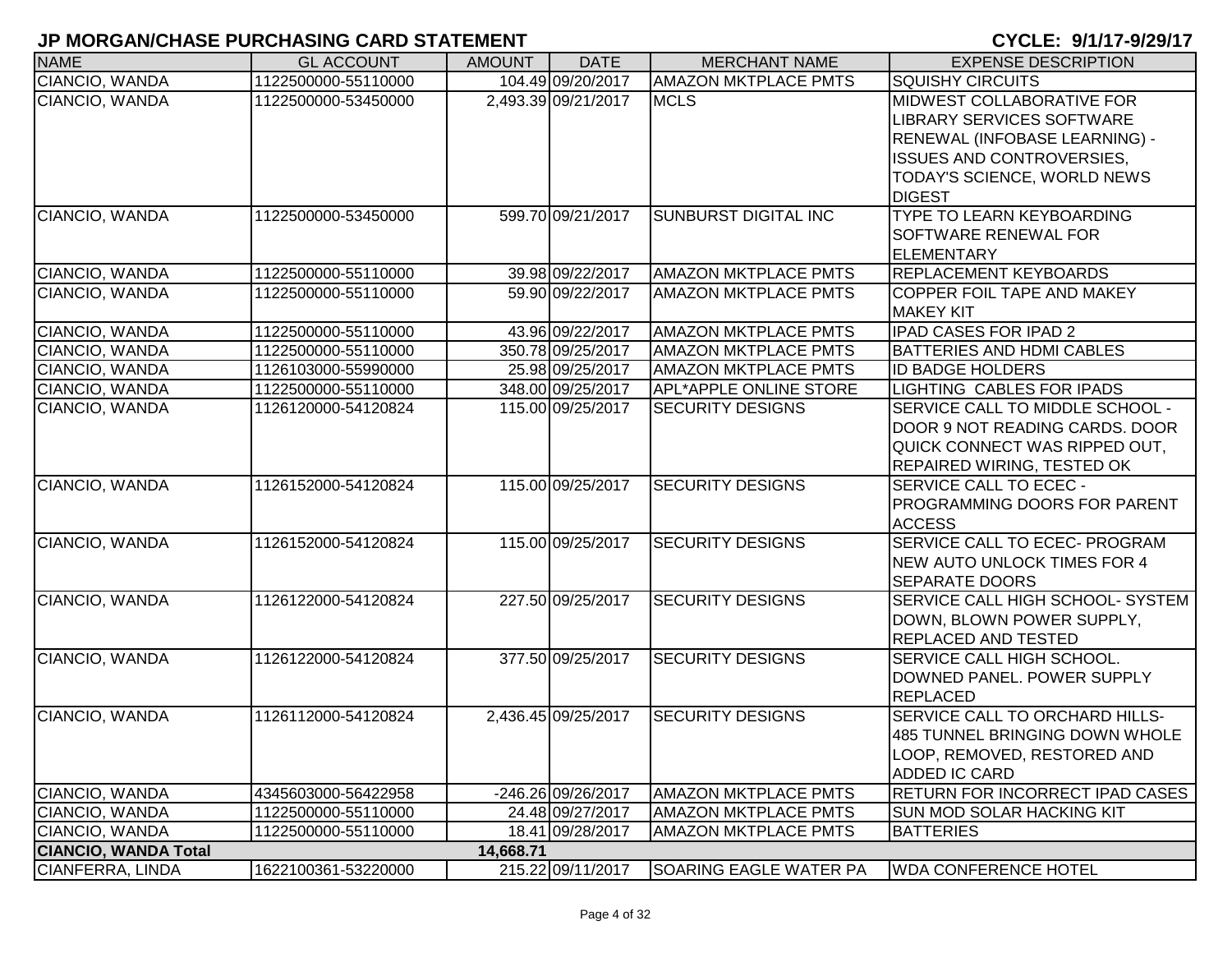## JP MORGAN/CHASE PURCHASING CARD STATEMENT

**CYCLE: 9/1/17-9/29/17**

| NAME | GL ACCOUNT | AMOUNT | DATE | MERCHANT NAME | EXPENSE DESCRIPTION |
|---|---|---|---|---|---|
| CIANCIO, WANDA | 1122500000-55110000 | 104.49 | 09/20/2017 | AMAZON MKTPLACE PMTS | SQUISHY CIRCUITS |
| CIANCIO, WANDA | 1122500000-53450000 | 2,493.39 | 09/21/2017 | MCLS | MIDWEST COLLABORATIVE FOR LIBRARY SERVICES SOFTWARE RENEWAL (INFOBASE LEARNING) - ISSUES AND CONTROVERSIES, TODAY'S SCIENCE, WORLD NEWS DIGEST |
| CIANCIO, WANDA | 1122500000-53450000 | 599.70 | 09/21/2017 | SUNBURST DIGITAL INC | TYPE TO LEARN KEYBOARDING SOFTWARE RENEWAL FOR ELEMENTARY |
| CIANCIO, WANDA | 1122500000-55110000 | 39.98 | 09/22/2017 | AMAZON MKTPLACE PMTS | REPLACEMENT KEYBOARDS |
| CIANCIO, WANDA | 1122500000-55110000 | 59.90 | 09/22/2017 | AMAZON MKTPLACE PMTS | COPPER FOIL TAPE AND MAKEY MAKEY KIT |
| CIANCIO, WANDA | 1122500000-55110000 | 43.96 | 09/22/2017 | AMAZON MKTPLACE PMTS | IPAD CASES FOR IPAD 2 |
| CIANCIO, WANDA | 1122500000-55110000 | 350.78 | 09/25/2017 | AMAZON MKTPLACE PMTS | BATTERIES AND HDMI CABLES |
| CIANCIO, WANDA | 1126103000-55990000 | 25.98 | 09/25/2017 | AMAZON MKTPLACE PMTS | ID BADGE HOLDERS |
| CIANCIO, WANDA | 1122500000-55110000 | 348.00 | 09/25/2017 | APL*APPLE ONLINE STORE | LIGHTING CABLES FOR IPADS |
| CIANCIO, WANDA | 1126120000-54120824 | 115.00 | 09/25/2017 | SECURITY DESIGNS | SERVICE CALL TO MIDDLE SCHOOL - DOOR 9 NOT READING CARDS. DOOR QUICK CONNECT WAS RIPPED OUT, REPAIRED WIRING, TESTED OK |
| CIANCIO, WANDA | 1126152000-54120824 | 115.00 | 09/25/2017 | SECURITY DESIGNS | SERVICE CALL TO ECEC - PROGRAMMING DOORS FOR PARENT ACCESS |
| CIANCIO, WANDA | 1126152000-54120824 | 115.00 | 09/25/2017 | SECURITY DESIGNS | SERVICE CALL TO ECEC- PROGRAM NEW AUTO UNLOCK TIMES FOR 4 SEPARATE DOORS |
| CIANCIO, WANDA | 1126122000-54120824 | 227.50 | 09/25/2017 | SECURITY DESIGNS | SERVICE CALL HIGH SCHOOL- SYSTEM DOWN, BLOWN POWER SUPPLY, REPLACED AND TESTED |
| CIANCIO, WANDA | 1126122000-54120824 | 377.50 | 09/25/2017 | SECURITY DESIGNS | SERVICE CALL HIGH SCHOOL. DOWNED PANEL. POWER SUPPLY REPLACED |
| CIANCIO, WANDA | 1126112000-54120824 | 2,436.45 | 09/25/2017 | SECURITY DESIGNS | SERVICE CALL TO ORCHARD HILLS- 485 TUNNEL BRINGING DOWN WHOLE LOOP, REMOVED, RESTORED AND ADDED IC CARD |
| CIANCIO, WANDA | 4345603000-56422958 | -246.26 | 09/26/2017 | AMAZON MKTPLACE PMTS | RETURN FOR INCORRECT IPAD CASES |
| CIANCIO, WANDA | 1122500000-55110000 | 24.48 | 09/27/2017 | AMAZON MKTPLACE PMTS | SUN MOD SOLAR HACKING KIT |
| CIANCIO, WANDA | 1122500000-55110000 | 18.41 | 09/28/2017 | AMAZON MKTPLACE PMTS | BATTERIES |
| **CIANCIO, WANDA Total** | | **14,668.71** | | | |
| CIANFERRA, LINDA | 1622100361-53220000 | 215.22 | 09/11/2017 | SOARING EAGLE WATER PA | WDA CONFERENCE HOTEL |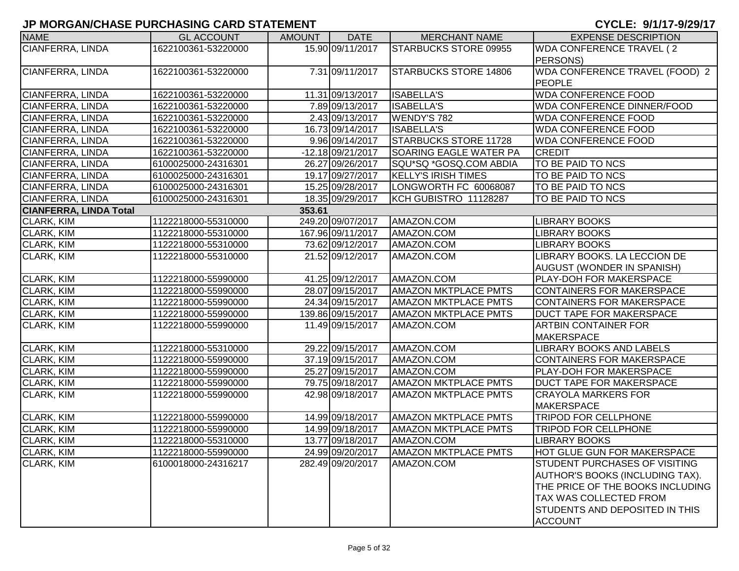## JP MORGAN/CHASE PURCHASING CARD STATEMENT

**CYCLE: 9/1/17-9/29/17**

| NAME | GL ACCOUNT | AMOUNT | DATE | MERCHANT NAME | EXPENSE DESCRIPTION |
|---|---|---|---|---|---|
| CIANFERRA, LINDA | 1622100361-53220000 | 15.90 | 09/11/2017 | STARBUCKS STORE 09955 | WDA CONFERENCE TRAVEL ( 2 PERSONS) |
| CIANFERRA, LINDA | 1622100361-53220000 | 7.31 | 09/11/2017 | STARBUCKS STORE 14806 | WDA CONFERENCE TRAVEL (FOOD) 2 PEOPLE |
| CIANFERRA, LINDA | 1622100361-53220000 | 11.31 | 09/13/2017 | ISABELLA'S | WDA CONFERENCE FOOD |
| CIANFERRA, LINDA | 1622100361-53220000 | 7.89 | 09/13/2017 | ISABELLA'S | WDA CONFERENCE DINNER/FOOD |
| CIANFERRA, LINDA | 1622100361-53220000 | 2.43 | 09/13/2017 | WENDY'S 782 | WDA CONFERENCE FOOD |
| CIANFERRA, LINDA | 1622100361-53220000 | 16.73 | 09/14/2017 | ISABELLA'S | WDA CONFERENCE FOOD |
| CIANFERRA, LINDA | 1622100361-53220000 | 9.96 | 09/14/2017 | STARBUCKS STORE 11728 | WDA CONFERENCE FOOD |
| CIANFERRA, LINDA | 1622100361-53220000 | -12.18 | 09/21/2017 | SOARING EAGLE WATER PA | CREDIT |
| CIANFERRA, LINDA | 6100025000-24316301 | 26.27 | 09/26/2017 | SQU*SQ *GOSQ.COM ABDIA | TO BE PAID TO NCS |
| CIANFERRA, LINDA | 6100025000-24316301 | 19.17 | 09/27/2017 | KELLY'S IRISH TIMES | TO BE PAID TO NCS |
| CIANFERRA, LINDA | 6100025000-24316301 | 15.25 | 09/28/2017 | LONGWORTH FC 60068087 | TO BE PAID TO NCS |
| CIANFERRA, LINDA | 6100025000-24316301 | 18.35 | 09/29/2017 | KCH GUBISTRO 11128287 | TO BE PAID TO NCS |
| **CIANFERRA, LINDA Total** | | **353.61** | | | |
| CLARK, KIM | 1122218000-55310000 | 249.20 | 09/07/2017 | AMAZON.COM | LIBRARY BOOKS |
| CLARK, KIM | 1122218000-55310000 | 167.96 | 09/11/2017 | AMAZON.COM | LIBRARY BOOKS |
| CLARK, KIM | 1122218000-55310000 | 73.62 | 09/12/2017 | AMAZON.COM | LIBRARY BOOKS |
| CLARK, KIM | 1122218000-55310000 | 21.52 | 09/12/2017 | AMAZON.COM | LIBRARY BOOKS. LA LECCION DE AUGUST (WONDER IN SPANISH) |
| CLARK, KIM | 1122218000-55990000 | 41.25 | 09/12/2017 | AMAZON.COM | PLAY-DOH FOR MAKERSPACE |
| CLARK, KIM | 1122218000-55990000 | 28.07 | 09/15/2017 | AMAZON MKTPLACE PMTS | CONTAINERS FOR MAKERSPACE |
| CLARK, KIM | 1122218000-55990000 | 24.34 | 09/15/2017 | AMAZON MKTPLACE PMTS | CONTAINERS FOR MAKERSPACE |
| CLARK, KIM | 1122218000-55990000 | 139.86 | 09/15/2017 | AMAZON MKTPLACE PMTS | DUCT TAPE FOR MAKERSPACE |
| CLARK, KIM | 1122218000-55990000 | 11.49 | 09/15/2017 | AMAZON.COM | ARTBIN CONTAINER FOR MAKERSPACE |
| CLARK, KIM | 1122218000-55310000 | 29.22 | 09/15/2017 | AMAZON.COM | LIBRARY BOOKS AND LABELS |
| CLARK, KIM | 1122218000-55990000 | 37.19 | 09/15/2017 | AMAZON.COM | CONTAINERS FOR MAKERSPACE |
| CLARK, KIM | 1122218000-55990000 | 25.27 | 09/15/2017 | AMAZON.COM | PLAY-DOH FOR MAKERSPACE |
| CLARK, KIM | 1122218000-55990000 | 79.75 | 09/18/2017 | AMAZON MKTPLACE PMTS | DUCT TAPE FOR MAKERSPACE |
| CLARK, KIM | 1122218000-55990000 | 42.98 | 09/18/2017 | AMAZON MKTPLACE PMTS | CRAYOLA MARKERS FOR MAKERSPACE |
| CLARK, KIM | 1122218000-55990000 | 14.99 | 09/18/2017 | AMAZON MKTPLACE PMTS | TRIPOD FOR CELLPHONE |
| CLARK, KIM | 1122218000-55990000 | 14.99 | 09/18/2017 | AMAZON MKTPLACE PMTS | TRIPOD FOR CELLPHONE |
| CLARK, KIM | 1122218000-55310000 | 13.77 | 09/18/2017 | AMAZON.COM | LIBRARY BOOKS |
| CLARK, KIM | 1122218000-55990000 | 24.99 | 09/20/2017 | AMAZON MKTPLACE PMTS | HOT GLUE GUN FOR MAKERSPACE |
| CLARK, KIM | 6100018000-24316217 | 282.49 | 09/20/2017 | AMAZON.COM | STUDENT PURCHASES OF VISITING AUTHOR'S BOOKS (INCLUDING TAX). THE PRICE OF THE BOOKS INCLUDING TAX WAS COLLECTED FROM STUDENTS AND DEPOSITED IN THIS ACCOUNT |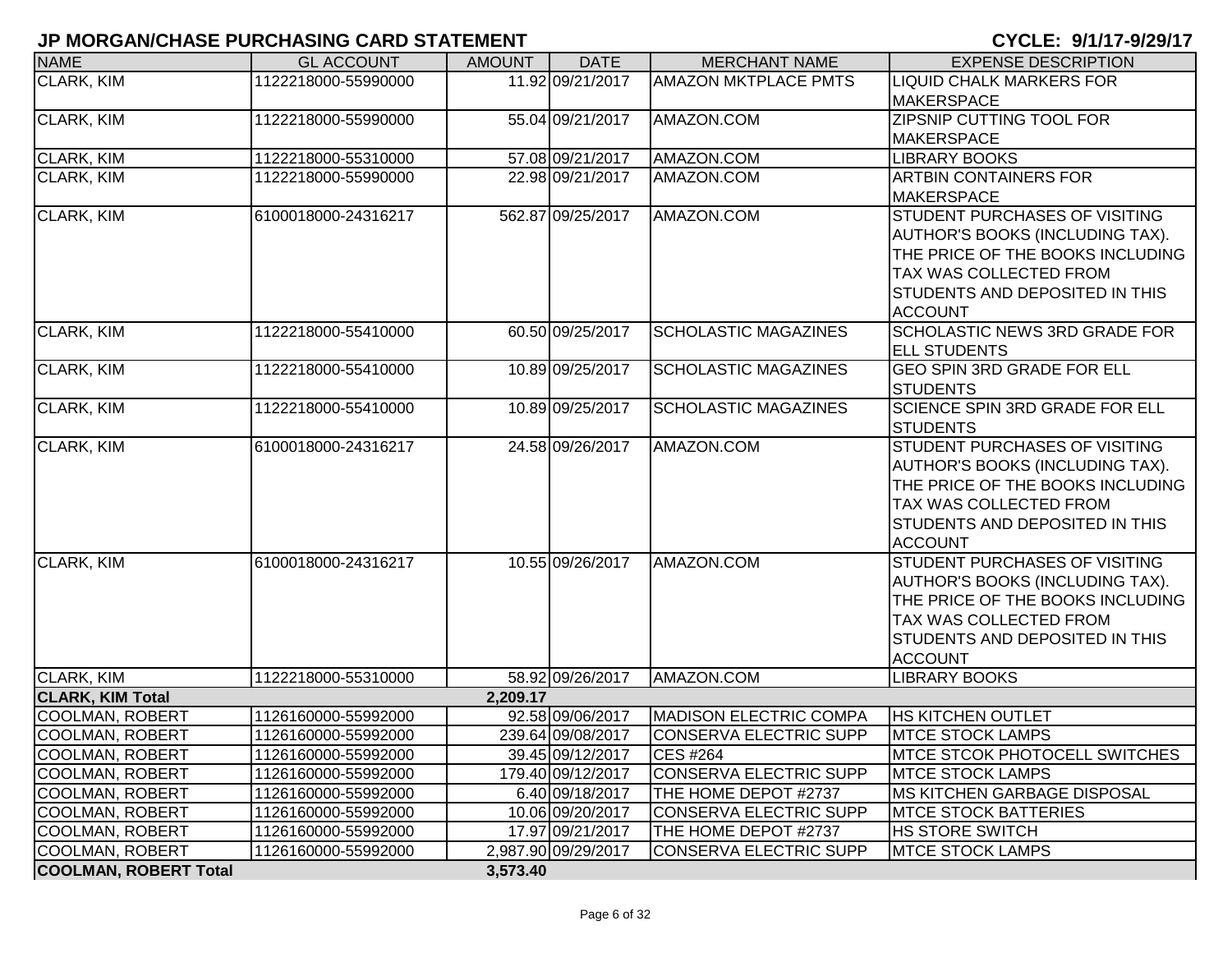# JP MORGAN/CHASE PURCHASING CARD STATEMENT

**CYCLE: 9/1/17-9/29/17**

| NAME | GL ACCOUNT | AMOUNT | DATE | MERCHANT NAME | EXPENSE DESCRIPTION |
|---|---|---|---|---|---|
| CLARK, KIM | 1122218000-55990000 | 11.92 | 09/21/2017 | AMAZON MKTPLACE PMTS | LIQUID CHALK MARKERS FOR MAKERSPACE |
| CLARK, KIM | 1122218000-55990000 | 55.04 | 09/21/2017 | AMAZON.COM | ZIPSNIP CUTTING TOOL FOR MAKERSPACE |
| CLARK, KIM | 1122218000-55310000 | 57.08 | 09/21/2017 | AMAZON.COM | LIBRARY BOOKS |
| CLARK, KIM | 1122218000-55990000 | 22.98 | 09/21/2017 | AMAZON.COM | ARTBIN CONTAINERS FOR MAKERSPACE |
| CLARK, KIM | 6100018000-24316217 | 562.87 | 09/25/2017 | AMAZON.COM | STUDENT PURCHASES OF VISITING AUTHOR'S BOOKS (INCLUDING TAX). THE PRICE OF THE BOOKS INCLUDING TAX WAS COLLECTED FROM STUDENTS AND DEPOSITED IN THIS ACCOUNT |
| CLARK, KIM | 1122218000-55410000 | 60.50 | 09/25/2017 | SCHOLASTIC MAGAZINES | SCHOLASTIC NEWS 3RD GRADE FOR ELL STUDENTS |
| CLARK, KIM | 1122218000-55410000 | 10.89 | 09/25/2017 | SCHOLASTIC MAGAZINES | GEO SPIN 3RD GRADE FOR ELL STUDENTS |
| CLARK, KIM | 1122218000-55410000 | 10.89 | 09/25/2017 | SCHOLASTIC MAGAZINES | SCIENCE SPIN 3RD GRADE FOR ELL STUDENTS |
| CLARK, KIM | 6100018000-24316217 | 24.58 | 09/26/2017 | AMAZON.COM | STUDENT PURCHASES OF VISITING AUTHOR'S BOOKS (INCLUDING TAX). THE PRICE OF THE BOOKS INCLUDING TAX WAS COLLECTED FROM STUDENTS AND DEPOSITED IN THIS ACCOUNT |
| CLARK, KIM | 6100018000-24316217 | 10.55 | 09/26/2017 | AMAZON.COM | STUDENT PURCHASES OF VISITING AUTHOR'S BOOKS (INCLUDING TAX). THE PRICE OF THE BOOKS INCLUDING TAX WAS COLLECTED FROM STUDENTS AND DEPOSITED IN THIS ACCOUNT |
| CLARK, KIM | 1122218000-55310000 | 58.92 | 09/26/2017 | AMAZON.COM | LIBRARY BOOKS |
| **CLARK, KIM Total** | | **2,209.17** | | | |
| COOLMAN, ROBERT | 1126160000-55992000 | 92.58 | 09/06/2017 | MADISON ELECTRIC COMPA | HS KITCHEN OUTLET |
| COOLMAN, ROBERT | 1126160000-55992000 | 239.64 | 09/08/2017 | CONSERVA ELECTRIC SUPP | MTCE STOCK LAMPS |
| COOLMAN, ROBERT | 1126160000-55992000 | 39.45 | 09/12/2017 | CES #264 | MTCE STCOK PHOTOCELL SWITCHES |
| COOLMAN, ROBERT | 1126160000-55992000 | 179.40 | 09/12/2017 | CONSERVA ELECTRIC SUPP | MTCE STOCK LAMPS |
| COOLMAN, ROBERT | 1126160000-55992000 | 6.40 | 09/18/2017 | THE HOME DEPOT #2737 | MS KITCHEN GARBAGE DISPOSAL |
| COOLMAN, ROBERT | 1126160000-55992000 | 10.06 | 09/20/2017 | CONSERVA ELECTRIC SUPP | MTCE STOCK BATTERIES |
| COOLMAN, ROBERT | 1126160000-55992000 | 17.97 | 09/21/2017 | THE HOME DEPOT #2737 | HS STORE SWITCH |
| COOLMAN, ROBERT | 1126160000-55992000 | 2,987.90 | 09/29/2017 | CONSERVA ELECTRIC SUPP | MTCE STOCK LAMPS |
| **COOLMAN, ROBERT Total** | | **3,573.40** | | | |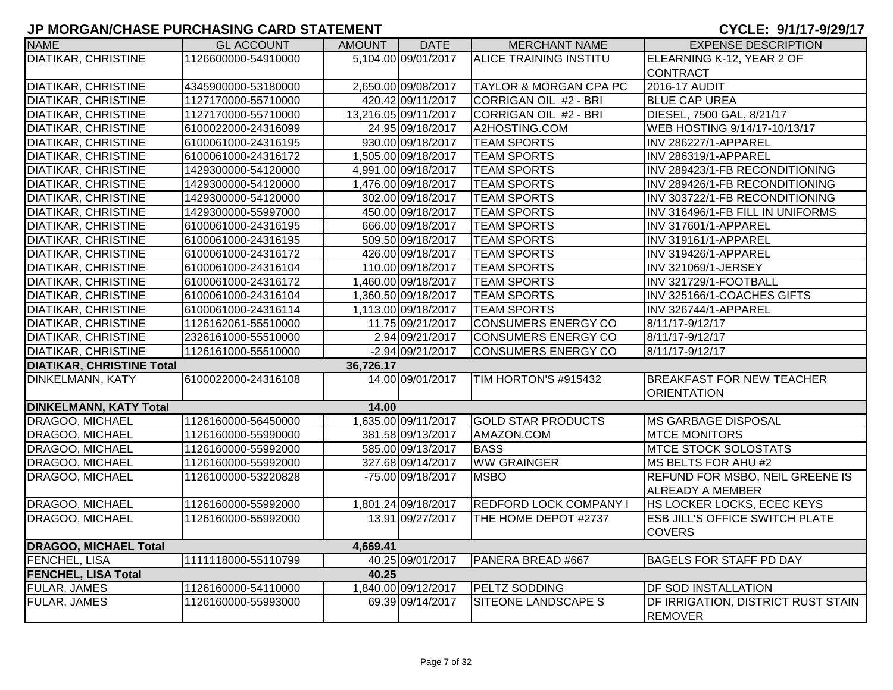# JP MORGAN/CHASE PURCHASING CARD STATEMENT

**CYCLE: 9/1/17-9/29/17**

| NAME | GL ACCOUNT | AMOUNT | DATE | MERCHANT NAME | EXPENSE DESCRIPTION |
|---|---|---|---|---|---|
| DIATIKAR, CHRISTINE | 1126600000-54910000 | 5,104.00 | 09/01/2017 | ALICE TRAINING INSTITU | ELEARNING K-12, YEAR 2 OF CONTRACT |
| DIATIKAR, CHRISTINE | 4345900000-53180000 | 2,650.00 | 09/08/2017 | TAYLOR & MORGAN CPA PC | 2016-17 AUDIT |
| DIATIKAR, CHRISTINE | 1127170000-55710000 | 420.42 | 09/11/2017 | CORRIGAN OIL #2 - BRI | BLUE CAP UREA |
| DIATIKAR, CHRISTINE | 1127170000-55710000 | 13,216.05 | 09/11/2017 | CORRIGAN OIL #2 - BRI | DIESEL, 7500 GAL, 8/21/17 |
| DIATIKAR, CHRISTINE | 6100022000-24316099 | 24.95 | 09/18/2017 | A2HOSTING.COM | WEB HOSTING 9/14/17-10/13/17 |
| DIATIKAR, CHRISTINE | 6100061000-24316195 | 930.00 | 09/18/2017 | TEAM SPORTS | INV 286227/1-APPAREL |
| DIATIKAR, CHRISTINE | 6100061000-24316172 | 1,505.00 | 09/18/2017 | TEAM SPORTS | INV 286319/1-APPAREL |
| DIATIKAR, CHRISTINE | 1429300000-54120000 | 4,991.00 | 09/18/2017 | TEAM SPORTS | INV 289423/1-FB RECONDITIONING |
| DIATIKAR, CHRISTINE | 1429300000-54120000 | 1,476.00 | 09/18/2017 | TEAM SPORTS | INV 289426/1-FB RECONDITIONING |
| DIATIKAR, CHRISTINE | 1429300000-54120000 | 302.00 | 09/18/2017 | TEAM SPORTS | INV 303722/1-FB RECONDITIONING |
| DIATIKAR, CHRISTINE | 1429300000-55997000 | 450.00 | 09/18/2017 | TEAM SPORTS | INV 316496/1-FB FILL IN UNIFORMS |
| DIATIKAR, CHRISTINE | 6100061000-24316195 | 666.00 | 09/18/2017 | TEAM SPORTS | INV 317601/1-APPAREL |
| DIATIKAR, CHRISTINE | 6100061000-24316195 | 509.50 | 09/18/2017 | TEAM SPORTS | INV 319161/1-APPAREL |
| DIATIKAR, CHRISTINE | 6100061000-24316172 | 426.00 | 09/18/2017 | TEAM SPORTS | INV 319426/1-APPAREL |
| DIATIKAR, CHRISTINE | 6100061000-24316104 | 110.00 | 09/18/2017 | TEAM SPORTS | INV 321069/1-JERSEY |
| DIATIKAR, CHRISTINE | 6100061000-24316172 | 1,460.00 | 09/18/2017 | TEAM SPORTS | INV 321729/1-FOOTBALL |
| DIATIKAR, CHRISTINE | 6100061000-24316104 | 1,360.50 | 09/18/2017 | TEAM SPORTS | INV 325166/1-COACHES GIFTS |
| DIATIKAR, CHRISTINE | 6100061000-24316114 | 1,113.00 | 09/18/2017 | TEAM SPORTS | INV 326744/1-APPAREL |
| DIATIKAR, CHRISTINE | 1126162061-55510000 | 11.75 | 09/21/2017 | CONSUMERS ENERGY CO | 8/11/17-9/12/17 |
| DIATIKAR, CHRISTINE | 2326161000-55510000 | 2.94 | 09/21/2017 | CONSUMERS ENERGY CO | 8/11/17-9/12/17 |
| DIATIKAR, CHRISTINE | 1126161000-55510000 | -2.94 | 09/21/2017 | CONSUMERS ENERGY CO | 8/11/17-9/12/17 |
| **DIATIKAR, CHRISTINE Total** | | **36,726.17** | | | |
| DINKELMANN, KATY | 6100022000-24316108 | 14.00 | 09/01/2017 | TIM HORTON'S #915432 | BREAKFAST FOR NEW TEACHER ORIENTATION |
| **DINKELMANN, KATY Total** | | **14.00** | | | |
| DRAGOO, MICHAEL | 1126160000-56450000 | 1,635.00 | 09/11/2017 | GOLD STAR PRODUCTS | MS GARBAGE DISPOSAL |
| DRAGOO, MICHAEL | 1126160000-55990000 | 381.58 | 09/13/2017 | AMAZON.COM | MTCE MONITORS |
| DRAGOO, MICHAEL | 1126160000-55992000 | 585.00 | 09/13/2017 | BASS | MTCE STOCK SOLOSTATS |
| DRAGOO, MICHAEL | 1126160000-55992000 | 327.68 | 09/14/2017 | WW GRAINGER | MS BELTS FOR AHU #2 |
| DRAGOO, MICHAEL | 1126100000-53220828 | -75.00 | 09/18/2017 | MSBO | REFUND FOR MSBO, NEIL GREENE IS ALREADY A MEMBER |
| DRAGOO, MICHAEL | 1126160000-55992000 | 1,801.24 | 09/18/2017 | REDFORD LOCK COMPANY I | HS LOCKER LOCKS, ECEC KEYS |
| DRAGOO, MICHAEL | 1126160000-55992000 | 13.91 | 09/27/2017 | THE HOME DEPOT #2737 | ESB JILL'S OFFICE SWITCH PLATE COVERS |
| **DRAGOO, MICHAEL Total** | | **4,669.41** | | | |
| FENCHEL, LISA | 1111118000-55110799 | 40.25 | 09/01/2017 | PANERA BREAD #667 | BAGELS FOR STAFF PD DAY |
| **FENCHEL, LISA Total** | | **40.25** | | | |
| FULAR, JAMES | 1126160000-54110000 | 1,840.00 | 09/12/2017 | PELTZ SODDING | DF SOD INSTALLATION |
| FULAR, JAMES | 1126160000-55993000 | 69.39 | 09/14/2017 | SITEONE LANDSCAPE S | DF IRRIGATION, DISTRICT RUST STAIN REMOVER |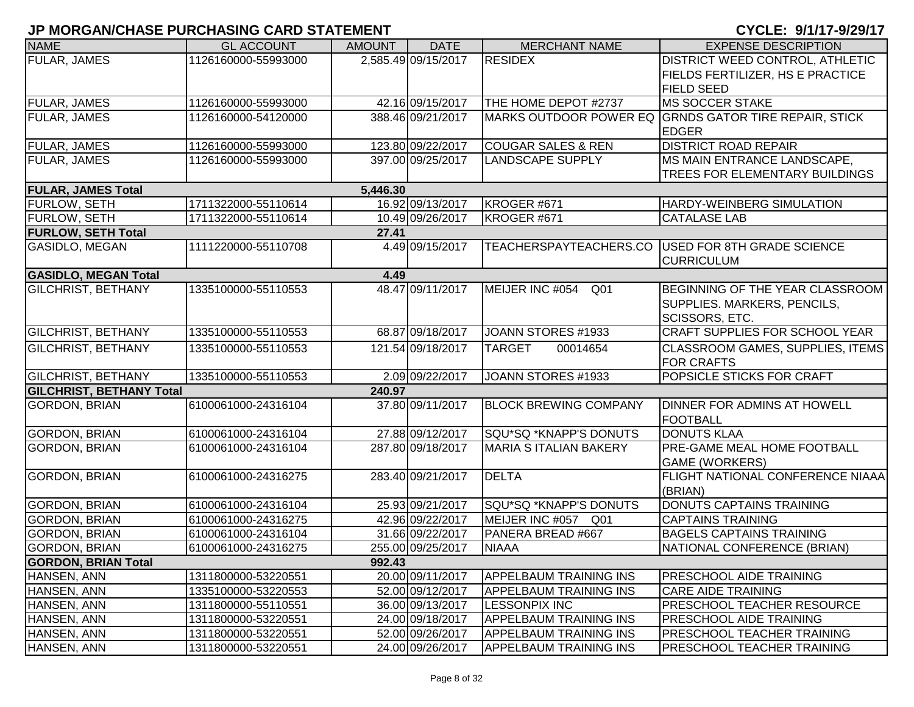# JP MORGAN/CHASE PURCHASING CARD STATEMENT

**CYCLE: 9/1/17-9/29/17**

| NAME | GL ACCOUNT | AMOUNT | DATE | MERCHANT NAME | EXPENSE DESCRIPTION |
|---|---|---|---|---|---|
| FULAR, JAMES | 1126160000-55993000 | 2,585.49 | 09/15/2017 | RESIDEX | DISTRICT WEED CONTROL, ATHLETIC FIELDS FERTILIZER, HS E PRACTICE FIELD SEED |
| FULAR, JAMES | 1126160000-55993000 | 42.16 | 09/15/2017 | THE HOME DEPOT #2737 | MS SOCCER STAKE |
| FULAR, JAMES | 1126160000-54120000 | 388.46 | 09/21/2017 | MARKS OUTDOOR POWER EQ | GRNDS GATOR TIRE REPAIR, STICK EDGER |
| FULAR, JAMES | 1126160000-55993000 | 123.80 | 09/22/2017 | COUGAR SALES & REN | DISTRICT ROAD REPAIR |
| FULAR, JAMES | 1126160000-55993000 | 397.00 | 09/25/2017 | LANDSCAPE SUPPLY | MS MAIN ENTRANCE LANDSCAPE, TREES FOR ELEMENTARY BUILDINGS |
| **FULAR, JAMES Total** | | **5,446.30** | | | |
| FURLOW, SETH | 1711322000-55110614 | 16.92 | 09/13/2017 | KROGER #671 | HARDY-WEINBERG SIMULATION |
| FURLOW, SETH | 1711322000-55110614 | 10.49 | 09/26/2017 | KROGER #671 | CATALASE LAB |
| **FURLOW, SETH Total** | | **27.41** | | | |
| GASIDLO, MEGAN | 1111220000-55110708 | 4.49 | 09/15/2017 | TEACHERSPAYTEACHERS.CO | USED FOR 8TH GRADE SCIENCE CURRICULUM |
| **GASIDLO, MEGAN Total** | | **4.49** | | | |
| GILCHRIST, BETHANY | 1335100000-55110553 | 48.47 | 09/11/2017 | MEIJER INC #054 Q01 | BEGINNING OF THE YEAR CLASSROOM SUPPLIES. MARKERS, PENCILS, SCISSORS, ETC. |
| GILCHRIST, BETHANY | 1335100000-55110553 | 68.87 | 09/18/2017 | JOANN STORES #1933 | CRAFT SUPPLIES FOR SCHOOL YEAR |
| GILCHRIST, BETHANY | 1335100000-55110553 | 121.54 | 09/18/2017 | TARGET 00014654 | CLASSROOM GAMES, SUPPLIES, ITEMS FOR CRAFTS |
| GILCHRIST, BETHANY | 1335100000-55110553 | 2.09 | 09/22/2017 | JOANN STORES #1933 | POPSICLE STICKS FOR CRAFT |
| **GILCHRIST, BETHANY Total** | | **240.97** | | | |
| GORDON, BRIAN | 6100061000-24316104 | 37.80 | 09/11/2017 | BLOCK BREWING COMPANY | DINNER FOR ADMINS AT HOWELL FOOTBALL |
| GORDON, BRIAN | 6100061000-24316104 | 27.88 | 09/12/2017 | SQU*SQ *KNAPP'S DONUTS | DONUTS KLAA |
| GORDON, BRIAN | 6100061000-24316104 | 287.80 | 09/18/2017 | MARIA S ITALIAN BAKERY | PRE-GAME MEAL HOME FOOTBALL GAME (WORKERS) |
| GORDON, BRIAN | 6100061000-24316275 | 283.40 | 09/21/2017 | DELTA | FLIGHT NATIONAL CONFERENCE NIAAA (BRIAN) |
| GORDON, BRIAN | 6100061000-24316104 | 25.93 | 09/21/2017 | SQU*SQ *KNAPP'S DONUTS | DONUTS CAPTAINS TRAINING |
| GORDON, BRIAN | 6100061000-24316275 | 42.96 | 09/22/2017 | MEIJER INC #057 Q01 | CAPTAINS TRAINING |
| GORDON, BRIAN | 6100061000-24316104 | 31.66 | 09/22/2017 | PANERA BREAD #667 | BAGELS CAPTAINS TRAINING |
| GORDON, BRIAN | 6100061000-24316275 | 255.00 | 09/25/2017 | NIAAA | NATIONAL CONFERENCE (BRIAN) |
| **GORDON, BRIAN Total** | | **992.43** | | | |
| HANSEN, ANN | 1311800000-53220551 | 20.00 | 09/11/2017 | APPELBAUM TRAINING INS | PRESCHOOL AIDE TRAINING |
| HANSEN, ANN | 1335100000-53220553 | 52.00 | 09/12/2017 | APPELBAUM TRAINING INS | CARE AIDE TRAINING |
| HANSEN, ANN | 1311800000-55110551 | 36.00 | 09/13/2017 | LESSONPIX INC | PRESCHOOL TEACHER RESOURCE |
| HANSEN, ANN | 1311800000-53220551 | 24.00 | 09/18/2017 | APPELBAUM TRAINING INS | PRESCHOOL AIDE TRAINING |
| HANSEN, ANN | 1311800000-53220551 | 52.00 | 09/26/2017 | APPELBAUM TRAINING INS | PRESCHOOL TEACHER TRAINING |
| HANSEN, ANN | 1311800000-53220551 | 24.00 | 09/26/2017 | APPELBAUM TRAINING INS | PRESCHOOL TEACHER TRAINING |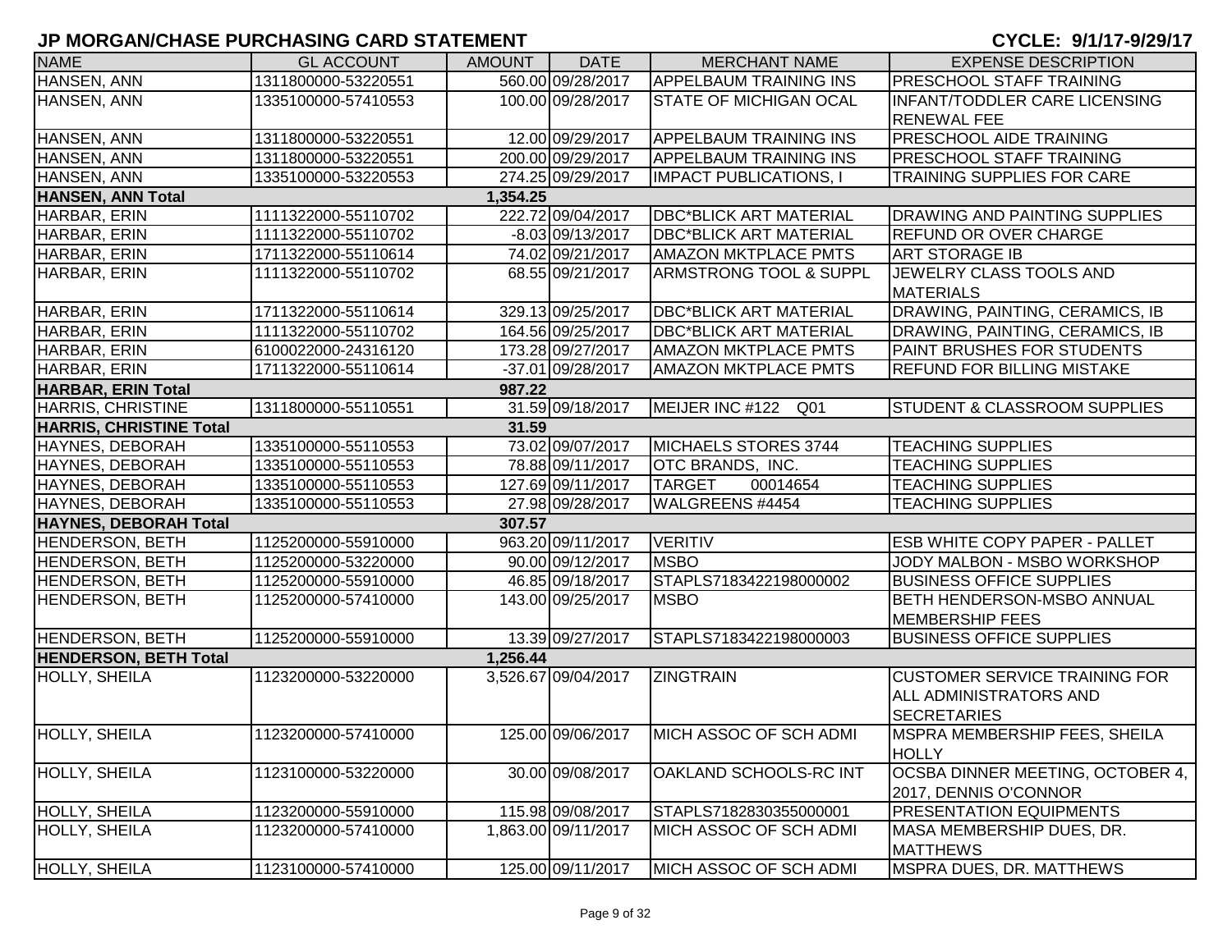# JP MORGAN/CHASE PURCHASING CARD STATEMENT

**CYCLE: 9/1/17-9/29/17**

| NAME | GL ACCOUNT | AMOUNT | DATE | MERCHANT NAME | EXPENSE DESCRIPTION |
|---|---|---|---|---|---|
| HANSEN, ANN | 1311800000-53220551 | 560.00 | 09/28/2017 | APPELBAUM TRAINING INS | PRESCHOOL STAFF TRAINING |
| HANSEN, ANN | 1335100000-57410553 | 100.00 | 09/28/2017 | STATE OF MICHIGAN OCAL | INFANT/TODDLER CARE LICENSING RENEWAL FEE |
| HANSEN, ANN | 1311800000-53220551 | 12.00 | 09/29/2017 | APPELBAUM TRAINING INS | PRESCHOOL AIDE TRAINING |
| HANSEN, ANN | 1311800000-53220551 | 200.00 | 09/29/2017 | APPELBAUM TRAINING INS | PRESCHOOL STAFF TRAINING |
| HANSEN, ANN | 1335100000-53220553 | 274.25 | 09/29/2017 | IMPACT PUBLICATIONS, I | TRAINING SUPPLIES FOR CARE |
| **HANSEN, ANN Total** | | **1,354.25** | | | |
| HARBAR, ERIN | 1111322000-55110702 | 222.72 | 09/04/2017 | DBC*BLICK ART MATERIAL | DRAWING AND PAINTING SUPPLIES |
| HARBAR, ERIN | 1111322000-55110702 | -8.03 | 09/13/2017 | DBC*BLICK ART MATERIAL | REFUND OR OVER CHARGE |
| HARBAR, ERIN | 1711322000-55110614 | 74.02 | 09/21/2017 | AMAZON MKTPLACE PMTS | ART STORAGE IB |
| HARBAR, ERIN | 1111322000-55110702 | 68.55 | 09/21/2017 | ARMSTRONG TOOL & SUPPL | JEWELRY CLASS TOOLS AND MATERIALS |
| HARBAR, ERIN | 1711322000-55110614 | 329.13 | 09/25/2017 | DBC*BLICK ART MATERIAL | DRAWING, PAINTING, CERAMICS, IB |
| HARBAR, ERIN | 1111322000-55110702 | 164.56 | 09/25/2017 | DBC*BLICK ART MATERIAL | DRAWING, PAINTING, CERAMICS, IB |
| HARBAR, ERIN | 6100022000-24316120 | 173.28 | 09/27/2017 | AMAZON MKTPLACE PMTS | PAINT BRUSHES FOR STUDENTS |
| HARBAR, ERIN | 1711322000-55110614 | -37.01 | 09/28/2017 | AMAZON MKTPLACE PMTS | REFUND FOR BILLING MISTAKE |
| **HARBAR, ERIN Total** | | **987.22** | | | |
| HARRIS, CHRISTINE | 1311800000-55110551 | 31.59 | 09/18/2017 | MEIJER INC #122 Q01 | STUDENT & CLASSROOM SUPPLIES |
| **HARRIS, CHRISTINE Total** | | **31.59** | | | |
| HAYNES, DEBORAH | 1335100000-55110553 | 73.02 | 09/07/2017 | MICHAELS STORES 3744 | TEACHING SUPPLIES |
| HAYNES, DEBORAH | 1335100000-55110553 | 78.88 | 09/11/2017 | OTC BRANDS, INC. | TEACHING SUPPLIES |
| HAYNES, DEBORAH | 1335100000-55110553 | 127.69 | 09/11/2017 | TARGET 00014654 | TEACHING SUPPLIES |
| HAYNES, DEBORAH | 1335100000-55110553 | 27.98 | 09/28/2017 | WALGREENS #4454 | TEACHING SUPPLIES |
| **HAYNES, DEBORAH Total** | | **307.57** | | | |
| HENDERSON, BETH | 1125200000-55910000 | 963.20 | 09/11/2017 | VERITIV | ESB WHITE COPY PAPER - PALLET |
| HENDERSON, BETH | 1125200000-53220000 | 90.00 | 09/12/2017 | MSBO | JODY MALBON - MSBO WORKSHOP |
| HENDERSON, BETH | 1125200000-55910000 | 46.85 | 09/18/2017 | STAPLS7183422198000002 | BUSINESS OFFICE SUPPLIES |
| HENDERSON, BETH | 1125200000-57410000 | 143.00 | 09/25/2017 | MSBO | BETH HENDERSON-MSBO ANNUAL MEMBERSHIP FEES |
| HENDERSON, BETH | 1125200000-55910000 | 13.39 | 09/27/2017 | STAPLS7183422198000003 | BUSINESS OFFICE SUPPLIES |
| **HENDERSON, BETH Total** | | **1,256.44** | | | |
| HOLLY, SHEILA | 1123200000-53220000 | 3,526.67 | 09/04/2017 | ZINGTRAIN | CUSTOMER SERVICE TRAINING FOR ALL ADMINISTRATORS AND SECRETARIES |
| HOLLY, SHEILA | 1123200000-57410000 | 125.00 | 09/06/2017 | MICH ASSOC OF SCH ADMI | MSPRA MEMBERSHIP FEES, SHEILA HOLLY |
| HOLLY, SHEILA | 1123100000-53220000 | 30.00 | 09/08/2017 | OAKLAND SCHOOLS-RC INT | OCSBA DINNER MEETING, OCTOBER 4, 2017, DENNIS O'CONNOR |
| HOLLY, SHEILA | 1123200000-55910000 | 115.98 | 09/08/2017 | STAPLS7182830355000001 | PRESENTATION EQUIPMENTS |
| HOLLY, SHEILA | 1123200000-57410000 | 1,863.00 | 09/11/2017 | MICH ASSOC OF SCH ADMI | MASA MEMBERSHIP DUES, DR. MATTHEWS |
| HOLLY, SHEILA | 1123100000-57410000 | 125.00 | 09/11/2017 | MICH ASSOC OF SCH ADMI | MSPRA DUES, DR. MATTHEWS |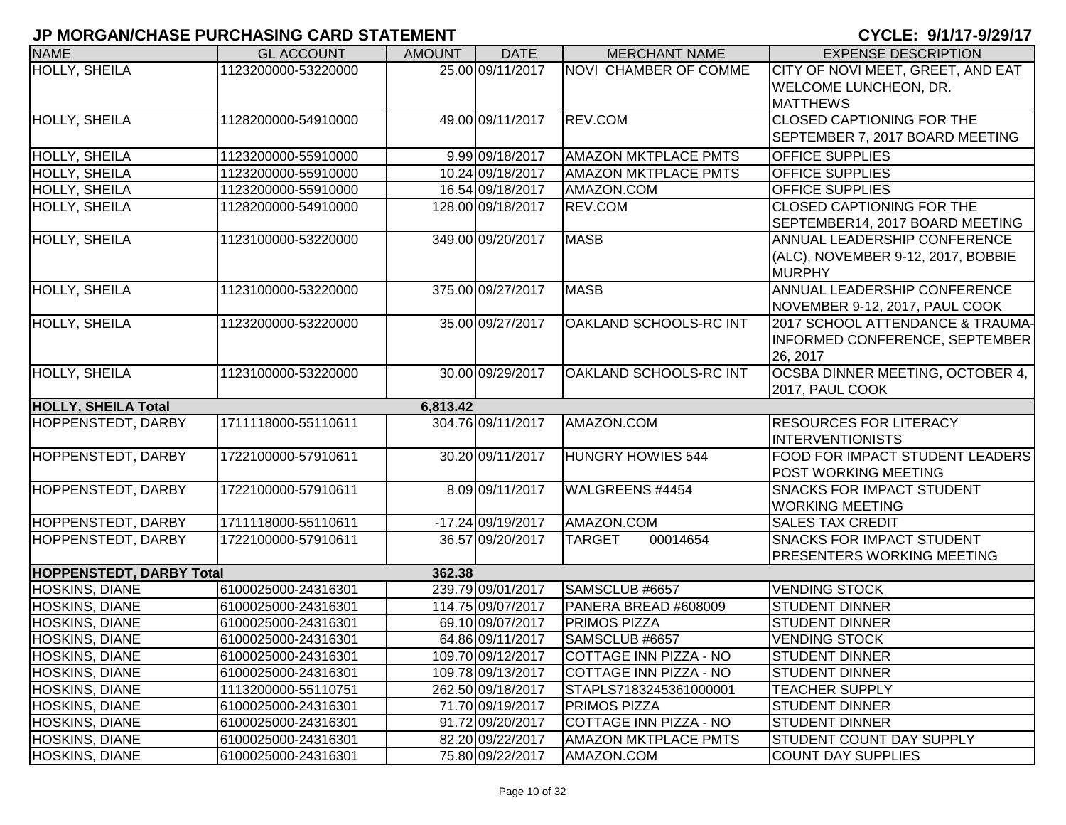# JP MORGAN/CHASE PURCHASING CARD STATEMENT

CYCLE: 9/1/17-9/29/17

| NAME | GL ACCOUNT | AMOUNT | DATE | MERCHANT NAME | EXPENSE DESCRIPTION |
|---|---|---|---|---|---|
| HOLLY, SHEILA | 1123200000-53220000 | 25.00 | 09/11/2017 | NOVI CHAMBER OF COMME | CITY OF NOVI MEET, GREET, AND EAT WELCOME LUNCHEON, DR. MATTHEWS |
| HOLLY, SHEILA | 1128200000-54910000 | 49.00 | 09/11/2017 | REV.COM | CLOSED CAPTIONING FOR THE SEPTEMBER 7, 2017 BOARD MEETING |
| HOLLY, SHEILA | 1123200000-55910000 | 9.99 | 09/18/2017 | AMAZON MKTPLACE PMTS | OFFICE SUPPLIES |
| HOLLY, SHEILA | 1123200000-55910000 | 10.24 | 09/18/2017 | AMAZON MKTPLACE PMTS | OFFICE SUPPLIES |
| HOLLY, SHEILA | 1123200000-55910000 | 16.54 | 09/18/2017 | AMAZON.COM | OFFICE SUPPLIES |
| HOLLY, SHEILA | 1128200000-54910000 | 128.00 | 09/18/2017 | REV.COM | CLOSED CAPTIONING FOR THE SEPTEMBER14, 2017 BOARD MEETING |
| HOLLY, SHEILA | 1123100000-53220000 | 349.00 | 09/20/2017 | MASB | ANNUAL LEADERSHIP CONFERENCE (ALC), NOVEMBER 9-12, 2017, BOBBIE MURPHY |
| HOLLY, SHEILA | 1123100000-53220000 | 375.00 | 09/27/2017 | MASB | ANNUAL LEADERSHIP CONFERENCE NOVEMBER 9-12, 2017, PAUL COOK |
| HOLLY, SHEILA | 1123200000-53220000 | 35.00 | 09/27/2017 | OAKLAND SCHOOLS-RC INT | 2017 SCHOOL ATTENDANCE & TRAUMA-INFORMED CONFERENCE, SEPTEMBER 26, 2017 |
| HOLLY, SHEILA | 1123100000-53220000 | 30.00 | 09/29/2017 | OAKLAND SCHOOLS-RC INT | OCSBA DINNER MEETING, OCTOBER 4, 2017, PAUL COOK |
| **HOLLY, SHEILA Total** | | **6,813.42** | | | |
| HOPPENSTEDT, DARBY | 1711118000-55110611 | 304.76 | 09/11/2017 | AMAZON.COM | RESOURCES FOR LITERACY INTERVENTIONISTS |
| HOPPENSTEDT, DARBY | 1722100000-57910611 | 30.20 | 09/11/2017 | HUNGRY HOWIES 544 | FOOD FOR IMPACT STUDENT LEADERS POST WORKING MEETING |
| HOPPENSTEDT, DARBY | 1722100000-57910611 | 8.09 | 09/11/2017 | WALGREENS #4454 | SNACKS FOR IMPACT STUDENT WORKING MEETING |
| HOPPENSTEDT, DARBY | 1711118000-55110611 | -17.24 | 09/19/2017 | AMAZON.COM | SALES TAX CREDIT |
| HOPPENSTEDT, DARBY | 1722100000-57910611 | 36.57 | 09/20/2017 | TARGET 00014654 | SNACKS FOR IMPACT STUDENT PRESENTERS WORKING MEETING |
| **HOPPENSTEDT, DARBY Total** | | **362.38** | | | |
| HOSKINS, DIANE | 6100025000-24316301 | 239.79 | 09/01/2017 | SAMSCLUB #6657 | VENDING STOCK |
| HOSKINS, DIANE | 6100025000-24316301 | 114.75 | 09/07/2017 | PANERA BREAD #608009 | STUDENT DINNER |
| HOSKINS, DIANE | 6100025000-24316301 | 69.10 | 09/07/2017 | PRIMOS PIZZA | STUDENT DINNER |
| HOSKINS, DIANE | 6100025000-24316301 | 64.86 | 09/11/2017 | SAMSCLUB #6657 | VENDING STOCK |
| HOSKINS, DIANE | 6100025000-24316301 | 109.70 | 09/12/2017 | COTTAGE INN PIZZA - NO | STUDENT DINNER |
| HOSKINS, DIANE | 6100025000-24316301 | 109.78 | 09/13/2017 | COTTAGE INN PIZZA - NO | STUDENT DINNER |
| HOSKINS, DIANE | 1113200000-55110751 | 262.50 | 09/18/2017 | STAPLS7183245361000001 | TEACHER SUPPLY |
| HOSKINS, DIANE | 6100025000-24316301 | 71.70 | 09/19/2017 | PRIMOS PIZZA | STUDENT DINNER |
| HOSKINS, DIANE | 6100025000-24316301 | 91.72 | 09/20/2017 | COTTAGE INN PIZZA - NO | STUDENT DINNER |
| HOSKINS, DIANE | 6100025000-24316301 | 82.20 | 09/22/2017 | AMAZON MKTPLACE PMTS | STUDENT COUNT DAY SUPPLY |
| HOSKINS, DIANE | 6100025000-24316301 | 75.80 | 09/22/2017 | AMAZON.COM | COUNT DAY SUPPLIES |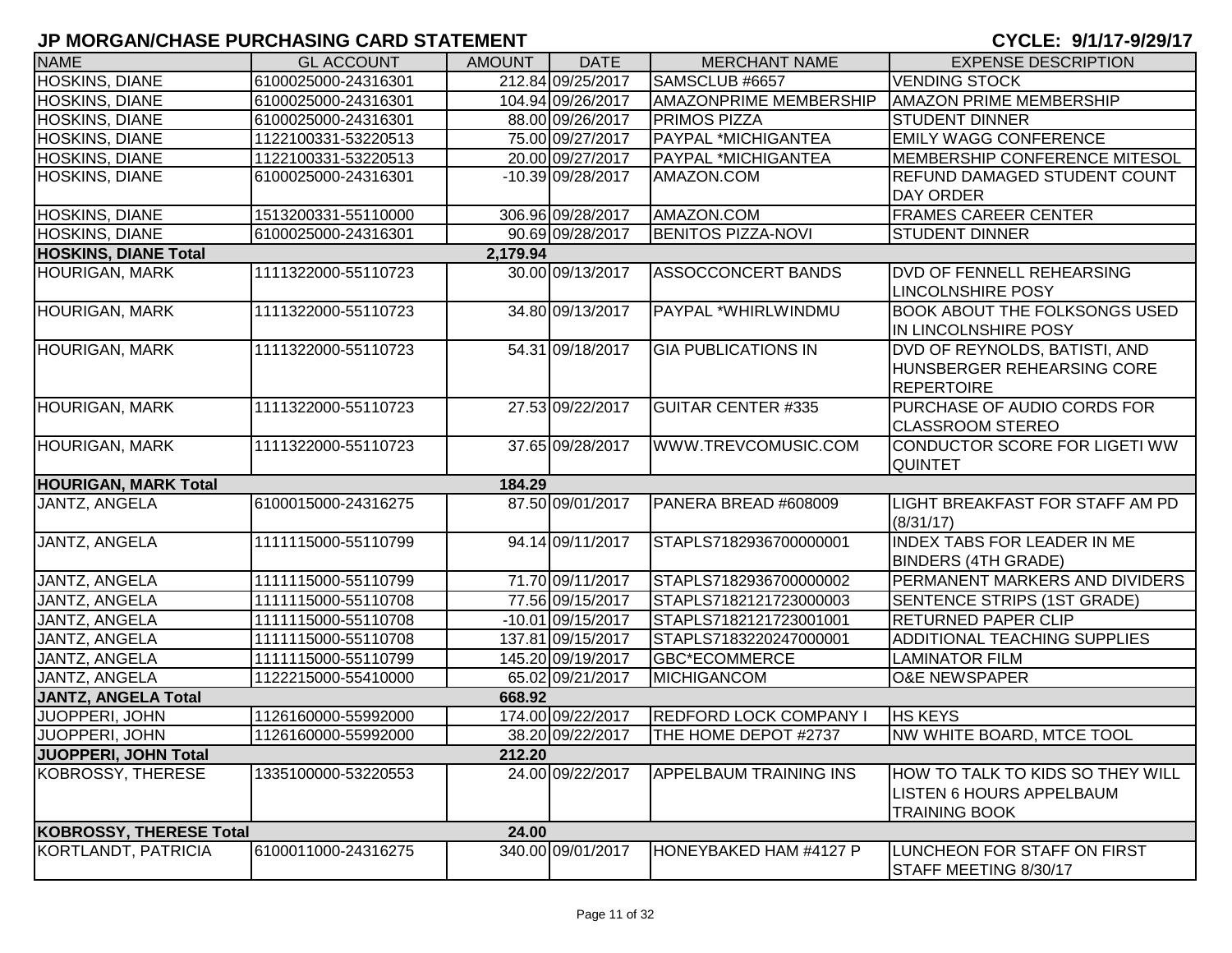# JP MORGAN/CHASE PURCHASING CARD STATEMENT

**CYCLE: 9/1/17-9/29/17**

| NAME | GL ACCOUNT | AMOUNT | DATE | MERCHANT NAME | EXPENSE DESCRIPTION |
|---|---|---|---|---|---|
| HOSKINS, DIANE | 6100025000-24316301 | 212.84 | 09/25/2017 | SAMSCLUB #6657 | VENDING STOCK |
| HOSKINS, DIANE | 6100025000-24316301 | 104.94 | 09/26/2017 | AMAZONPRIME MEMBERSHIP | AMAZON PRIME MEMBERSHIP |
| HOSKINS, DIANE | 6100025000-24316301 | 88.00 | 09/26/2017 | PRIMOS PIZZA | STUDENT DINNER |
| HOSKINS, DIANE | 1122100331-53220513 | 75.00 | 09/27/2017 | PAYPAL *MICHIGANTEA | EMILY WAGG CONFERENCE |
| HOSKINS, DIANE | 1122100331-53220513 | 20.00 | 09/27/2017 | PAYPAL *MICHIGANTEA | MEMBERSHIP CONFERENCE MITESOL |
| HOSKINS, DIANE | 6100025000-24316301 | -10.39 | 09/28/2017 | AMAZON.COM | REFUND DAMAGED STUDENT COUNT DAY ORDER |
| HOSKINS, DIANE | 1513200331-55110000 | 306.96 | 09/28/2017 | AMAZON.COM | FRAMES CAREER CENTER |
| HOSKINS, DIANE | 6100025000-24316301 | 90.69 | 09/28/2017 | BENITOS PIZZA-NOVI | STUDENT DINNER |
| **HOSKINS, DIANE Total** | | **2,179.94** | | | |
| HOURIGAN, MARK | 1111322000-55110723 | 30.00 | 09/13/2017 | ASSOCCONCERT BANDS | DVD OF FENNELL REHEARSING LINCOLNSHIRE POSY |
| HOURIGAN, MARK | 1111322000-55110723 | 34.80 | 09/13/2017 | PAYPAL *WHIRLWINDMU | BOOK ABOUT THE FOLKSONGS USED IN LINCOLNSHIRE POSY |
| HOURIGAN, MARK | 1111322000-55110723 | 54.31 | 09/18/2017 | GIA PUBLICATIONS IN | DVD OF REYNOLDS, BATISTI, AND HUNSBERGER REHEARSING CORE REPERTOIRE |
| HOURIGAN, MARK | 1111322000-55110723 | 27.53 | 09/22/2017 | GUITAR CENTER #335 | PURCHASE OF AUDIO CORDS FOR CLASSROOM STEREO |
| HOURIGAN, MARK | 1111322000-55110723 | 37.65 | 09/28/2017 | WWW.TREVCOMUSIC.COM | CONDUCTOR SCORE FOR LIGETI WW QUINTET |
| **HOURIGAN, MARK Total** | | **184.29** | | | |
| JANTZ, ANGELA | 6100015000-24316275 | 87.50 | 09/01/2017 | PANERA BREAD #608009 | LIGHT BREAKFAST FOR STAFF AM PD (8/31/17) |
| JANTZ, ANGELA | 1111115000-55110799 | 94.14 | 09/11/2017 | STAPLS7182936700000001 | INDEX TABS FOR LEADER IN ME BINDERS (4TH GRADE) |
| JANTZ, ANGELA | 1111115000-55110799 | 71.70 | 09/11/2017 | STAPLS7182936700000002 | PERMANENT MARKERS AND DIVIDERS |
| JANTZ, ANGELA | 1111115000-55110708 | 77.56 | 09/15/2017 | STAPLS7182121723000003 | SENTENCE STRIPS (1ST GRADE) |
| JANTZ, ANGELA | 1111115000-55110708 | -10.01 | 09/15/2017 | STAPLS7182121723001001 | RETURNED PAPER CLIP |
| JANTZ, ANGELA | 1111115000-55110708 | 137.81 | 09/15/2017 | STAPLS7183220247000001 | ADDITIONAL TEACHING SUPPLIES |
| JANTZ, ANGELA | 1111115000-55110799 | 145.20 | 09/19/2017 | GBC*ECOMMERCE | LAMINATOR FILM |
| JANTZ, ANGELA | 1122215000-55410000 | 65.02 | 09/21/2017 | MICHIGANCOM | O&E NEWSPAPER |
| **JANTZ, ANGELA Total** | | **668.92** | | | |
| JUOPPERI, JOHN | 1126160000-55992000 | 174.00 | 09/22/2017 | REDFORD LOCK COMPANY I | HS KEYS |
| JUOPPERI, JOHN | 1126160000-55992000 | 38.20 | 09/22/2017 | THE HOME DEPOT #2737 | NW WHITE BOARD, MTCE TOOL |
| **JUOPPERI, JOHN Total** | | **212.20** | | | |
| KOBROSSY, THERESE | 1335100000-53220553 | 24.00 | 09/22/2017 | APPELBAUM TRAINING INS | HOW TO TALK TO KIDS SO THEY WILL LISTEN 6 HOURS APPELBAUM TRAINING BOOK |
| **KOBROSSY, THERESE Total** | | **24.00** | | | |
| KORTLANDT, PATRICIA | 6100011000-24316275 | 340.00 | 09/01/2017 | HONEYBAKED HAM #4127 P | LUNCHEON FOR STAFF ON FIRST STAFF MEETING 8/30/17 |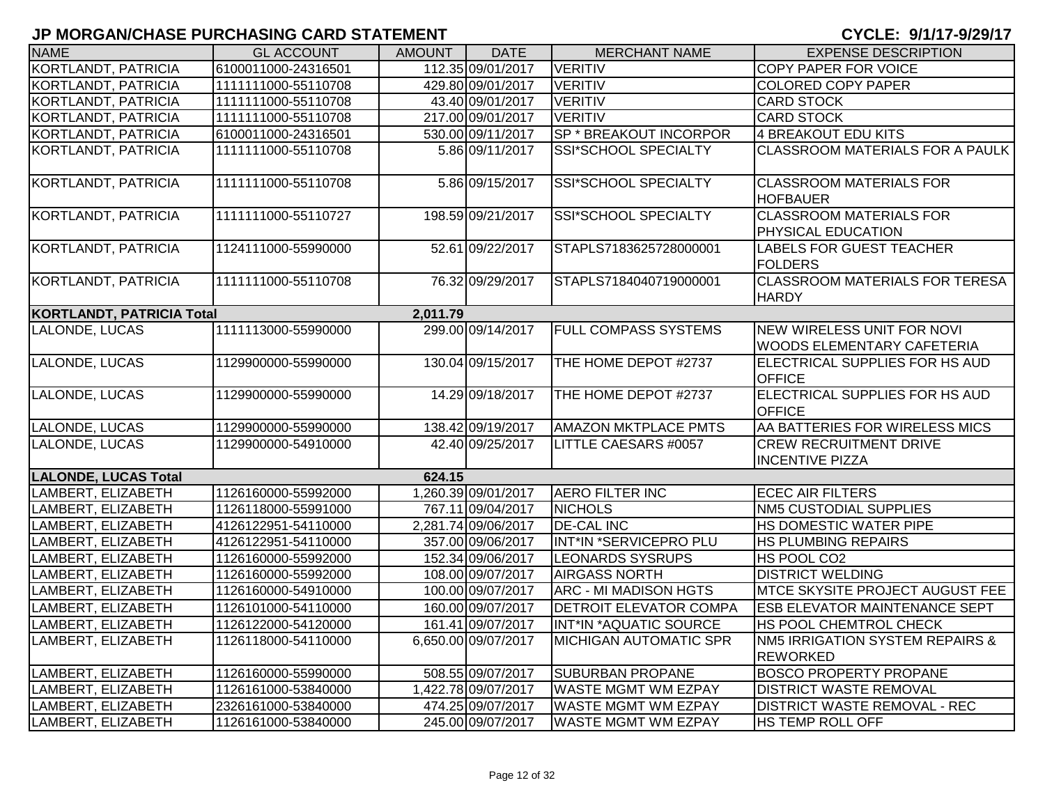# JP MORGAN/CHASE PURCHASING CARD STATEMENT

**CYCLE: 9/1/17-9/29/17**

| NAME | GL ACCOUNT | AMOUNT | DATE | MERCHANT NAME | EXPENSE DESCRIPTION |
|---|---|---|---|---|---|
| KORTLANDT, PATRICIA | 6100011000-24316501 | 112.35 | 09/01/2017 | VERITIV | COPY PAPER FOR VOICE |
| KORTLANDT, PATRICIA | 1111111000-55110708 | 429.80 | 09/01/2017 | VERITIV | COLORED COPY PAPER |
| KORTLANDT, PATRICIA | 1111111000-55110708 | 43.40 | 09/01/2017 | VERITIV | CARD STOCK |
| KORTLANDT, PATRICIA | 1111111000-55110708 | 217.00 | 09/01/2017 | VERITIV | CARD STOCK |
| KORTLANDT, PATRICIA | 6100011000-24316501 | 530.00 | 09/11/2017 | SP * BREAKOUT INCORPOR | 4 BREAKOUT EDU KITS |
| KORTLANDT, PATRICIA | 1111111000-55110708 | 5.86 | 09/11/2017 | SSI*SCHOOL SPECIALTY | CLASSROOM MATERIALS FOR A PAULK |
| KORTLANDT, PATRICIA | 1111111000-55110708 | 5.86 | 09/15/2017 | SSI*SCHOOL SPECIALTY | CLASSROOM MATERIALS FOR HOFBAUER |
| KORTLANDT, PATRICIA | 1111111000-55110727 | 198.59 | 09/21/2017 | SSI*SCHOOL SPECIALTY | CLASSROOM MATERIALS FOR PHYSICAL EDUCATION |
| KORTLANDT, PATRICIA | 1124111000-55990000 | 52.61 | 09/22/2017 | STAPLS7183625728000001 | LABELS FOR GUEST TEACHER FOLDERS |
| KORTLANDT, PATRICIA | 1111111000-55110708 | 76.32 | 09/29/2017 | STAPLS7184040719000001 | CLASSROOM MATERIALS FOR TERESA HARDY |
| **KORTLANDT, PATRICIA Total** | | **2,011.79** | | | |
| LALONDE, LUCAS | 1111113000-55990000 | 299.00 | 09/14/2017 | FULL COMPASS SYSTEMS | NEW WIRELESS UNIT FOR NOVI WOODS ELEMENTARY CAFETERIA |
| LALONDE, LUCAS | 1129900000-55990000 | 130.04 | 09/15/2017 | THE HOME DEPOT #2737 | ELECTRICAL SUPPLIES FOR HS AUD OFFICE |
| LALONDE, LUCAS | 1129900000-55990000 | 14.29 | 09/18/2017 | THE HOME DEPOT #2737 | ELECTRICAL SUPPLIES FOR HS AUD OFFICE |
| LALONDE, LUCAS | 1129900000-55990000 | 138.42 | 09/19/2017 | AMAZON MKTPLACE PMTS | AA BATTERIES FOR WIRELESS MICS |
| LALONDE, LUCAS | 1129900000-54910000 | 42.40 | 09/25/2017 | LITTLE CAESARS #0057 | CREW RECRUITMENT DRIVE INCENTIVE PIZZA |
| **LALONDE, LUCAS Total** | | **624.15** | | | |
| LAMBERT, ELIZABETH | 1126160000-55992000 | 1,260.39 | 09/01/2017 | AERO FILTER INC | ECEC AIR FILTERS |
| LAMBERT, ELIZABETH | 1126118000-55991000 | 767.11 | 09/04/2017 | NICHOLS | NM5 CUSTODIAL SUPPLIES |
| LAMBERT, ELIZABETH | 4126122951-54110000 | 2,281.74 | 09/06/2017 | DE-CAL INC | HS DOMESTIC WATER PIPE |
| LAMBERT, ELIZABETH | 4126122951-54110000 | 357.00 | 09/06/2017 | INT*IN *SERVICEPRO PLU | HS PLUMBING REPAIRS |
| LAMBERT, ELIZABETH | 1126160000-55992000 | 152.34 | 09/06/2017 | LEONARDS SYSRUPS | HS POOL CO2 |
| LAMBERT, ELIZABETH | 1126160000-55992000 | 108.00 | 09/07/2017 | AIRGASS NORTH | DISTRICT WELDING |
| LAMBERT, ELIZABETH | 1126160000-54910000 | 100.00 | 09/07/2017 | ARC - MI MADISON HGTS | MTCE SKYSITE PROJECT AUGUST FEE |
| LAMBERT, ELIZABETH | 1126101000-54110000 | 160.00 | 09/07/2017 | DETROIT ELEVATOR COMPA | ESB ELEVATOR MAINTENANCE SEPT |
| LAMBERT, ELIZABETH | 1126122000-54120000 | 161.41 | 09/07/2017 | INT*IN *AQUATIC SOURCE | HS POOL CHEMTROL CHECK |
| LAMBERT, ELIZABETH | 1126118000-54110000 | 6,650.00 | 09/07/2017 | MICHIGAN AUTOMATIC SPR | NM5 IRRIGATION SYSTEM REPAIRS & REWORKED |
| LAMBERT, ELIZABETH | 1126160000-55990000 | 508.55 | 09/07/2017 | SUBURBAN PROPANE | BOSCO PROPERTY PROPANE |
| LAMBERT, ELIZABETH | 1126161000-53840000 | 1,422.78 | 09/07/2017 | WASTE MGMT WM EZPAY | DISTRICT WASTE REMOVAL |
| LAMBERT, ELIZABETH | 2326161000-53840000 | 474.25 | 09/07/2017 | WASTE MGMT WM EZPAY | DISTRICT WASTE REMOVAL - REC |
| LAMBERT, ELIZABETH | 1126161000-53840000 | 245.00 | 09/07/2017 | WASTE MGMT WM EZPAY | HS TEMP ROLL OFF |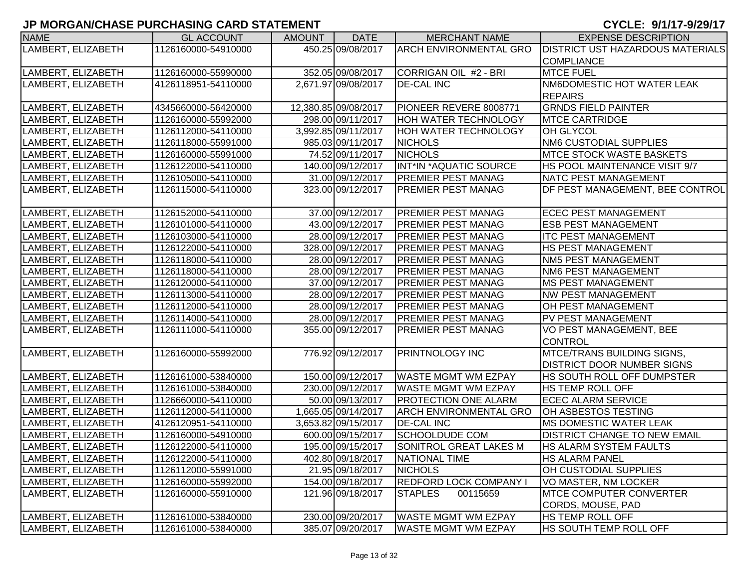## JP MORGAN/CHASE PURCHASING CARD STATEMENT

**CYCLE: 9/1/17-9/29/17**

| NAME | GL ACCOUNT | AMOUNT | DATE | MERCHANT NAME | EXPENSE DESCRIPTION |
|---|---|---|---|---|---|
| LAMBERT, ELIZABETH | 1126160000-54910000 | 450.25 | 09/08/2017 | ARCH ENVIRONMENTAL GRO | DISTRICT UST HAZARDOUS MATERIALS COMPLIANCE |
| LAMBERT, ELIZABETH | 1126160000-55990000 | 352.05 | 09/08/2017 | CORRIGAN OIL #2 - BRI | MTCE FUEL |
| LAMBERT, ELIZABETH | 4126118951-54110000 | 2,671.97 | 09/08/2017 | DE-CAL INC | NM6DOMESTIC HOT WATER LEAK REPAIRS |
| LAMBERT, ELIZABETH | 4345660000-56420000 | 12,380.85 | 09/08/2017 | PIONEER REVERE 8008771 | GRNDS FIELD PAINTER |
| LAMBERT, ELIZABETH | 1126160000-55992000 | 298.00 | 09/11/2017 | HOH WATER TECHNOLOGY | MTCE CARTRIDGE |
| LAMBERT, ELIZABETH | 1126112000-54110000 | 3,992.85 | 09/11/2017 | HOH WATER TECHNOLOGY | OH GLYCOL |
| LAMBERT, ELIZABETH | 1126118000-55991000 | 985.03 | 09/11/2017 | NICHOLS | NM6 CUSTODIAL SUPPLIES |
| LAMBERT, ELIZABETH | 1126160000-55991000 | 74.52 | 09/11/2017 | NICHOLS | MTCE STOCK WASTE BASKETS |
| LAMBERT, ELIZABETH | 1126122000-54110000 | 140.00 | 09/12/2017 | INT*IN *AQUATIC SOURCE | HS POOL MAINTENANCE VISIT 9/7 |
| LAMBERT, ELIZABETH | 1126105000-54110000 | 31.00 | 09/12/2017 | PREMIER PEST MANAG | NATC PEST MANAGEMENT |
| LAMBERT, ELIZABETH | 1126115000-54110000 | 323.00 | 09/12/2017 | PREMIER PEST MANAG | DF PEST MANAGEMENT, BEE CONTROL |
| LAMBERT, ELIZABETH | 1126152000-54110000 | 37.00 | 09/12/2017 | PREMIER PEST MANAG | ECEC PEST MANAGEMENT |
| LAMBERT, ELIZABETH | 1126101000-54110000 | 43.00 | 09/12/2017 | PREMIER PEST MANAG | ESB PEST MANAGEMENT |
| LAMBERT, ELIZABETH | 1126103000-54110000 | 28.00 | 09/12/2017 | PREMIER PEST MANAG | ITC PEST MANAGEMENT |
| LAMBERT, ELIZABETH | 1126122000-54110000 | 328.00 | 09/12/2017 | PREMIER PEST MANAG | HS PEST MANAGEMENT |
| LAMBERT, ELIZABETH | 1126118000-54110000 | 28.00 | 09/12/2017 | PREMIER PEST MANAG | NM5 PEST MANAGEMENT |
| LAMBERT, ELIZABETH | 1126118000-54110000 | 28.00 | 09/12/2017 | PREMIER PEST MANAG | NM6 PEST MANAGEMENT |
| LAMBERT, ELIZABETH | 1126120000-54110000 | 37.00 | 09/12/2017 | PREMIER PEST MANAG | MS PEST MANAGEMENT |
| LAMBERT, ELIZABETH | 1126113000-54110000 | 28.00 | 09/12/2017 | PREMIER PEST MANAG | NW PEST MANAGEMENT |
| LAMBERT, ELIZABETH | 1126112000-54110000 | 28.00 | 09/12/2017 | PREMIER PEST MANAG | OH PEST MANAGEMENT |
| LAMBERT, ELIZABETH | 1126114000-54110000 | 28.00 | 09/12/2017 | PREMIER PEST MANAG | PV PEST MANAGEMENT |
| LAMBERT, ELIZABETH | 1126111000-54110000 | 355.00 | 09/12/2017 | PREMIER PEST MANAG | VO PEST MANAGEMENT, BEE CONTROL |
| LAMBERT, ELIZABETH | 1126160000-55992000 | 776.92 | 09/12/2017 | PRINTNOLOGY INC | MTCE/TRANS BUILDING SIGNS, DISTRICT DOOR NUMBER SIGNS |
| LAMBERT, ELIZABETH | 1126161000-53840000 | 150.00 | 09/12/2017 | WASTE MGMT WM EZPAY | HS SOUTH ROLL OFF DUMPSTER |
| LAMBERT, ELIZABETH | 1126161000-53840000 | 230.00 | 09/12/2017 | WASTE MGMT WM EZPAY | HS TEMP ROLL OFF |
| LAMBERT, ELIZABETH | 1126660000-54110000 | 50.00 | 09/13/2017 | PROTECTION ONE ALARM | ECEC ALARM SERVICE |
| LAMBERT, ELIZABETH | 1126112000-54110000 | 1,665.05 | 09/14/2017 | ARCH ENVIRONMENTAL GRO | OH ASBESTOS TESTING |
| LAMBERT, ELIZABETH | 4126120951-54110000 | 3,653.82 | 09/15/2017 | DE-CAL INC | MS DOMESTIC WATER LEAK |
| LAMBERT, ELIZABETH | 1126160000-54910000 | 600.00 | 09/15/2017 | SCHOOLDUDE COM | DISTRICT CHANGE TO NEW EMAIL |
| LAMBERT, ELIZABETH | 1126122000-54110000 | 195.00 | 09/15/2017 | SONITROL GREAT LAKES M | HS ALARM SYSTEM FAULTS |
| LAMBERT, ELIZABETH | 1126122000-54110000 | 402.80 | 09/18/2017 | NATIONAL TIME | HS ALARM PANEL |
| LAMBERT, ELIZABETH | 1126112000-55991000 | 21.95 | 09/18/2017 | NICHOLS | OH CUSTODIAL SUPPLIES |
| LAMBERT, ELIZABETH | 1126160000-55992000 | 154.00 | 09/18/2017 | REDFORD LOCK COMPANY I | VO MASTER, NM LOCKER |
| LAMBERT, ELIZABETH | 1126160000-55910000 | 121.96 | 09/18/2017 | STAPLES 00115659 | MTCE COMPUTER CONVERTER CORDS, MOUSE, PAD |
| LAMBERT, ELIZABETH | 1126161000-53840000 | 230.00 | 09/20/2017 | WASTE MGMT WM EZPAY | HS TEMP ROLL OFF |
| LAMBERT, ELIZABETH | 1126161000-53840000 | 385.07 | 09/20/2017 | WASTE MGMT WM EZPAY | HS SOUTH TEMP ROLL OFF |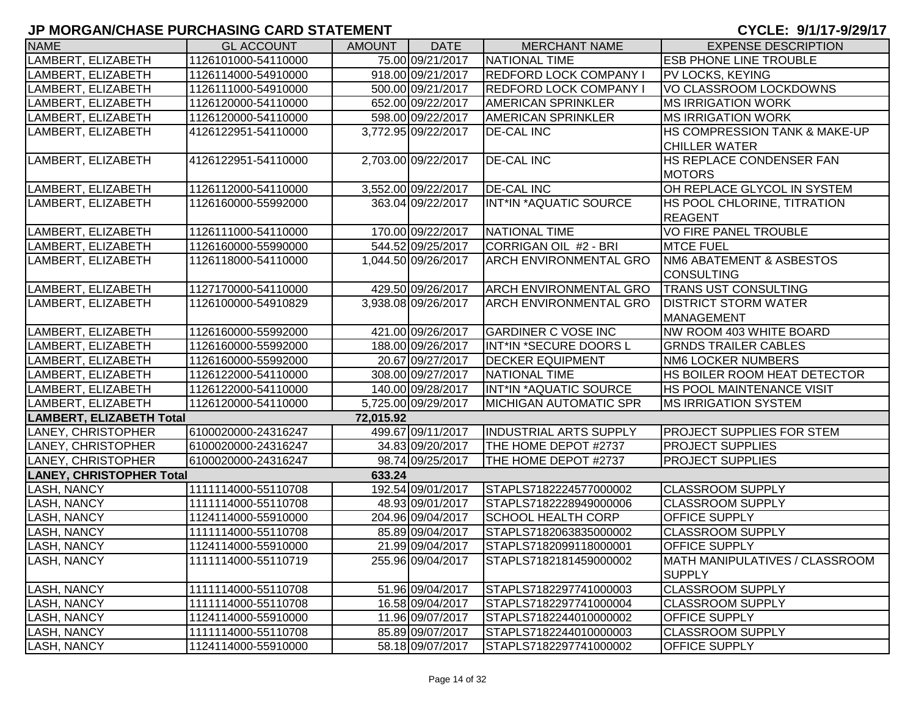## JP MORGAN/CHASE PURCHASING CARD STATEMENT

**CYCLE: 9/1/17-9/29/17**

| NAME | GL ACCOUNT | AMOUNT | DATE | MERCHANT NAME | EXPENSE DESCRIPTION |
|---|---|---|---|---|---|
| LAMBERT, ELIZABETH | 1126101000-54110000 | 75.00 | 09/21/2017 | NATIONAL TIME | ESB PHONE LINE TROUBLE |
| LAMBERT, ELIZABETH | 1126114000-54910000 | 918.00 | 09/21/2017 | REDFORD LOCK COMPANY I | PV LOCKS, KEYING |
| LAMBERT, ELIZABETH | 1126111000-54910000 | 500.00 | 09/21/2017 | REDFORD LOCK COMPANY I | VO CLASSROOM LOCKDOWNS |
| LAMBERT, ELIZABETH | 1126120000-54110000 | 652.00 | 09/22/2017 | AMERICAN SPRINKLER | MS IRRIGATION WORK |
| LAMBERT, ELIZABETH | 1126120000-54110000 | 598.00 | 09/22/2017 | AMERICAN SPRINKLER | MS IRRIGATION WORK |
| LAMBERT, ELIZABETH | 4126122951-54110000 | 3,772.95 | 09/22/2017 | DE-CAL INC | HS COMPRESSION TANK & MAKE-UP CHILLER WATER |
| LAMBERT, ELIZABETH | 4126122951-54110000 | 2,703.00 | 09/22/2017 | DE-CAL INC | HS REPLACE CONDENSER FAN MOTORS |
| LAMBERT, ELIZABETH | 1126112000-54110000 | 3,552.00 | 09/22/2017 | DE-CAL INC | OH REPLACE GLYCOL IN SYSTEM |
| LAMBERT, ELIZABETH | 1126160000-55992000 | 363.04 | 09/22/2017 | INT*IN *AQUATIC SOURCE | HS POOL CHLORINE, TITRATION REAGENT |
| LAMBERT, ELIZABETH | 1126111000-54110000 | 170.00 | 09/22/2017 | NATIONAL TIME | VO FIRE PANEL TROUBLE |
| LAMBERT, ELIZABETH | 1126160000-55990000 | 544.52 | 09/25/2017 | CORRIGAN OIL #2 - BRI | MTCE FUEL |
| LAMBERT, ELIZABETH | 1126118000-54110000 | 1,044.50 | 09/26/2017 | ARCH ENVIRONMENTAL GRO | NM6 ABATEMENT & ASBESTOS CONSULTING |
| LAMBERT, ELIZABETH | 1127170000-54110000 | 429.50 | 09/26/2017 | ARCH ENVIRONMENTAL GRO | TRANS UST CONSULTING |
| LAMBERT, ELIZABETH | 1126100000-54910829 | 3,938.08 | 09/26/2017 | ARCH ENVIRONMENTAL GRO | DISTRICT STORM WATER MANAGEMENT |
| LAMBERT, ELIZABETH | 1126160000-55992000 | 421.00 | 09/26/2017 | GARDINER C VOSE INC | NW ROOM 403 WHITE BOARD |
| LAMBERT, ELIZABETH | 1126160000-55992000 | 188.00 | 09/26/2017 | INT*IN *SECURE DOORS L | GRNDS TRAILER CABLES |
| LAMBERT, ELIZABETH | 1126160000-55992000 | 20.67 | 09/27/2017 | DECKER EQUIPMENT | NM6 LOCKER NUMBERS |
| LAMBERT, ELIZABETH | 1126122000-54110000 | 308.00 | 09/27/2017 | NATIONAL TIME | HS BOILER ROOM HEAT DETECTOR |
| LAMBERT, ELIZABETH | 1126122000-54110000 | 140.00 | 09/28/2017 | INT*IN *AQUATIC SOURCE | HS POOL MAINTENANCE VISIT |
| LAMBERT, ELIZABETH | 1126120000-54110000 | 5,725.00 | 09/29/2017 | MICHIGAN AUTOMATIC SPR | MS IRRIGATION SYSTEM |
| **LAMBERT, ELIZABETH Total** | | **72,015.92** | | | |
| LANEY, CHRISTOPHER | 6100020000-24316247 | 499.67 | 09/11/2017 | INDUSTRIAL ARTS SUPPLY | PROJECT SUPPLIES FOR STEM |
| LANEY, CHRISTOPHER | 6100020000-24316247 | 34.83 | 09/20/2017 | THE HOME DEPOT #2737 | PROJECT SUPPLIES |
| LANEY, CHRISTOPHER | 6100020000-24316247 | 98.74 | 09/25/2017 | THE HOME DEPOT #2737 | PROJECT SUPPLIES |
| **LANEY, CHRISTOPHER Total** | | **633.24** | | | |
| LASH, NANCY | 1111114000-55110708 | 192.54 | 09/01/2017 | STAPLS7182224577000002 | CLASSROOM SUPPLY |
| LASH, NANCY | 1111114000-55110708 | 48.93 | 09/01/2017 | STAPLS7182228949000006 | CLASSROOM SUPPLY |
| LASH, NANCY | 1124114000-55910000 | 204.96 | 09/04/2017 | SCHOOL HEALTH CORP | OFFICE SUPPLY |
| LASH, NANCY | 1111114000-55110708 | 85.89 | 09/04/2017 | STAPLS7182063835000002 | CLASSROOM SUPPLY |
| LASH, NANCY | 1124114000-55910000 | 21.99 | 09/04/2017 | STAPLS7182099118000001 | OFFICE SUPPLY |
| LASH, NANCY | 1111114000-55110719 | 255.96 | 09/04/2017 | STAPLS7182181459000002 | MATH MANIPULATIVES / CLASSROOM SUPPLY |
| LASH, NANCY | 1111114000-55110708 | 51.96 | 09/04/2017 | STAPLS7182297741000003 | CLASSROOM SUPPLY |
| LASH, NANCY | 1111114000-55110708 | 16.58 | 09/04/2017 | STAPLS7182297741000004 | CLASSROOM SUPPLY |
| LASH, NANCY | 1124114000-55910000 | 11.96 | 09/07/2017 | STAPLS7182244010000002 | OFFICE SUPPLY |
| LASH, NANCY | 1111114000-55110708 | 85.89 | 09/07/2017 | STAPLS7182244010000003 | CLASSROOM SUPPLY |
| LASH, NANCY | 1124114000-55910000 | 58.18 | 09/07/2017 | STAPLS7182297741000002 | OFFICE SUPPLY |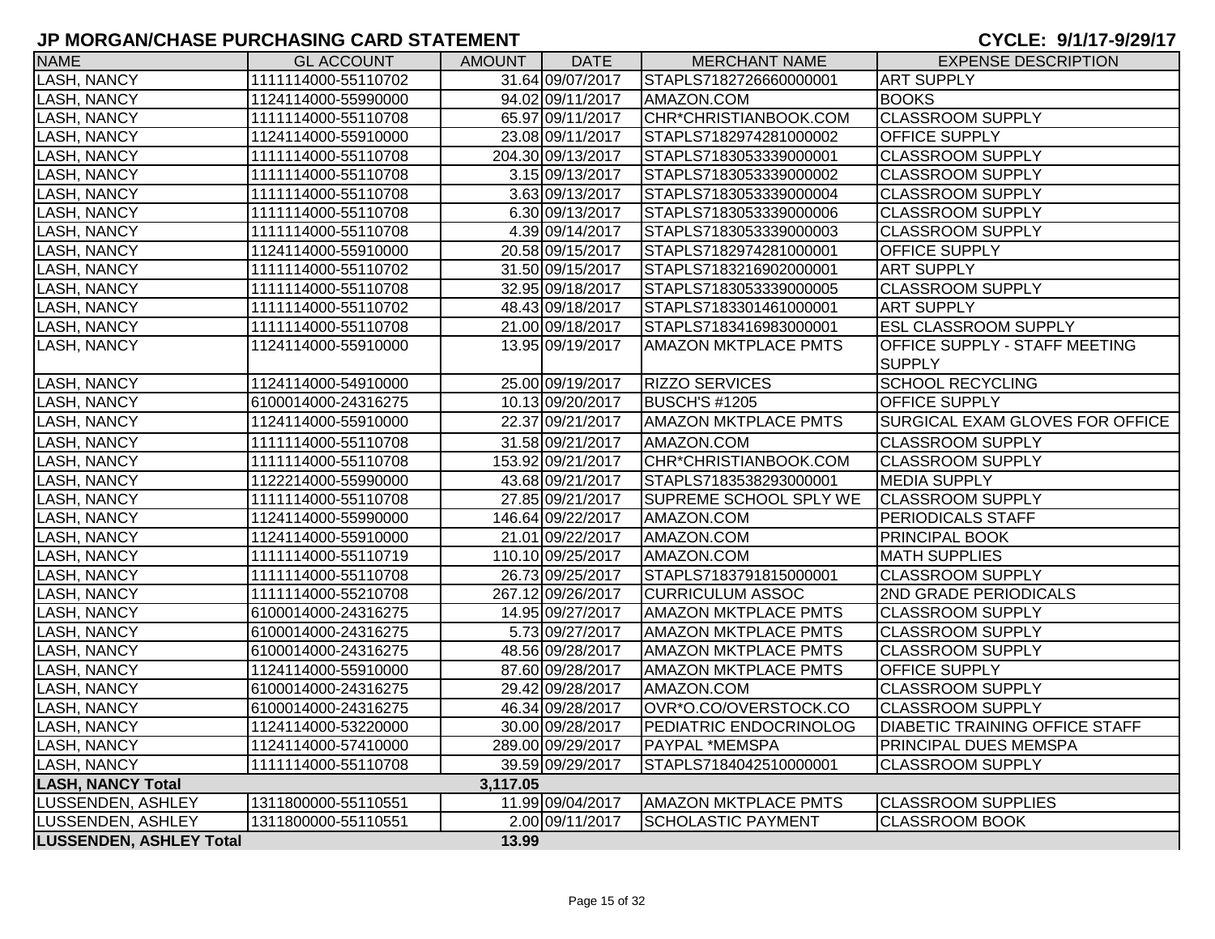## JP MORGAN/CHASE PURCHASING CARD STATEMENT

**CYCLE: 9/1/17-9/29/17**

| NAME | GL ACCOUNT | AMOUNT | DATE | MERCHANT NAME | EXPENSE DESCRIPTION |
|---|---|---|---|---|---|
| LASH, NANCY | 1111114000-55110702 | 31.64 | 09/07/2017 | STAPLS7182726660000001 | ART SUPPLY |
| LASH, NANCY | 1124114000-55990000 | 94.02 | 09/11/2017 | AMAZON.COM | BOOKS |
| LASH, NANCY | 1111114000-55110708 | 65.97 | 09/11/2017 | CHR*CHRISTIANBOOK.COM | CLASSROOM SUPPLY |
| LASH, NANCY | 1124114000-55910000 | 23.08 | 09/11/2017 | STAPLS7182974281000002 | OFFICE SUPPLY |
| LASH, NANCY | 1111114000-55110708 | 204.30 | 09/13/2017 | STAPLS7183053339000001 | CLASSROOM SUPPLY |
| LASH, NANCY | 1111114000-55110708 | 3.15 | 09/13/2017 | STAPLS7183053339000002 | CLASSROOM SUPPLY |
| LASH, NANCY | 1111114000-55110708 | 3.63 | 09/13/2017 | STAPLS7183053339000004 | CLASSROOM SUPPLY |
| LASH, NANCY | 1111114000-55110708 | 6.30 | 09/13/2017 | STAPLS7183053339000006 | CLASSROOM SUPPLY |
| LASH, NANCY | 1111114000-55110708 | 4.39 | 09/14/2017 | STAPLS7183053339000003 | CLASSROOM SUPPLY |
| LASH, NANCY | 1124114000-55910000 | 20.58 | 09/15/2017 | STAPLS7182974281000001 | OFFICE SUPPLY |
| LASH, NANCY | 1111114000-55110702 | 31.50 | 09/15/2017 | STAPLS7183216902000001 | ART SUPPLY |
| LASH, NANCY | 1111114000-55110708 | 32.95 | 09/18/2017 | STAPLS7183053339000005 | CLASSROOM SUPPLY |
| LASH, NANCY | 1111114000-55110702 | 48.43 | 09/18/2017 | STAPLS7183301461000001 | ART SUPPLY |
| LASH, NANCY | 1111114000-55110708 | 21.00 | 09/18/2017 | STAPLS7183416983000001 | ESL CLASSROOM SUPPLY |
| LASH, NANCY | 1124114000-55910000 | 13.95 | 09/19/2017 | AMAZON MKTPLACE PMTS | OFFICE SUPPLY - STAFF MEETING SUPPLY |
| LASH, NANCY | 1124114000-54910000 | 25.00 | 09/19/2017 | RIZZO SERVICES | SCHOOL RECYCLING |
| LASH, NANCY | 6100014000-24316275 | 10.13 | 09/20/2017 | BUSCH'S #1205 | OFFICE SUPPLY |
| LASH, NANCY | 1124114000-55910000 | 22.37 | 09/21/2017 | AMAZON MKTPLACE PMTS | SURGICAL EXAM GLOVES FOR OFFICE |
| LASH, NANCY | 1111114000-55110708 | 31.58 | 09/21/2017 | AMAZON.COM | CLASSROOM SUPPLY |
| LASH, NANCY | 1111114000-55110708 | 153.92 | 09/21/2017 | CHR*CHRISTIANBOOK.COM | CLASSROOM SUPPLY |
| LASH, NANCY | 1122214000-55990000 | 43.68 | 09/21/2017 | STAPLS7183538293000001 | MEDIA SUPPLY |
| LASH, NANCY | 1111114000-55110708 | 27.85 | 09/21/2017 | SUPREME SCHOOL SPLY WE | CLASSROOM SUPPLY |
| LASH, NANCY | 1124114000-55990000 | 146.64 | 09/22/2017 | AMAZON.COM | PERIODICALS STAFF |
| LASH, NANCY | 1124114000-55910000 | 21.01 | 09/22/2017 | AMAZON.COM | PRINCIPAL BOOK |
| LASH, NANCY | 1111114000-55110719 | 110.10 | 09/25/2017 | AMAZON.COM | MATH SUPPLIES |
| LASH, NANCY | 1111114000-55110708 | 26.73 | 09/25/2017 | STAPLS7183791815000001 | CLASSROOM SUPPLY |
| LASH, NANCY | 1111114000-55210708 | 267.12 | 09/26/2017 | CURRICULUM ASSOC | 2ND GRADE PERIODICALS |
| LASH, NANCY | 6100014000-24316275 | 14.95 | 09/27/2017 | AMAZON MKTPLACE PMTS | CLASSROOM SUPPLY |
| LASH, NANCY | 6100014000-24316275 | 5.73 | 09/27/2017 | AMAZON MKTPLACE PMTS | CLASSROOM SUPPLY |
| LASH, NANCY | 6100014000-24316275 | 48.56 | 09/28/2017 | AMAZON MKTPLACE PMTS | CLASSROOM SUPPLY |
| LASH, NANCY | 1124114000-55910000 | 87.60 | 09/28/2017 | AMAZON MKTPLACE PMTS | OFFICE SUPPLY |
| LASH, NANCY | 6100014000-24316275 | 29.42 | 09/28/2017 | AMAZON.COM | CLASSROOM SUPPLY |
| LASH, NANCY | 6100014000-24316275 | 46.34 | 09/28/2017 | OVR*O.CO/OVERSTOCK.CO | CLASSROOM SUPPLY |
| LASH, NANCY | 1124114000-53220000 | 30.00 | 09/28/2017 | PEDIATRIC ENDOCRINOLOG | DIABETIC TRAINING OFFICE STAFF |
| LASH, NANCY | 1124114000-57410000 | 289.00 | 09/29/2017 | PAYPAL *MEMSPA | PRINCIPAL DUES MEMSPA |
| LASH, NANCY | 1111114000-55110708 | 39.59 | 09/29/2017 | STAPLS7184042510000001 | CLASSROOM SUPPLY |
| **LASH, NANCY Total** | | **3,117.05** | | | |
| LUSSENDEN, ASHLEY | 1311800000-55110551 | 11.99 | 09/04/2017 | AMAZON MKTPLACE PMTS | CLASSROOM SUPPLIES |
| LUSSENDEN, ASHLEY | 1311800000-55110551 | 2.00 | 09/11/2017 | SCHOLASTIC PAYMENT | CLASSROOM BOOK |
| **LUSSENDEN, ASHLEY Total** | | **13.99** | | | |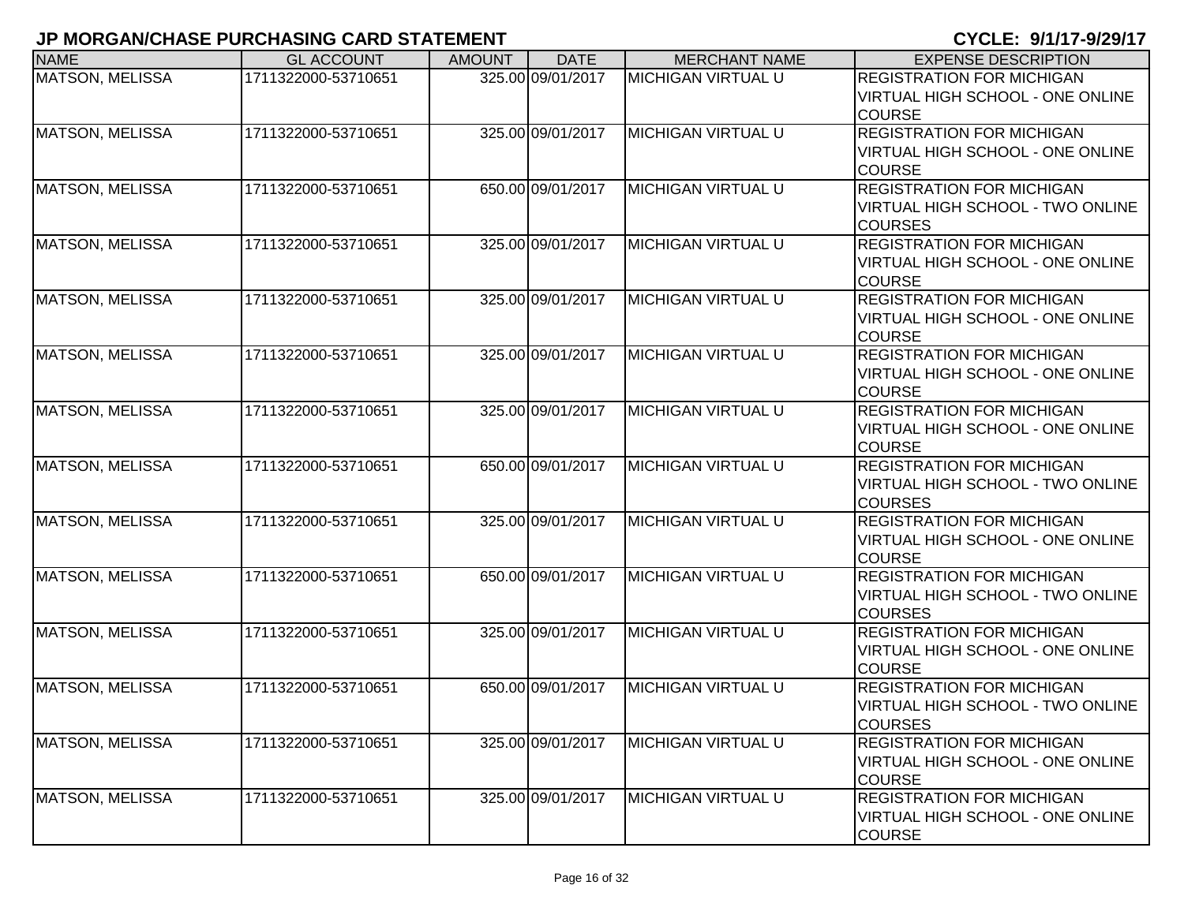## JP MORGAN/CHASE PURCHASING CARD STATEMENT

**CYCLE: 9/1/17-9/29/17**

| NAME | GL ACCOUNT | AMOUNT | DATE | MERCHANT NAME | EXPENSE DESCRIPTION |
| --- | --- | --- | --- | --- | --- |
| MATSON, MELISSA | 1711322000-53710651 | 325.00 | 09/01/2017 | MICHIGAN VIRTUAL U | REGISTRATION FOR MICHIGAN VIRTUAL HIGH SCHOOL - ONE ONLINE COURSE |
| MATSON, MELISSA | 1711322000-53710651 | 325.00 | 09/01/2017 | MICHIGAN VIRTUAL U | REGISTRATION FOR MICHIGAN VIRTUAL HIGH SCHOOL - ONE ONLINE COURSE |
| MATSON, MELISSA | 1711322000-53710651 | 650.00 | 09/01/2017 | MICHIGAN VIRTUAL U | REGISTRATION FOR MICHIGAN VIRTUAL HIGH SCHOOL - TWO ONLINE COURSES |
| MATSON, MELISSA | 1711322000-53710651 | 325.00 | 09/01/2017 | MICHIGAN VIRTUAL U | REGISTRATION FOR MICHIGAN VIRTUAL HIGH SCHOOL - ONE ONLINE COURSE |
| MATSON, MELISSA | 1711322000-53710651 | 325.00 | 09/01/2017 | MICHIGAN VIRTUAL U | REGISTRATION FOR MICHIGAN VIRTUAL HIGH SCHOOL - ONE ONLINE COURSE |
| MATSON, MELISSA | 1711322000-53710651 | 325.00 | 09/01/2017 | MICHIGAN VIRTUAL U | REGISTRATION FOR MICHIGAN VIRTUAL HIGH SCHOOL - ONE ONLINE COURSE |
| MATSON, MELISSA | 1711322000-53710651 | 325.00 | 09/01/2017 | MICHIGAN VIRTUAL U | REGISTRATION FOR MICHIGAN VIRTUAL HIGH SCHOOL - ONE ONLINE COURSE |
| MATSON, MELISSA | 1711322000-53710651 | 650.00 | 09/01/2017 | MICHIGAN VIRTUAL U | REGISTRATION FOR MICHIGAN VIRTUAL HIGH SCHOOL - TWO ONLINE COURSES |
| MATSON, MELISSA | 1711322000-53710651 | 325.00 | 09/01/2017 | MICHIGAN VIRTUAL U | REGISTRATION FOR MICHIGAN VIRTUAL HIGH SCHOOL - ONE ONLINE COURSE |
| MATSON, MELISSA | 1711322000-53710651 | 650.00 | 09/01/2017 | MICHIGAN VIRTUAL U | REGISTRATION FOR MICHIGAN VIRTUAL HIGH SCHOOL - TWO ONLINE COURSES |
| MATSON, MELISSA | 1711322000-53710651 | 325.00 | 09/01/2017 | MICHIGAN VIRTUAL U | REGISTRATION FOR MICHIGAN VIRTUAL HIGH SCHOOL - ONE ONLINE COURSE |
| MATSON, MELISSA | 1711322000-53710651 | 650.00 | 09/01/2017 | MICHIGAN VIRTUAL U | REGISTRATION FOR MICHIGAN VIRTUAL HIGH SCHOOL - TWO ONLINE COURSES |
| MATSON, MELISSA | 1711322000-53710651 | 325.00 | 09/01/2017 | MICHIGAN VIRTUAL U | REGISTRATION FOR MICHIGAN VIRTUAL HIGH SCHOOL - ONE ONLINE COURSE |
| MATSON, MELISSA | 1711322000-53710651 | 325.00 | 09/01/2017 | MICHIGAN VIRTUAL U | REGISTRATION FOR MICHIGAN VIRTUAL HIGH SCHOOL - ONE ONLINE COURSE |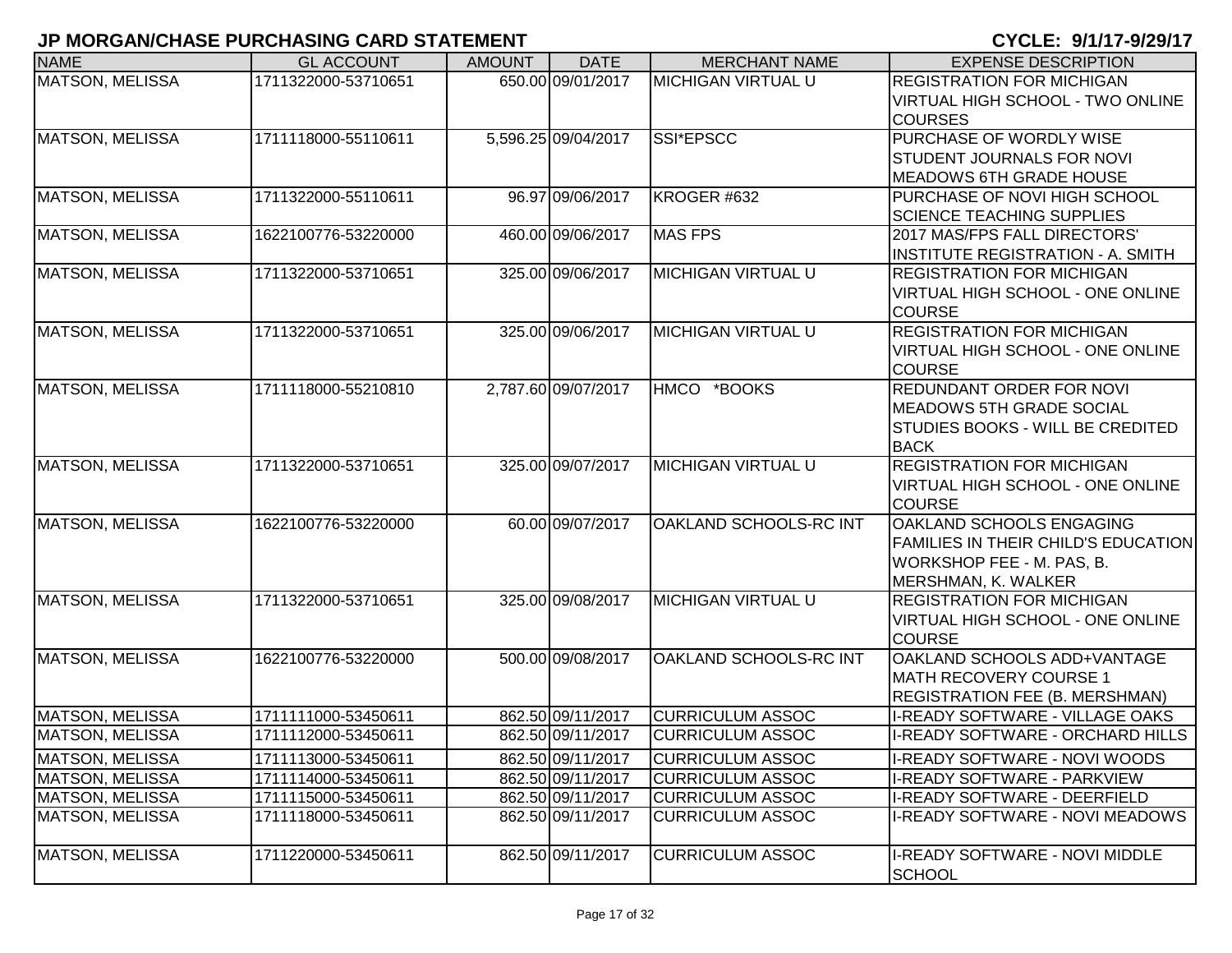## JP MORGAN/CHASE PURCHASING CARD STATEMENT

**CYCLE: 9/1/17-9/29/17**

| NAME | GL ACCOUNT | AMOUNT | DATE | MERCHANT NAME | EXPENSE DESCRIPTION |
|---|---|---|---|---|---|
| MATSON, MELISSA | 1711322000-53710651 | 650.00 | 09/01/2017 | MICHIGAN VIRTUAL U | REGISTRATION FOR MICHIGAN VIRTUAL HIGH SCHOOL - TWO ONLINE COURSES |
| MATSON, MELISSA | 1711118000-55110611 | 5,596.25 | 09/04/2017 | SSI*EPSCC | PURCHASE OF WORDLY WISE STUDENT JOURNALS FOR NOVI MEADOWS 6TH GRADE HOUSE |
| MATSON, MELISSA | 1711322000-55110611 | 96.97 | 09/06/2017 | KROGER #632 | PURCHASE OF NOVI HIGH SCHOOL SCIENCE TEACHING SUPPLIES |
| MATSON, MELISSA | 1622100776-53220000 | 460.00 | 09/06/2017 | MAS FPS | 2017 MAS/FPS FALL DIRECTORS' INSTITUTE REGISTRATION - A. SMITH |
| MATSON, MELISSA | 1711322000-53710651 | 325.00 | 09/06/2017 | MICHIGAN VIRTUAL U | REGISTRATION FOR MICHIGAN VIRTUAL HIGH SCHOOL - ONE ONLINE COURSE |
| MATSON, MELISSA | 1711322000-53710651 | 325.00 | 09/06/2017 | MICHIGAN VIRTUAL U | REGISTRATION FOR MICHIGAN VIRTUAL HIGH SCHOOL - ONE ONLINE COURSE |
| MATSON, MELISSA | 1711118000-55210810 | 2,787.60 | 09/07/2017 | HMCO *BOOKS | REDUNDANT ORDER FOR NOVI MEADOWS 5TH GRADE SOCIAL STUDIES BOOKS - WILL BE CREDITED BACK |
| MATSON, MELISSA | 1711322000-53710651 | 325.00 | 09/07/2017 | MICHIGAN VIRTUAL U | REGISTRATION FOR MICHIGAN VIRTUAL HIGH SCHOOL - ONE ONLINE COURSE |
| MATSON, MELISSA | 1622100776-53220000 | 60.00 | 09/07/2017 | OAKLAND SCHOOLS-RC INT | OAKLAND SCHOOLS ENGAGING FAMILIES IN THEIR CHILD'S EDUCATION WORKSHOP FEE - M. PAS, B. MERSHMAN, K. WALKER |
| MATSON, MELISSA | 1711322000-53710651 | 325.00 | 09/08/2017 | MICHIGAN VIRTUAL U | REGISTRATION FOR MICHIGAN VIRTUAL HIGH SCHOOL - ONE ONLINE COURSE |
| MATSON, MELISSA | 1622100776-53220000 | 500.00 | 09/08/2017 | OAKLAND SCHOOLS-RC INT | OAKLAND SCHOOLS ADD+VANTAGE MATH RECOVERY COURSE 1 REGISTRATION FEE (B. MERSHMAN) |
| MATSON, MELISSA | 1711111000-53450611 | 862.50 | 09/11/2017 | CURRICULUM ASSOC | I-READY SOFTWARE - VILLAGE OAKS |
| MATSON, MELISSA | 1711112000-53450611 | 862.50 | 09/11/2017 | CURRICULUM ASSOC | I-READY SOFTWARE - ORCHARD HILLS |
| MATSON, MELISSA | 1711113000-53450611 | 862.50 | 09/11/2017 | CURRICULUM ASSOC | I-READY SOFTWARE - NOVI WOODS |
| MATSON, MELISSA | 1711114000-53450611 | 862.50 | 09/11/2017 | CURRICULUM ASSOC | I-READY SOFTWARE - PARKVIEW |
| MATSON, MELISSA | 1711115000-53450611 | 862.50 | 09/11/2017 | CURRICULUM ASSOC | I-READY SOFTWARE - DEERFIELD |
| MATSON, MELISSA | 1711118000-53450611 | 862.50 | 09/11/2017 | CURRICULUM ASSOC | I-READY SOFTWARE - NOVI MEADOWS |
| MATSON, MELISSA | 1711220000-53450611 | 862.50 | 09/11/2017 | CURRICULUM ASSOC | I-READY SOFTWARE - NOVI MIDDLE SCHOOL |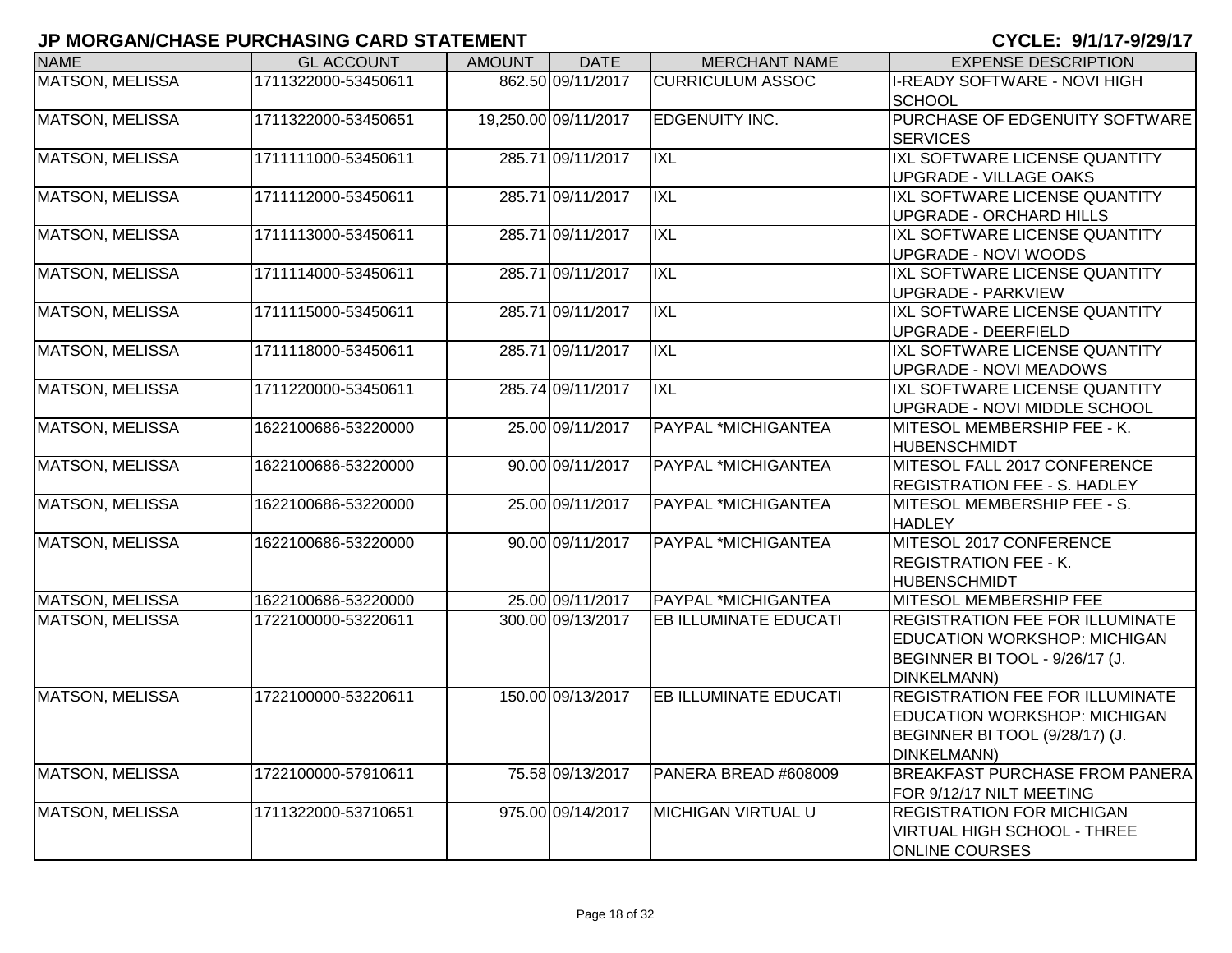# JP MORGAN/CHASE PURCHASING CARD STATEMENT

**CYCLE: 9/1/17-9/29/17**

| NAME | GL ACCOUNT | AMOUNT | DATE | MERCHANT NAME | EXPENSE DESCRIPTION |
|---|---|---|---|---|---|
| MATSON, MELISSA | 1711322000-53450611 | 862.50 | 09/11/2017 | CURRICULUM ASSOC | I-READY SOFTWARE - NOVI HIGH SCHOOL |
| MATSON, MELISSA | 1711322000-53450651 | 19,250.00 | 09/11/2017 | EDGENUITY INC. | PURCHASE OF EDGENUITY SOFTWARE SERVICES |
| MATSON, MELISSA | 1711111000-53450611 | 285.71 | 09/11/2017 | IXL | IXL SOFTWARE LICENSE QUANTITY UPGRADE - VILLAGE OAKS |
| MATSON, MELISSA | 1711112000-53450611 | 285.71 | 09/11/2017 | IXL | IXL SOFTWARE LICENSE QUANTITY UPGRADE - ORCHARD HILLS |
| MATSON, MELISSA | 1711113000-53450611 | 285.71 | 09/11/2017 | IXL | IXL SOFTWARE LICENSE QUANTITY UPGRADE - NOVI WOODS |
| MATSON, MELISSA | 1711114000-53450611 | 285.71 | 09/11/2017 | IXL | IXL SOFTWARE LICENSE QUANTITY UPGRADE - PARKVIEW |
| MATSON, MELISSA | 1711115000-53450611 | 285.71 | 09/11/2017 | IXL | IXL SOFTWARE LICENSE QUANTITY UPGRADE - DEERFIELD |
| MATSON, MELISSA | 1711118000-53450611 | 285.71 | 09/11/2017 | IXL | IXL SOFTWARE LICENSE QUANTITY UPGRADE - NOVI MEADOWS |
| MATSON, MELISSA | 1711220000-53450611 | 285.74 | 09/11/2017 | IXL | IXL SOFTWARE LICENSE QUANTITY UPGRADE - NOVI MIDDLE SCHOOL |
| MATSON, MELISSA | 1622100686-53220000 | 25.00 | 09/11/2017 | PAYPAL *MICHIGANTEA | MITESOL MEMBERSHIP FEE - K. HUBENSCHMIDT |
| MATSON, MELISSA | 1622100686-53220000 | 90.00 | 09/11/2017 | PAYPAL *MICHIGANTEA | MITESOL FALL 2017 CONFERENCE REGISTRATION FEE - S. HADLEY |
| MATSON, MELISSA | 1622100686-53220000 | 25.00 | 09/11/2017 | PAYPAL *MICHIGANTEA | MITESOL MEMBERSHIP FEE - S. HADLEY |
| MATSON, MELISSA | 1622100686-53220000 | 90.00 | 09/11/2017 | PAYPAL *MICHIGANTEA | MITESOL 2017 CONFERENCE REGISTRATION FEE - K. HUBENSCHMIDT |
| MATSON, MELISSA | 1622100686-53220000 | 25.00 | 09/11/2017 | PAYPAL *MICHIGANTEA | MITESOL MEMBERSHIP FEE |
| MATSON, MELISSA | 1722100000-53220611 | 300.00 | 09/13/2017 | EB ILLUMINATE EDUCATI | REGISTRATION FEE FOR ILLUMINATE EDUCATION WORKSHOP: MICHIGAN BEGINNER BI TOOL - 9/26/17 (J. DINKELMANN) |
| MATSON, MELISSA | 1722100000-53220611 | 150.00 | 09/13/2017 | EB ILLUMINATE EDUCATI | REGISTRATION FEE FOR ILLUMINATE EDUCATION WORKSHOP: MICHIGAN BEGINNER BI TOOL (9/28/17) (J. DINKELMANN) |
| MATSON, MELISSA | 1722100000-57910611 | 75.58 | 09/13/2017 | PANERA BREAD #608009 | BREAKFAST PURCHASE FROM PANERA FOR 9/12/17 NILT MEETING |
| MATSON, MELISSA | 1711322000-53710651 | 975.00 | 09/14/2017 | MICHIGAN VIRTUAL U | REGISTRATION FOR MICHIGAN VIRTUAL HIGH SCHOOL - THREE ONLINE COURSES |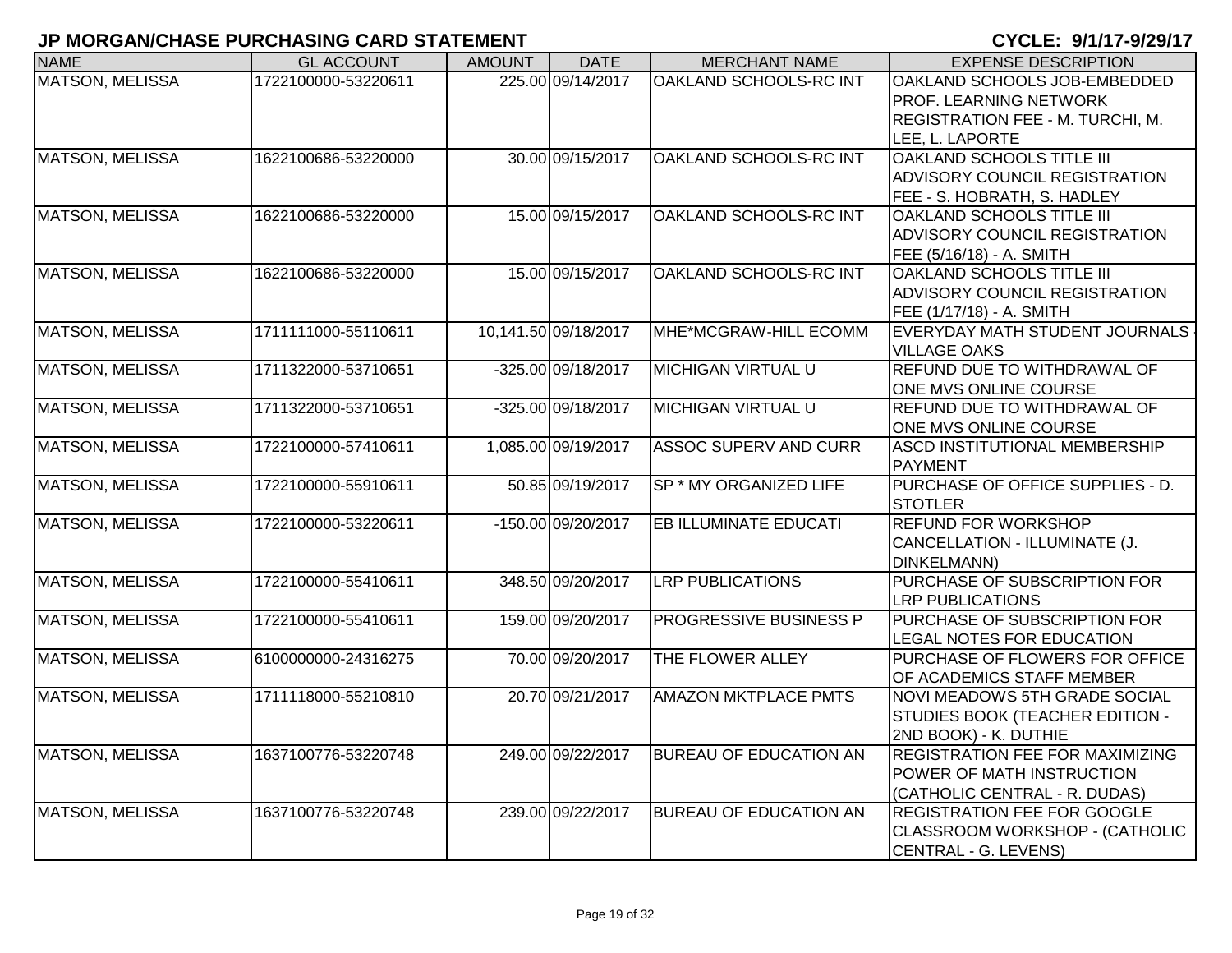## JP MORGAN/CHASE PURCHASING CARD STATEMENT

**CYCLE: 9/1/17-9/29/17**

| NAME | GL ACCOUNT | AMOUNT | DATE | MERCHANT NAME | EXPENSE DESCRIPTION |
|---|---|---|---|---|---|
| MATSON, MELISSA | 1722100000-53220611 | 225.00 | 09/14/2017 | OAKLAND SCHOOLS-RC INT | OAKLAND SCHOOLS JOB-EMBEDDED PROF. LEARNING NETWORK REGISTRATION FEE - M. TURCHI, M. LEE, L. LAPORTE |
| MATSON, MELISSA | 1622100686-53220000 | 30.00 | 09/15/2017 | OAKLAND SCHOOLS-RC INT | OAKLAND SCHOOLS TITLE III ADVISORY COUNCIL REGISTRATION FEE - S. HOBRATH, S. HADLEY |
| MATSON, MELISSA | 1622100686-53220000 | 15.00 | 09/15/2017 | OAKLAND SCHOOLS-RC INT | OAKLAND SCHOOLS TITLE III ADVISORY COUNCIL REGISTRATION FEE (5/16/18) - A. SMITH |
| MATSON, MELISSA | 1622100686-53220000 | 15.00 | 09/15/2017 | OAKLAND SCHOOLS-RC INT | OAKLAND SCHOOLS TITLE III ADVISORY COUNCIL REGISTRATION FEE (1/17/18) - A. SMITH |
| MATSON, MELISSA | 1711111000-55110611 | 10,141.50 | 09/18/2017 | MHE*MCGRAW-HILL ECOMM | EVERYDAY MATH STUDENT JOURNALS - VILLAGE OAKS |
| MATSON, MELISSA | 1711322000-53710651 | -325.00 | 09/18/2017 | MICHIGAN VIRTUAL U | REFUND DUE TO WITHDRAWAL OF ONE MVS ONLINE COURSE |
| MATSON, MELISSA | 1711322000-53710651 | -325.00 | 09/18/2017 | MICHIGAN VIRTUAL U | REFUND DUE TO WITHDRAWAL OF ONE MVS ONLINE COURSE |
| MATSON, MELISSA | 1722100000-57410611 | 1,085.00 | 09/19/2017 | ASSOC SUPERV AND CURR | ASCD INSTITUTIONAL MEMBERSHIP PAYMENT |
| MATSON, MELISSA | 1722100000-55910611 | 50.85 | 09/19/2017 | SP * MY ORGANIZED LIFE | PURCHASE OF OFFICE SUPPLIES - D. STOTLER |
| MATSON, MELISSA | 1722100000-53220611 | -150.00 | 09/20/2017 | EB ILLUMINATE EDUCATI | REFUND FOR WORKSHOP CANCELLATION - ILLUMINATE (J. DINKELMANN) |
| MATSON, MELISSA | 1722100000-55410611 | 348.50 | 09/20/2017 | LRP PUBLICATIONS | PURCHASE OF SUBSCRIPTION FOR LRP PUBLICATIONS |
| MATSON, MELISSA | 1722100000-55410611 | 159.00 | 09/20/2017 | PROGRESSIVE BUSINESS P | PURCHASE OF SUBSCRIPTION FOR LEGAL NOTES FOR EDUCATION |
| MATSON, MELISSA | 6100000000-24316275 | 70.00 | 09/20/2017 | THE FLOWER ALLEY | PURCHASE OF FLOWERS FOR OFFICE OF ACADEMICS STAFF MEMBER |
| MATSON, MELISSA | 1711118000-55210810 | 20.70 | 09/21/2017 | AMAZON MKTPLACE PMTS | NOVI MEADOWS 5TH GRADE SOCIAL STUDIES BOOK (TEACHER EDITION - 2ND BOOK) - K. DUTHIE |
| MATSON, MELISSA | 1637100776-53220748 | 249.00 | 09/22/2017 | BUREAU OF EDUCATION AN | REGISTRATION FEE FOR MAXIMIZING POWER OF MATH INSTRUCTION (CATHOLIC CENTRAL - R. DUDAS) |
| MATSON, MELISSA | 1637100776-53220748 | 239.00 | 09/22/2017 | BUREAU OF EDUCATION AN | REGISTRATION FEE FOR GOOGLE CLASSROOM WORKSHOP - (CATHOLIC CENTRAL - G. LEVENS) |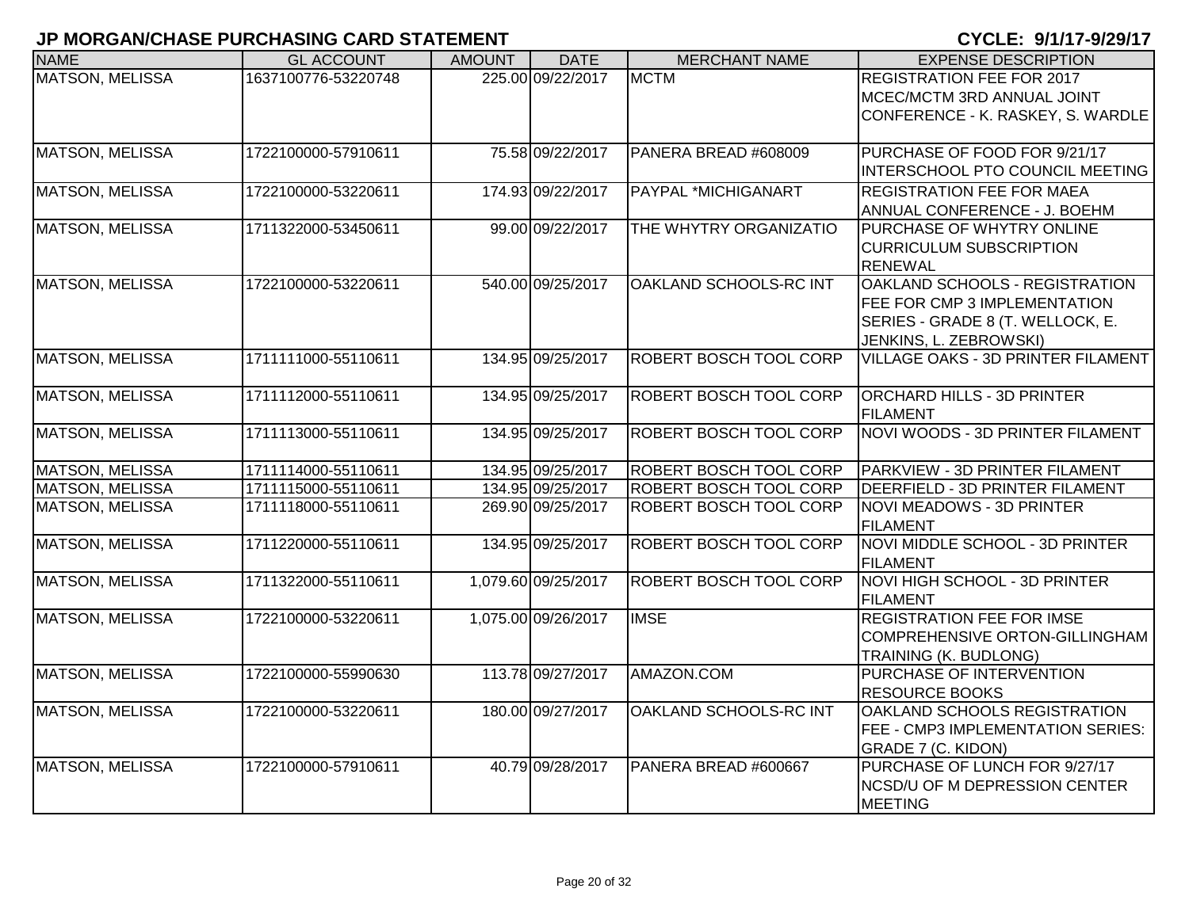# JP MORGAN/CHASE PURCHASING CARD STATEMENT

**CYCLE: 9/1/17-9/29/17**

| NAME | GL ACCOUNT | AMOUNT | DATE | MERCHANT NAME | EXPENSE DESCRIPTION |
|---|---|---|---|---|---|
| MATSON, MELISSA | 1637100776-53220748 | 225.00 | 09/22/2017 | MCTM | REGISTRATION FEE FOR 2017 MCEC/MCTM 3RD ANNUAL JOINT CONFERENCE - K. RASKEY, S. WARDLE |
| MATSON, MELISSA | 1722100000-57910611 | 75.58 | 09/22/2017 | PANERA BREAD #608009 | PURCHASE OF FOOD FOR 9/21/17 INTERSCHOOL PTO COUNCIL MEETING |
| MATSON, MELISSA | 1722100000-53220611 | 174.93 | 09/22/2017 | PAYPAL *MICHIGANART | REGISTRATION FEE FOR MAEA ANNUAL CONFERENCE - J. BOEHM |
| MATSON, MELISSA | 1711322000-53450611 | 99.00 | 09/22/2017 | THE WHYTRY ORGANIZATIO | PURCHASE OF WHYTRY ONLINE CURRICULUM SUBSCRIPTION RENEWAL |
| MATSON, MELISSA | 1722100000-53220611 | 540.00 | 09/25/2017 | OAKLAND SCHOOLS-RC INT | OAKLAND SCHOOLS - REGISTRATION FEE FOR CMP 3 IMPLEMENTATION SERIES - GRADE 8 (T. WELLOCK, E. JENKINS, L. ZEBROWSKI) |
| MATSON, MELISSA | 1711111000-55110611 | 134.95 | 09/25/2017 | ROBERT BOSCH TOOL CORP | VILLAGE OAKS - 3D PRINTER FILAMENT |
| MATSON, MELISSA | 1711112000-55110611 | 134.95 | 09/25/2017 | ROBERT BOSCH TOOL CORP | ORCHARD HILLS - 3D PRINTER FILAMENT |
| MATSON, MELISSA | 1711113000-55110611 | 134.95 | 09/25/2017 | ROBERT BOSCH TOOL CORP | NOVI WOODS - 3D PRINTER FILAMENT |
| MATSON, MELISSA | 1711114000-55110611 | 134.95 | 09/25/2017 | ROBERT BOSCH TOOL CORP | PARKVIEW - 3D PRINTER FILAMENT |
| MATSON, MELISSA | 1711115000-55110611 | 134.95 | 09/25/2017 | ROBERT BOSCH TOOL CORP | DEERFIELD - 3D PRINTER FILAMENT |
| MATSON, MELISSA | 1711118000-55110611 | 269.90 | 09/25/2017 | ROBERT BOSCH TOOL CORP | NOVI MEADOWS - 3D PRINTER FILAMENT |
| MATSON, MELISSA | 1711220000-55110611 | 134.95 | 09/25/2017 | ROBERT BOSCH TOOL CORP | NOVI MIDDLE SCHOOL - 3D PRINTER FILAMENT |
| MATSON, MELISSA | 1711322000-55110611 | 1,079.60 | 09/25/2017 | ROBERT BOSCH TOOL CORP | NOVI HIGH SCHOOL - 3D PRINTER FILAMENT |
| MATSON, MELISSA | 1722100000-53220611 | 1,075.00 | 09/26/2017 | IMSE | REGISTRATION FEE FOR IMSE COMPREHENSIVE ORTON-GILLINGHAM TRAINING (K. BUDLONG) |
| MATSON, MELISSA | 1722100000-55990630 | 113.78 | 09/27/2017 | AMAZON.COM | PURCHASE OF INTERVENTION RESOURCE BOOKS |
| MATSON, MELISSA | 1722100000-53220611 | 180.00 | 09/27/2017 | OAKLAND SCHOOLS-RC INT | OAKLAND SCHOOLS REGISTRATION FEE - CMP3 IMPLEMENTATION SERIES: GRADE 7 (C. KIDON) |
| MATSON, MELISSA | 1722100000-57910611 | 40.79 | 09/28/2017 | PANERA BREAD #600667 | PURCHASE OF LUNCH FOR 9/27/17 NCSD/U OF M DEPRESSION CENTER MEETING |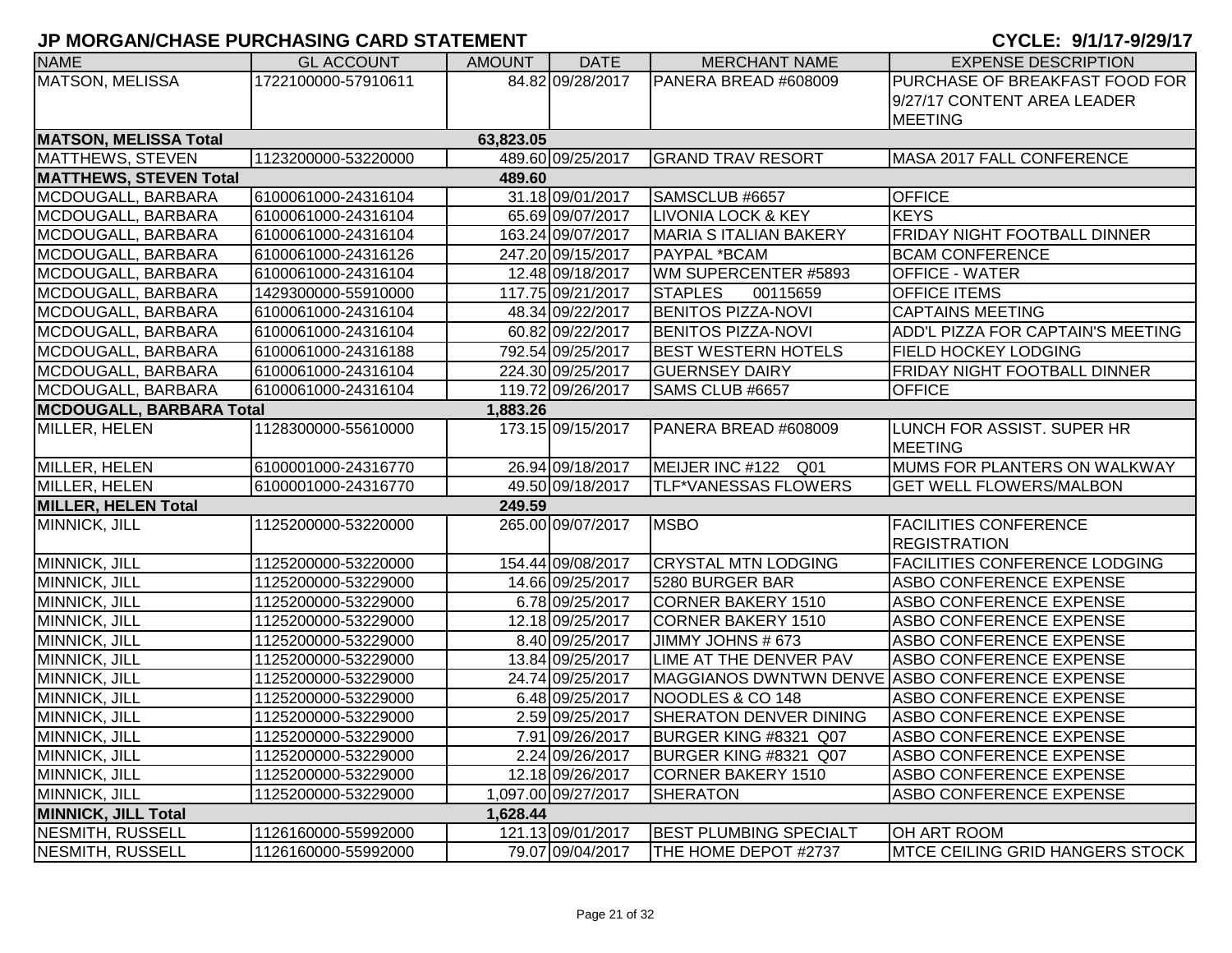# JP MORGAN/CHASE PURCHASING CARD STATEMENT

**CYCLE: 9/1/17-9/29/17**

| NAME | GL ACCOUNT | AMOUNT | DATE | MERCHANT NAME | EXPENSE DESCRIPTION |
|---|---|---|---|---|---|
| MATSON, MELISSA | 1722100000-57910611 | 84.82 | 09/28/2017 | PANERA BREAD #608009 | PURCHASE OF BREAKFAST FOOD FOR 9/27/17 CONTENT AREA LEADER MEETING |
| **MATSON, MELISSA Total** | | **63,823.05** | | | |
| MATTHEWS, STEVEN | 1123200000-53220000 | 489.60 | 09/25/2017 | GRAND TRAV RESORT | MASA 2017 FALL CONFERENCE |
| **MATTHEWS, STEVEN Total** | | **489.60** | | | |
| MCDOUGALL, BARBARA | 6100061000-24316104 | 31.18 | 09/01/2017 | SAMSCLUB #6657 | OFFICE |
| MCDOUGALL, BARBARA | 6100061000-24316104 | 65.69 | 09/07/2017 | LIVONIA LOCK & KEY | KEYS |
| MCDOUGALL, BARBARA | 6100061000-24316104 | 163.24 | 09/07/2017 | MARIA S ITALIAN BAKERY | FRIDAY NIGHT FOOTBALL DINNER |
| MCDOUGALL, BARBARA | 6100061000-24316126 | 247.20 | 09/15/2017 | PAYPAL *BCAM | BCAM CONFERENCE |
| MCDOUGALL, BARBARA | 6100061000-24316104 | 12.48 | 09/18/2017 | WM SUPERCENTER #5893 | OFFICE - WATER |
| MCDOUGALL, BARBARA | 1429300000-55910000 | 117.75 | 09/21/2017 | STAPLES 00115659 | OFFICE ITEMS |
| MCDOUGALL, BARBARA | 6100061000-24316104 | 48.34 | 09/22/2017 | BENITOS PIZZA-NOVI | CAPTAINS MEETING |
| MCDOUGALL, BARBARA | 6100061000-24316104 | 60.82 | 09/22/2017 | BENITOS PIZZA-NOVI | ADD'L PIZZA FOR CAPTAIN'S MEETING |
| MCDOUGALL, BARBARA | 6100061000-24316188 | 792.54 | 09/25/2017 | BEST WESTERN HOTELS | FIELD HOCKEY LODGING |
| MCDOUGALL, BARBARA | 6100061000-24316104 | 224.30 | 09/25/2017 | GUERNSEY DAIRY | FRIDAY NIGHT FOOTBALL DINNER |
| MCDOUGALL, BARBARA | 6100061000-24316104 | 119.72 | 09/26/2017 | SAMS CLUB #6657 | OFFICE |
| **MCDOUGALL, BARBARA Total** | | **1,883.26** | | | |
| MILLER, HELEN | 1128300000-55610000 | 173.15 | 09/15/2017 | PANERA BREAD #608009 | LUNCH FOR ASSIST. SUPER HR MEETING |
| MILLER, HELEN | 6100001000-24316770 | 26.94 | 09/18/2017 | MEIJER INC #122 Q01 | MUMS FOR PLANTERS ON WALKWAY |
| MILLER, HELEN | 6100001000-24316770 | 49.50 | 09/18/2017 | TLF*VANESSAS FLOWERS | GET WELL FLOWERS/MALBON |
| **MILLER, HELEN Total** | | **249.59** | | | |
| MINNICK, JILL | 1125200000-53220000 | 265.00 | 09/07/2017 | MSBO | FACILITIES CONFERENCE REGISTRATION |
| MINNICK, JILL | 1125200000-53220000 | 154.44 | 09/08/2017 | CRYSTAL MTN LODGING | FACILITIES CONFERENCE LODGING |
| MINNICK, JILL | 1125200000-53229000 | 14.66 | 09/25/2017 | 5280 BURGER BAR | ASBO CONFERENCE EXPENSE |
| MINNICK, JILL | 1125200000-53229000 | 6.78 | 09/25/2017 | CORNER BAKERY 1510 | ASBO CONFERENCE EXPENSE |
| MINNICK, JILL | 1125200000-53229000 | 12.18 | 09/25/2017 | CORNER BAKERY 1510 | ASBO CONFERENCE EXPENSE |
| MINNICK, JILL | 1125200000-53229000 | 8.40 | 09/25/2017 | JIMMY JOHNS # 673 | ASBO CONFERENCE EXPENSE |
| MINNICK, JILL | 1125200000-53229000 | 13.84 | 09/25/2017 | LIME AT THE DENVER PAV | ASBO CONFERENCE EXPENSE |
| MINNICK, JILL | 1125200000-53229000 | 24.74 | 09/25/2017 | MAGGIANOS DWNTWN DENVE | ASBO CONFERENCE EXPENSE |
| MINNICK, JILL | 1125200000-53229000 | 6.48 | 09/25/2017 | NOODLES & CO 148 | ASBO CONFERENCE EXPENSE |
| MINNICK, JILL | 1125200000-53229000 | 2.59 | 09/25/2017 | SHERATON DENVER DINING | ASBO CONFERENCE EXPENSE |
| MINNICK, JILL | 1125200000-53229000 | 7.91 | 09/26/2017 | BURGER KING #8321 Q07 | ASBO CONFERENCE EXPENSE |
| MINNICK, JILL | 1125200000-53229000 | 2.24 | 09/26/2017 | BURGER KING #8321 Q07 | ASBO CONFERENCE EXPENSE |
| MINNICK, JILL | 1125200000-53229000 | 12.18 | 09/26/2017 | CORNER BAKERY 1510 | ASBO CONFERENCE EXPENSE |
| MINNICK, JILL | 1125200000-53229000 | 1,097.00 | 09/27/2017 | SHERATON | ASBO CONFERENCE EXPENSE |
| **MINNICK, JILL Total** | | **1,628.44** | | | |
| NESMITH, RUSSELL | 1126160000-55992000 | 121.13 | 09/01/2017 | BEST PLUMBING SPECIALT | OH ART ROOM |
| NESMITH, RUSSELL | 1126160000-55992000 | 79.07 | 09/04/2017 | THE HOME DEPOT #2737 | MTCE CEILING GRID HANGERS STOCK |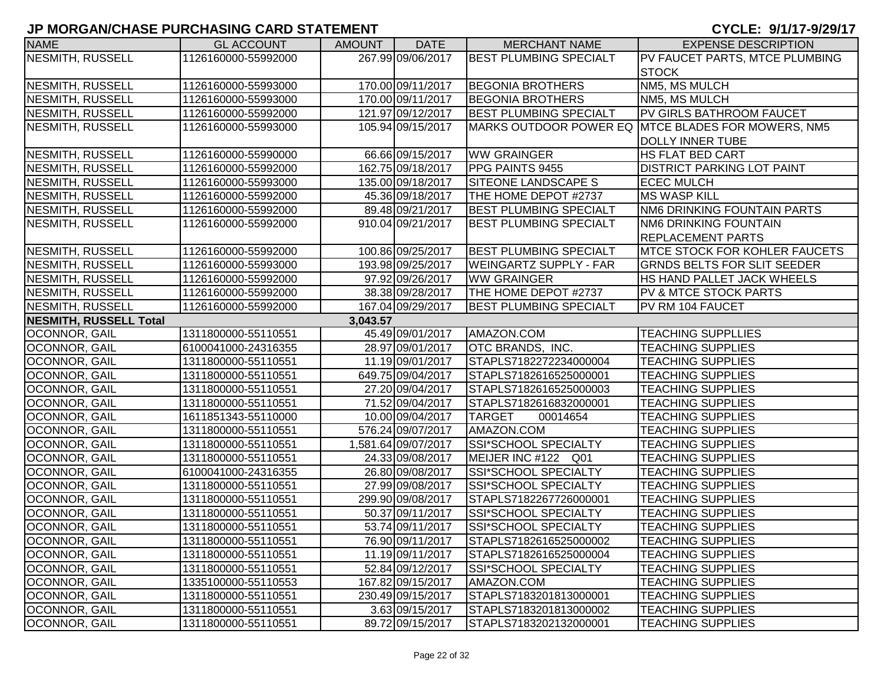## JP MORGAN/CHASE PURCHASING CARD STATEMENT

**CYCLE: 9/1/17-9/29/17**

| NAME | GL ACCOUNT | AMOUNT | DATE | MERCHANT NAME | EXPENSE DESCRIPTION |
|---|---|---|---|---|---|
| NESMITH, RUSSELL | 1126160000-55992000 | 267.99 | 09/06/2017 | BEST PLUMBING SPECIALT | PV FAUCET PARTS, MTCE PLUMBING STOCK |
| NESMITH, RUSSELL | 1126160000-55993000 | 170.00 | 09/11/2017 | BEGONIA BROTHERS | NM5, MS MULCH |
| NESMITH, RUSSELL | 1126160000-55993000 | 170.00 | 09/11/2017 | BEGONIA BROTHERS | NM5, MS MULCH |
| NESMITH, RUSSELL | 1126160000-55992000 | 121.97 | 09/12/2017 | BEST PLUMBING SPECIALT | PV GIRLS BATHROOM FAUCET |
| NESMITH, RUSSELL | 1126160000-55993000 | 105.94 | 09/15/2017 | MARKS OUTDOOR POWER EQ | MTCE BLADES FOR MOWERS, NM5 DOLLY INNER TUBE |
| NESMITH, RUSSELL | 1126160000-55990000 | 66.66 | 09/15/2017 | WW GRAINGER | HS FLAT BED CART |
| NESMITH, RUSSELL | 1126160000-55992000 | 162.75 | 09/18/2017 | PPG PAINTS 9455 | DISTRICT PARKING LOT PAINT |
| NESMITH, RUSSELL | 1126160000-55993000 | 135.00 | 09/18/2017 | SITEONE LANDSCAPE S | ECEC MULCH |
| NESMITH, RUSSELL | 1126160000-55992000 | 45.36 | 09/18/2017 | THE HOME DEPOT #2737 | MS WASP KILL |
| NESMITH, RUSSELL | 1126160000-55992000 | 89.48 | 09/21/2017 | BEST PLUMBING SPECIALT | NM6 DRINKING FOUNTAIN PARTS |
| NESMITH, RUSSELL | 1126160000-55992000 | 910.04 | 09/21/2017 | BEST PLUMBING SPECIALT | NM6 DRINKING FOUNTAIN REPLACEMENT PARTS |
| NESMITH, RUSSELL | 1126160000-55992000 | 100.86 | 09/25/2017 | BEST PLUMBING SPECIALT | MTCE STOCK FOR KOHLER FAUCETS |
| NESMITH, RUSSELL | 1126160000-55993000 | 193.98 | 09/25/2017 | WEINGARTZ SUPPLY - FAR | GRNDS BELTS FOR SLIT SEEDER |
| NESMITH, RUSSELL | 1126160000-55992000 | 97.92 | 09/26/2017 | WW GRAINGER | HS HAND PALLET JACK WHEELS |
| NESMITH, RUSSELL | 1126160000-55992000 | 38.38 | 09/28/2017 | THE HOME DEPOT #2737 | PV & MTCE STOCK PARTS |
| NESMITH, RUSSELL | 1126160000-55992000 | 167.04 | 09/29/2017 | BEST PLUMBING SPECIALT | PV RM 104 FAUCET |
| **NESMITH, RUSSELL Total** | | **3,043.57** | | | |
| OCONNOR, GAIL | 1311800000-55110551 | 45.49 | 09/01/2017 | AMAZON.COM | TEACHING SUPPLLIES |
| OCONNOR, GAIL | 6100041000-24316355 | 28.97 | 09/01/2017 | OTC BRANDS, INC. | TEACHING SUPPLIES |
| OCONNOR, GAIL | 1311800000-55110551 | 11.19 | 09/01/2017 | STAPLS7182272234000004 | TEACHING SUPPLIES |
| OCONNOR, GAIL | 1311800000-55110551 | 649.75 | 09/04/2017 | STAPLS7182616525000001 | TEACHING SUPPLIES |
| OCONNOR, GAIL | 1311800000-55110551 | 27.20 | 09/04/2017 | STAPLS7182616525000003 | TEACHING SUPPLIES |
| OCONNOR, GAIL | 1311800000-55110551 | 71.52 | 09/04/2017 | STAPLS7182616832000001 | TEACHING SUPPLIES |
| OCONNOR, GAIL | 1611851343-55110000 | 10.00 | 09/04/2017 | TARGET 00014654 | TEACHING SUPPLIES |
| OCONNOR, GAIL | 1311800000-55110551 | 576.24 | 09/07/2017 | AMAZON.COM | TEACHING SUPPLIES |
| OCONNOR, GAIL | 1311800000-55110551 | 1,581.64 | 09/07/2017 | SSI*SCHOOL SPECIALTY | TEACHING SUPPLIES |
| OCONNOR, GAIL | 1311800000-55110551 | 24.33 | 09/08/2017 | MEIJER INC #122 Q01 | TEACHING SUPPLIES |
| OCONNOR, GAIL | 6100041000-24316355 | 26.80 | 09/08/2017 | SSI*SCHOOL SPECIALTY | TEACHING SUPPLIES |
| OCONNOR, GAIL | 1311800000-55110551 | 27.99 | 09/08/2017 | SSI*SCHOOL SPECIALTY | TEACHING SUPPLIES |
| OCONNOR, GAIL | 1311800000-55110551 | 299.90 | 09/08/2017 | STAPLS7182267726000001 | TEACHING SUPPLIES |
| OCONNOR, GAIL | 1311800000-55110551 | 50.37 | 09/11/2017 | SSI*SCHOOL SPECIALTY | TEACHING SUPPLIES |
| OCONNOR, GAIL | 1311800000-55110551 | 53.74 | 09/11/2017 | SSI*SCHOOL SPECIALTY | TEACHING SUPPLIES |
| OCONNOR, GAIL | 1311800000-55110551 | 76.90 | 09/11/2017 | STAPLS7182616525000002 | TEACHING SUPPLIES |
| OCONNOR, GAIL | 1311800000-55110551 | 11.19 | 09/11/2017 | STAPLS7182616525000004 | TEACHING SUPPLIES |
| OCONNOR, GAIL | 1311800000-55110551 | 52.84 | 09/12/2017 | SSI*SCHOOL SPECIALTY | TEACHING SUPPLIES |
| OCONNOR, GAIL | 1335100000-55110553 | 167.82 | 09/15/2017 | AMAZON.COM | TEACHING SUPPLIES |
| OCONNOR, GAIL | 1311800000-55110551 | 230.49 | 09/15/2017 | STAPLS7183201813000001 | TEACHING SUPPLIES |
| OCONNOR, GAIL | 1311800000-55110551 | 3.63 | 09/15/2017 | STAPLS7183201813000002 | TEACHING SUPPLIES |
| OCONNOR, GAIL | 1311800000-55110551 | 89.72 | 09/15/2017 | STAPLS7183202132000001 | TEACHING SUPPLIES |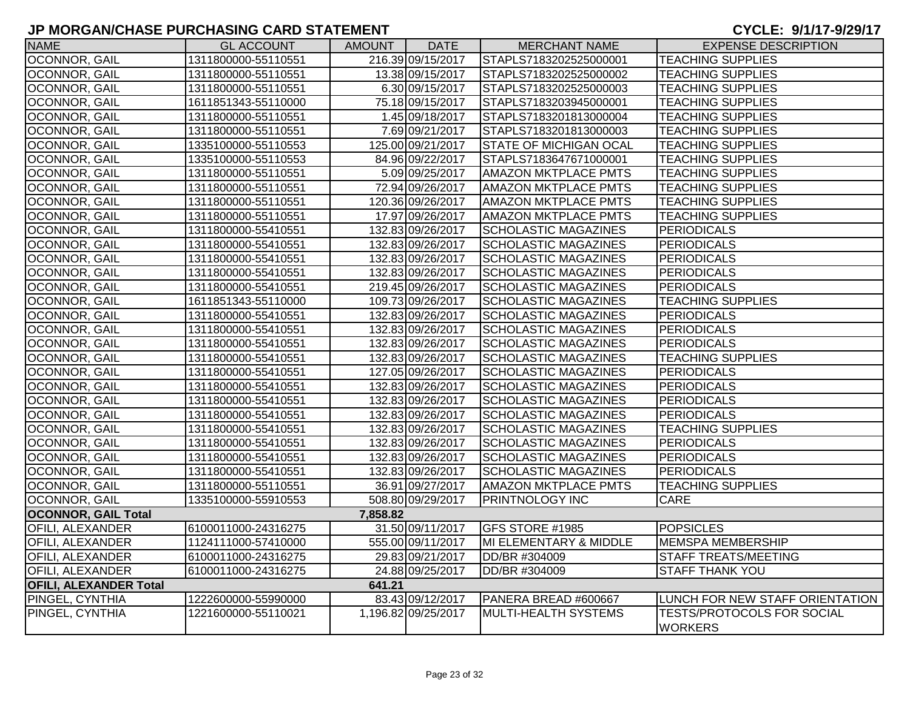## JP MORGAN/CHASE PURCHASING CARD STATEMENT

**CYCLE: 9/1/17-9/29/17**

| NAME | GL ACCOUNT | AMOUNT | DATE | MERCHANT NAME | EXPENSE DESCRIPTION |
|---|---|---|---|---|---|
| OCONNOR, GAIL | 1311800000-55110551 | 216.39 | 09/15/2017 | STAPLS7183202525000001 | TEACHING SUPPLIES |
| OCONNOR, GAIL | 1311800000-55110551 | 13.38 | 09/15/2017 | STAPLS7183202525000002 | TEACHING SUPPLIES |
| OCONNOR, GAIL | 1311800000-55110551 | 6.30 | 09/15/2017 | STAPLS7183202525000003 | TEACHING SUPPLIES |
| OCONNOR, GAIL | 1611851343-55110000 | 75.18 | 09/15/2017 | STAPLS7183203945000001 | TEACHING SUPPLIES |
| OCONNOR, GAIL | 1311800000-55110551 | 1.45 | 09/18/2017 | STAPLS7183201813000004 | TEACHING SUPPLIES |
| OCONNOR, GAIL | 1311800000-55110551 | 7.69 | 09/21/2017 | STAPLS7183201813000003 | TEACHING SUPPLIES |
| OCONNOR, GAIL | 1335100000-55110553 | 125.00 | 09/21/2017 | STATE OF MICHIGAN OCAL | TEACHING SUPPLIES |
| OCONNOR, GAIL | 1335100000-55110553 | 84.96 | 09/22/2017 | STAPLS7183647671000001 | TEACHING SUPPLIES |
| OCONNOR, GAIL | 1311800000-55110551 | 5.09 | 09/25/2017 | AMAZON MKTPLACE PMTS | TEACHING SUPPLIES |
| OCONNOR, GAIL | 1311800000-55110551 | 72.94 | 09/26/2017 | AMAZON MKTPLACE PMTS | TEACHING SUPPLIES |
| OCONNOR, GAIL | 1311800000-55110551 | 120.36 | 09/26/2017 | AMAZON MKTPLACE PMTS | TEACHING SUPPLIES |
| OCONNOR, GAIL | 1311800000-55110551 | 17.97 | 09/26/2017 | AMAZON MKTPLACE PMTS | TEACHING SUPPLIES |
| OCONNOR, GAIL | 1311800000-55410551 | 132.83 | 09/26/2017 | SCHOLASTIC MAGAZINES | PERIODICALS |
| OCONNOR, GAIL | 1311800000-55410551 | 132.83 | 09/26/2017 | SCHOLASTIC MAGAZINES | PERIODICALS |
| OCONNOR, GAIL | 1311800000-55410551 | 132.83 | 09/26/2017 | SCHOLASTIC MAGAZINES | PERIODICALS |
| OCONNOR, GAIL | 1311800000-55410551 | 132.83 | 09/26/2017 | SCHOLASTIC MAGAZINES | PERIODICALS |
| OCONNOR, GAIL | 1311800000-55410551 | 219.45 | 09/26/2017 | SCHOLASTIC MAGAZINES | PERIODICALS |
| OCONNOR, GAIL | 1611851343-55110000 | 109.73 | 09/26/2017 | SCHOLASTIC MAGAZINES | TEACHING SUPPLIES |
| OCONNOR, GAIL | 1311800000-55410551 | 132.83 | 09/26/2017 | SCHOLASTIC MAGAZINES | PERIODICALS |
| OCONNOR, GAIL | 1311800000-55410551 | 132.83 | 09/26/2017 | SCHOLASTIC MAGAZINES | PERIODICALS |
| OCONNOR, GAIL | 1311800000-55410551 | 132.83 | 09/26/2017 | SCHOLASTIC MAGAZINES | PERIODICALS |
| OCONNOR, GAIL | 1311800000-55410551 | 132.83 | 09/26/2017 | SCHOLASTIC MAGAZINES | TEACHING SUPPLIES |
| OCONNOR, GAIL | 1311800000-55410551 | 127.05 | 09/26/2017 | SCHOLASTIC MAGAZINES | PERIODICALS |
| OCONNOR, GAIL | 1311800000-55410551 | 132.83 | 09/26/2017 | SCHOLASTIC MAGAZINES | PERIODICALS |
| OCONNOR, GAIL | 1311800000-55410551 | 132.83 | 09/26/2017 | SCHOLASTIC MAGAZINES | PERIODICALS |
| OCONNOR, GAIL | 1311800000-55410551 | 132.83 | 09/26/2017 | SCHOLASTIC MAGAZINES | PERIODICALS |
| OCONNOR, GAIL | 1311800000-55410551 | 132.83 | 09/26/2017 | SCHOLASTIC MAGAZINES | TEACHING SUPPLIES |
| OCONNOR, GAIL | 1311800000-55410551 | 132.83 | 09/26/2017 | SCHOLASTIC MAGAZINES | PERIODICALS |
| OCONNOR, GAIL | 1311800000-55410551 | 132.83 | 09/26/2017 | SCHOLASTIC MAGAZINES | PERIODICALS |
| OCONNOR, GAIL | 1311800000-55410551 | 132.83 | 09/26/2017 | SCHOLASTIC MAGAZINES | PERIODICALS |
| OCONNOR, GAIL | 1311800000-55110551 | 36.91 | 09/27/2017 | AMAZON MKTPLACE PMTS | TEACHING SUPPLIES |
| OCONNOR, GAIL | 1335100000-55910553 | 508.80 | 09/29/2017 | PRINTNOLOGY INC | CARE |
| **OCONNOR, GAIL Total** | | **7,858.82** | | | |
| OFILI, ALEXANDER | 6100011000-24316275 | 31.50 | 09/11/2017 | GFS STORE #1985 | POPSICLES |
| OFILI, ALEXANDER | 1124111000-57410000 | 555.00 | 09/11/2017 | MI ELEMENTARY & MIDDLE | MEMSPA MEMBERSHIP |
| OFILI, ALEXANDER | 6100011000-24316275 | 29.83 | 09/21/2017 | DD/BR #304009 | STAFF TREATS/MEETING |
| OFILI, ALEXANDER | 6100011000-24316275 | 24.88 | 09/25/2017 | DD/BR #304009 | STAFF THANK YOU |
| **OFILI, ALEXANDER Total** | | **641.21** | | | |
| PINGEL, CYNTHIA | 1222600000-55990000 | 83.43 | 09/12/2017 | PANERA BREAD #600667 | LUNCH FOR NEW STAFF ORIENTATION |
| PINGEL, CYNTHIA | 1221600000-55110021 | 1,196.82 | 09/25/2017 | MULTI-HEALTH SYSTEMS | TESTS/PROTOCOLS FOR SOCIAL WORKERS |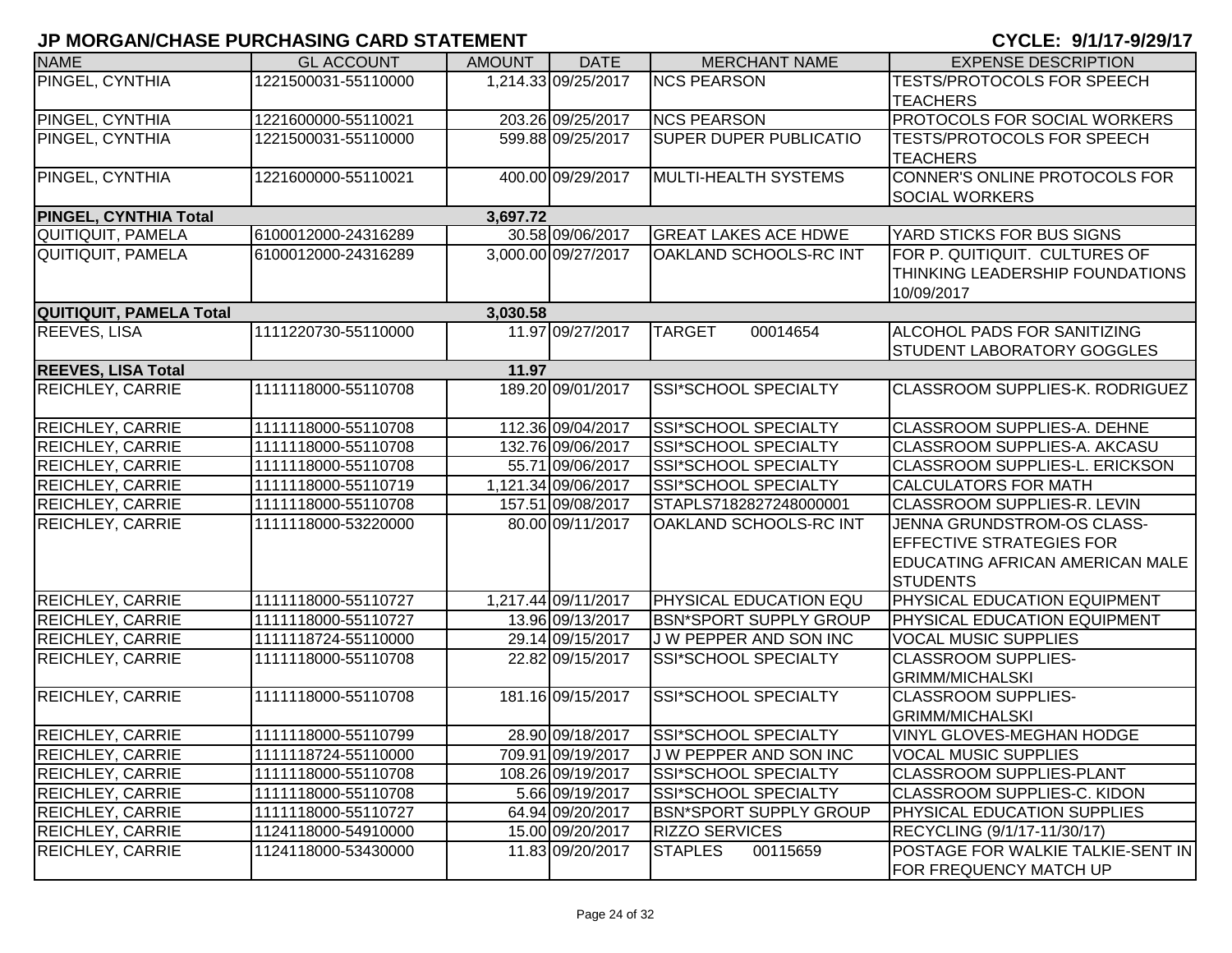# JP MORGAN/CHASE PURCHASING CARD STATEMENT

**CYCLE: 9/1/17-9/29/17**

| NAME | GL ACCOUNT | AMOUNT | DATE | MERCHANT NAME | EXPENSE DESCRIPTION |
|---|---|---|---|---|---|
| PINGEL, CYNTHIA | 1221500031-55110000 | 1,214.33 | 09/25/2017 | NCS PEARSON | TESTS/PROTOCOLS FOR SPEECH TEACHERS |
| PINGEL, CYNTHIA | 1221600000-55110021 | 203.26 | 09/25/2017 | NCS PEARSON | PROTOCOLS FOR SOCIAL WORKERS |
| PINGEL, CYNTHIA | 1221500031-55110000 | 599.88 | 09/25/2017 | SUPER DUPER PUBLICATIO | TESTS/PROTOCOLS FOR SPEECH TEACHERS |
| PINGEL, CYNTHIA | 1221600000-55110021 | 400.00 | 09/29/2017 | MULTI-HEALTH SYSTEMS | CONNER'S ONLINE PROTOCOLS FOR SOCIAL WORKERS |
| **PINGEL, CYNTHIA Total** | | **3,697.72** | | | |
| QUITIQUIT, PAMELA | 6100012000-24316289 | 30.58 | 09/06/2017 | GREAT LAKES ACE HDWE | YARD STICKS FOR BUS SIGNS |
| QUITIQUIT, PAMELA | 6100012000-24316289 | 3,000.00 | 09/27/2017 | OAKLAND SCHOOLS-RC INT | FOR P. QUITIQUIT. CULTURES OF THINKING LEADERSHIP FOUNDATIONS 10/09/2017 |
| **QUITIQUIT, PAMELA Total** | | **3,030.58** | | | |
| REEVES, LISA | 1111220730-55110000 | 11.97 | 09/27/2017 | TARGET 00014654 | ALCOHOL PADS FOR SANITIZING STUDENT LABORATORY GOGGLES |
| **REEVES, LISA Total** | | **11.97** | | | |
| REICHLEY, CARRIE | 1111118000-55110708 | 189.20 | 09/01/2017 | SSI*SCHOOL SPECIALTY | CLASSROOM SUPPLIES-K. RODRIGUEZ |
| REICHLEY, CARRIE | 1111118000-55110708 | 112.36 | 09/04/2017 | SSI*SCHOOL SPECIALTY | CLASSROOM SUPPLIES-A. DEHNE |
| REICHLEY, CARRIE | 1111118000-55110708 | 132.76 | 09/06/2017 | SSI*SCHOOL SPECIALTY | CLASSROOM SUPPLIES-A. AKCASU |
| REICHLEY, CARRIE | 1111118000-55110708 | 55.71 | 09/06/2017 | SSI*SCHOOL SPECIALTY | CLASSROOM SUPPLIES-L. ERICKSON |
| REICHLEY, CARRIE | 1111118000-55110719 | 1,121.34 | 09/06/2017 | SSI*SCHOOL SPECIALTY | CALCULATORS FOR MATH |
| REICHLEY, CARRIE | 1111118000-55110708 | 157.51 | 09/08/2017 | STAPLS7182827248000001 | CLASSROOM SUPPLIES-R. LEVIN |
| REICHLEY, CARRIE | 1111118000-53220000 | 80.00 | 09/11/2017 | OAKLAND SCHOOLS-RC INT | JENNA GRUNDSTROM-OS CLASS-EFFECTIVE STRATEGIES FOR EDUCATING AFRICAN AMERICAN MALE STUDENTS |
| REICHLEY, CARRIE | 1111118000-55110727 | 1,217.44 | 09/11/2017 | PHYSICAL EDUCATION EQU | PHYSICAL EDUCATION EQUIPMENT |
| REICHLEY, CARRIE | 1111118000-55110727 | 13.96 | 09/13/2017 | BSN*SPORT SUPPLY GROUP | PHYSICAL EDUCATION EQUIPMENT |
| REICHLEY, CARRIE | 1111118724-55110000 | 29.14 | 09/15/2017 | J W PEPPER AND SON INC | VOCAL MUSIC SUPPLIES |
| REICHLEY, CARRIE | 1111118000-55110708 | 22.82 | 09/15/2017 | SSI*SCHOOL SPECIALTY | CLASSROOM SUPPLIES-GRIMM/MICHALSKI |
| REICHLEY, CARRIE | 1111118000-55110708 | 181.16 | 09/15/2017 | SSI*SCHOOL SPECIALTY | CLASSROOM SUPPLIES-GRIMM/MICHALSKI |
| REICHLEY, CARRIE | 1111118000-55110799 | 28.90 | 09/18/2017 | SSI*SCHOOL SPECIALTY | VINYL GLOVES-MEGHAN HODGE |
| REICHLEY, CARRIE | 1111118724-55110000 | 709.91 | 09/19/2017 | J W PEPPER AND SON INC | VOCAL MUSIC SUPPLIES |
| REICHLEY, CARRIE | 1111118000-55110708 | 108.26 | 09/19/2017 | SSI*SCHOOL SPECIALTY | CLASSROOM SUPPLIES-PLANT |
| REICHLEY, CARRIE | 1111118000-55110708 | 5.66 | 09/19/2017 | SSI*SCHOOL SPECIALTY | CLASSROOM SUPPLIES-C. KIDON |
| REICHLEY, CARRIE | 1111118000-55110727 | 64.94 | 09/20/2017 | BSN*SPORT SUPPLY GROUP | PHYSICAL EDUCATION SUPPLIES |
| REICHLEY, CARRIE | 1124118000-54910000 | 15.00 | 09/20/2017 | RIZZO SERVICES | RECYCLING (9/1/17-11/30/17) |
| REICHLEY, CARRIE | 1124118000-53430000 | 11.83 | 09/20/2017 | STAPLES 00115659 | POSTAGE FOR WALKIE TALKIE-SENT IN FOR FREQUENCY MATCH UP |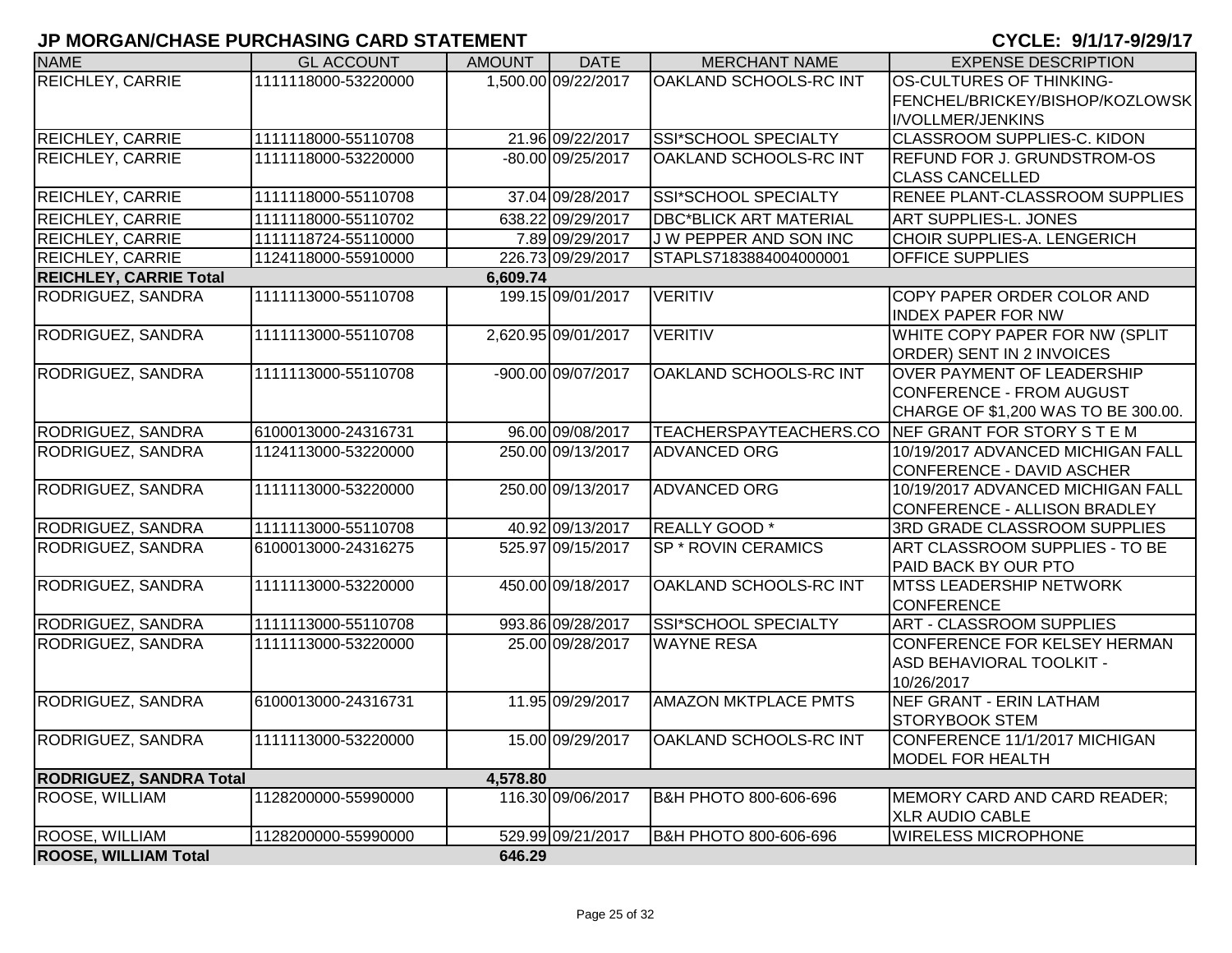## JP MORGAN/CHASE PURCHASING CARD STATEMENT

**CYCLE: 9/1/17-9/29/17**

| NAME | GL ACCOUNT | AMOUNT | DATE | MERCHANT NAME | EXPENSE DESCRIPTION |
|---|---|---|---|---|---|
| REICHLEY, CARRIE | 1111118000-53220000 | 1,500.00 | 09/22/2017 | OAKLAND SCHOOLS-RC INT | OS-CULTURES OF THINKING-FENCHEL/BRICKEY/BISHOP/KOZLOWSKI/VOLLMER/JENKINS |
| REICHLEY, CARRIE | 1111118000-55110708 | 21.96 | 09/22/2017 | SSI*SCHOOL SPECIALTY | CLASSROOM SUPPLIES-C. KIDON |
| REICHLEY, CARRIE | 1111118000-53220000 | -80.00 | 09/25/2017 | OAKLAND SCHOOLS-RC INT | REFUND FOR J. GRUNDSTROM-OS CLASS CANCELLED |
| REICHLEY, CARRIE | 1111118000-55110708 | 37.04 | 09/28/2017 | SSI*SCHOOL SPECIALTY | RENEE PLANT-CLASSROOM SUPPLIES |
| REICHLEY, CARRIE | 1111118000-55110702 | 638.22 | 09/29/2017 | DBC*BLICK ART MATERIAL | ART SUPPLIES-L. JONES |
| REICHLEY, CARRIE | 1111118724-55110000 | 7.89 | 09/29/2017 | J W PEPPER AND SON INC | CHOIR SUPPLIES-A. LENGERICH |
| REICHLEY, CARRIE | 1124118000-55910000 | 226.73 | 09/29/2017 | STAPLS7183884004000001 | OFFICE SUPPLIES |
| **REICHLEY, CARRIE Total** | | **6,609.74** | | | |
| RODRIGUEZ, SANDRA | 1111113000-55110708 | 199.15 | 09/01/2017 | VERITIV | COPY PAPER ORDER COLOR AND INDEX PAPER FOR NW |
| RODRIGUEZ, SANDRA | 1111113000-55110708 | 2,620.95 | 09/01/2017 | VERITIV | WHITE COPY PAPER FOR NW (SPLIT ORDER) SENT IN 2 INVOICES |
| RODRIGUEZ, SANDRA | 1111113000-55110708 | -900.00 | 09/07/2017 | OAKLAND SCHOOLS-RC INT | OVER PAYMENT OF LEADERSHIP CONFERENCE - FROM AUGUST CHARGE OF $1,200 WAS TO BE 300.00. |
| RODRIGUEZ, SANDRA | 6100013000-24316731 | 96.00 | 09/08/2017 | TEACHERSPAYTEACHERS.CO | NEF GRANT FOR STORY S T E M |
| RODRIGUEZ, SANDRA | 1124113000-53220000 | 250.00 | 09/13/2017 | ADVANCED ORG | 10/19/2017 ADVANCED MICHIGAN FALL CONFERENCE - DAVID ASCHER |
| RODRIGUEZ, SANDRA | 1111113000-53220000 | 250.00 | 09/13/2017 | ADVANCED ORG | 10/19/2017 ADVANCED MICHIGAN FALL CONFERENCE - ALLISON BRADLEY |
| RODRIGUEZ, SANDRA | 1111113000-55110708 | 40.92 | 09/13/2017 | REALLY GOOD * | 3RD GRADE CLASSROOM SUPPLIES |
| RODRIGUEZ, SANDRA | 6100013000-24316275 | 525.97 | 09/15/2017 | SP * ROVIN CERAMICS | ART CLASSROOM SUPPLIES - TO BE PAID BACK BY OUR PTO |
| RODRIGUEZ, SANDRA | 1111113000-53220000 | 450.00 | 09/18/2017 | OAKLAND SCHOOLS-RC INT | MTSS LEADERSHIP NETWORK CONFERENCE |
| RODRIGUEZ, SANDRA | 1111113000-55110708 | 993.86 | 09/28/2017 | SSI*SCHOOL SPECIALTY | ART - CLASSROOM SUPPLIES |
| RODRIGUEZ, SANDRA | 1111113000-53220000 | 25.00 | 09/28/2017 | WAYNE RESA | CONFERENCE FOR KELSEY HERMAN ASD BEHAVIORAL TOOLKIT - 10/26/2017 |
| RODRIGUEZ, SANDRA | 6100013000-24316731 | 11.95 | 09/29/2017 | AMAZON MKTPLACE PMTS | NEF GRANT - ERIN LATHAM STORYBOOK STEM |
| RODRIGUEZ, SANDRA | 1111113000-53220000 | 15.00 | 09/29/2017 | OAKLAND SCHOOLS-RC INT | CONFERENCE 11/1/2017 MICHIGAN MODEL FOR HEALTH |
| **RODRIGUEZ, SANDRA Total** | | **4,578.80** | | | |
| ROOSE, WILLIAM | 1128200000-55990000 | 116.30 | 09/06/2017 | B&H PHOTO 800-606-696 | MEMORY CARD AND CARD READER; XLR AUDIO CABLE |
| ROOSE, WILLIAM | 1128200000-55990000 | 529.99 | 09/21/2017 | B&H PHOTO 800-606-696 | WIRELESS MICROPHONE |
| **ROOSE, WILLIAM Total** | | **646.29** | | | |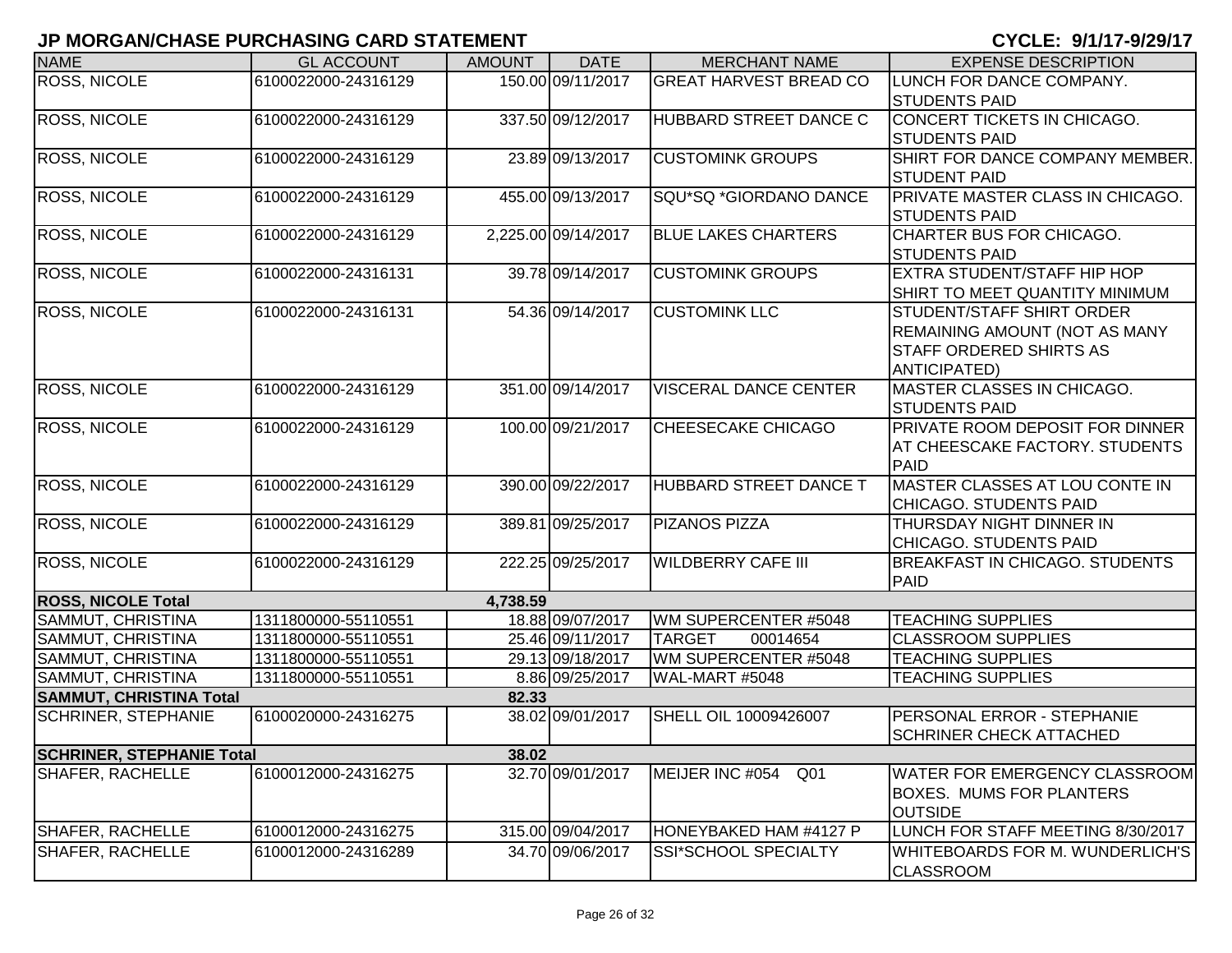## JP MORGAN/CHASE PURCHASING CARD STATEMENT

**CYCLE: 9/1/17-9/29/17**

| NAME | GL ACCOUNT | AMOUNT | DATE | MERCHANT NAME | EXPENSE DESCRIPTION |
|---|---|---|---|---|---|
| ROSS, NICOLE | 6100022000-24316129 | 150.00 | 09/11/2017 | GREAT HARVEST BREAD CO | LUNCH FOR DANCE COMPANY. STUDENTS PAID |
| ROSS, NICOLE | 6100022000-24316129 | 337.50 | 09/12/2017 | HUBBARD STREET DANCE C | CONCERT TICKETS IN CHICAGO. STUDENTS PAID |
| ROSS, NICOLE | 6100022000-24316129 | 23.89 | 09/13/2017 | CUSTOMINK GROUPS | SHIRT FOR DANCE COMPANY MEMBER. STUDENT PAID |
| ROSS, NICOLE | 6100022000-24316129 | 455.00 | 09/13/2017 | SQU*SQ *GIORDANO DANCE | PRIVATE MASTER CLASS IN CHICAGO. STUDENTS PAID |
| ROSS, NICOLE | 6100022000-24316129 | 2,225.00 | 09/14/2017 | BLUE LAKES CHARTERS | CHARTER BUS FOR CHICAGO. STUDENTS PAID |
| ROSS, NICOLE | 6100022000-24316131 | 39.78 | 09/14/2017 | CUSTOMINK GROUPS | EXTRA STUDENT/STAFF HIP HOP SHIRT TO MEET QUANTITY MINIMUM |
| ROSS, NICOLE | 6100022000-24316131 | 54.36 | 09/14/2017 | CUSTOMINK LLC | STUDENT/STAFF SHIRT ORDER REMAINING AMOUNT (NOT AS MANY STAFF ORDERED SHIRTS AS ANTICIPATED) |
| ROSS, NICOLE | 6100022000-24316129 | 351.00 | 09/14/2017 | VISCERAL DANCE CENTER | MASTER CLASSES IN CHICAGO. STUDENTS PAID |
| ROSS, NICOLE | 6100022000-24316129 | 100.00 | 09/21/2017 | CHEESECAKE CHICAGO | PRIVATE ROOM DEPOSIT FOR DINNER AT CHEESCAKE FACTORY. STUDENTS PAID |
| ROSS, NICOLE | 6100022000-24316129 | 390.00 | 09/22/2017 | HUBBARD STREET DANCE T | MASTER CLASSES AT LOU CONTE IN CHICAGO. STUDENTS PAID |
| ROSS, NICOLE | 6100022000-24316129 | 389.81 | 09/25/2017 | PIZANOS PIZZA | THURSDAY NIGHT DINNER IN CHICAGO. STUDENTS PAID |
| ROSS, NICOLE | 6100022000-24316129 | 222.25 | 09/25/2017 | WILDBERRY CAFE III | BREAKFAST IN CHICAGO. STUDENTS PAID |
| **ROSS, NICOLE Total** | | **4,738.59** | | | |
| SAMMUT, CHRISTINA | 1311800000-55110551 | 18.88 | 09/07/2017 | WM SUPERCENTER #5048 | TEACHING SUPPLIES |
| SAMMUT, CHRISTINA | 1311800000-55110551 | 25.46 | 09/11/2017 | TARGET 00014654 | CLASSROOM SUPPLIES |
| SAMMUT, CHRISTINA | 1311800000-55110551 | 29.13 | 09/18/2017 | WM SUPERCENTER #5048 | TEACHING SUPPLIES |
| SAMMUT, CHRISTINA | 1311800000-55110551 | 8.86 | 09/25/2017 | WAL-MART #5048 | TEACHING SUPPLIES |
| **SAMMUT, CHRISTINA Total** | | **82.33** | | | |
| SCHRINER, STEPHANIE | 6100020000-24316275 | 38.02 | 09/01/2017 | SHELL OIL 10009426007 | PERSONAL ERROR - STEPHANIE SCHRINER CHECK ATTACHED |
| **SCHRINER, STEPHANIE Total** | | **38.02** | | | |
| SHAFER, RACHELLE | 6100012000-24316275 | 32.70 | 09/01/2017 | MEIJER INC #054 Q01 | WATER FOR EMERGENCY CLASSROOM BOXES. MUMS FOR PLANTERS OUTSIDE |
| SHAFER, RACHELLE | 6100012000-24316275 | 315.00 | 09/04/2017 | HONEYBAKED HAM #4127 P | LUNCH FOR STAFF MEETING 8/30/2017 |
| SHAFER, RACHELLE | 6100012000-24316289 | 34.70 | 09/06/2017 | SSI*SCHOOL SPECIALTY | WHITEBOARDS FOR M. WUNDERLICH'S CLASSROOM |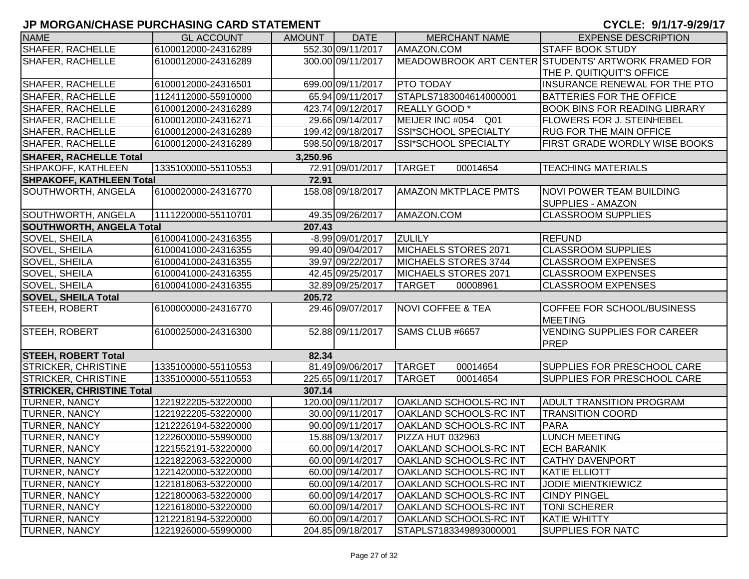## JP MORGAN/CHASE PURCHASING CARD STATEMENT

**CYCLE: 9/1/17-9/29/17**

| NAME | GL ACCOUNT | AMOUNT | DATE | MERCHANT NAME | EXPENSE DESCRIPTION |
|---|---|---|---|---|---|
| SHAFER, RACHELLE | 6100012000-24316289 | 552.30 | 09/11/2017 | AMAZON.COM | STAFF BOOK STUDY |
| SHAFER, RACHELLE | 6100012000-24316289 | 300.00 | 09/11/2017 | MEADOWBROOK ART CENTER | STUDENTS' ARTWORK FRAMED FOR THE P. QUITIQUIT'S OFFICE |
| SHAFER, RACHELLE | 6100012000-24316501 | 699.00 | 09/11/2017 | PTO TODAY | INSURANCE RENEWAL FOR THE PTO |
| SHAFER, RACHELLE | 1124112000-55910000 | 65.94 | 09/11/2017 | STAPLS7183004614000001 | BATTERIES FOR THE OFFICE |
| SHAFER, RACHELLE | 6100012000-24316289 | 423.74 | 09/12/2017 | REALLY GOOD * | BOOK BINS FOR READING LIBRARY |
| SHAFER, RACHELLE | 6100012000-24316271 | 29.66 | 09/14/2017 | MEIJER INC #054 Q01 | FLOWERS FOR J. STEINHEBEL |
| SHAFER, RACHELLE | 6100012000-24316289 | 199.42 | 09/18/2017 | SSI*SCHOOL SPECIALTY | RUG FOR THE MAIN OFFICE |
| SHAFER, RACHELLE | 6100012000-24316289 | 598.50 | 09/18/2017 | SSI*SCHOOL SPECIALTY | FIRST GRADE WORDLY WISE BOOKS |
| **SHAFER, RACHELLE Total** | | **3,250.96** | | | |
| SHPAKOFF, KATHLEEN | 1335100000-55110553 | 72.91 | 09/01/2017 | TARGET 00014654 | TEACHING MATERIALS |
| **SHPAKOFF, KATHLEEN Total** | | **72.91** | | | |
| SOUTHWORTH, ANGELA | 6100020000-24316770 | 158.08 | 09/18/2017 | AMAZON MKTPLACE PMTS | NOVI POWER TEAM BUILDING SUPPLIES - AMAZON |
| SOUTHWORTH, ANGELA | 1111220000-55110701 | 49.35 | 09/26/2017 | AMAZON.COM | CLASSROOM SUPPLIES |
| **SOUTHWORTH, ANGELA Total** | | **207.43** | | | |
| SOVEL, SHEILA | 6100041000-24316355 | -8.99 | 09/01/2017 | ZULILY | REFUND |
| SOVEL, SHEILA | 6100041000-24316355 | 99.40 | 09/04/2017 | MICHAELS STORES 2071 | CLASSROOM SUPPLIES |
| SOVEL, SHEILA | 6100041000-24316355 | 39.97 | 09/22/2017 | MICHAELS STORES 3744 | CLASSROOM EXPENSES |
| SOVEL, SHEILA | 6100041000-24316355 | 42.45 | 09/25/2017 | MICHAELS STORES 2071 | CLASSROOM EXPENSES |
| SOVEL, SHEILA | 6100041000-24316355 | 32.89 | 09/25/2017 | TARGET 00008961 | CLASSROOM EXPENSES |
| **SOVEL, SHEILA Total** | | **205.72** | | | |
| STEEH, ROBERT | 6100000000-24316770 | 29.46 | 09/07/2017 | NOVI COFFEE & TEA | COFFEE FOR SCHOOL/BUSINESS MEETING |
| STEEH, ROBERT | 6100025000-24316300 | 52.88 | 09/11/2017 | SAMS CLUB #6657 | VENDING SUPPLIES FOR CAREER PREP |
| **STEEH, ROBERT Total** | | **82.34** | | | |
| STRICKER, CHRISTINE | 1335100000-55110553 | 81.49 | 09/06/2017 | TARGET 00014654 | SUPPLIES FOR PRESCHOOL CARE |
| STRICKER, CHRISTINE | 1335100000-55110553 | 225.65 | 09/11/2017 | TARGET 00014654 | SUPPLIES FOR PRESCHOOL CARE |
| **STRICKER, CHRISTINE Total** | | **307.14** | | | |
| TURNER, NANCY | 1221922205-53220000 | 120.00 | 09/11/2017 | OAKLAND SCHOOLS-RC INT | ADULT TRANSITION PROGRAM |
| TURNER, NANCY | 1221922205-53220000 | 30.00 | 09/11/2017 | OAKLAND SCHOOLS-RC INT | TRANSITION COORD |
| TURNER, NANCY | 1212226194-53220000 | 90.00 | 09/11/2017 | OAKLAND SCHOOLS-RC INT | PARA |
| TURNER, NANCY | 1222600000-55990000 | 15.88 | 09/13/2017 | PIZZA HUT 032963 | LUNCH MEETING |
| TURNER, NANCY | 1221552191-53220000 | 60.00 | 09/14/2017 | OAKLAND SCHOOLS-RC INT | ECH BARANIK |
| TURNER, NANCY | 1221822063-53220000 | 60.00 | 09/14/2017 | OAKLAND SCHOOLS-RC INT | CATHY DAVENPORT |
| TURNER, NANCY | 1221420000-53220000 | 60.00 | 09/14/2017 | OAKLAND SCHOOLS-RC INT | KATIE ELLIOTT |
| TURNER, NANCY | 1221818063-53220000 | 60.00 | 09/14/2017 | OAKLAND SCHOOLS-RC INT | JODIE MIENTKIEWICZ |
| TURNER, NANCY | 1221800063-53220000 | 60.00 | 09/14/2017 | OAKLAND SCHOOLS-RC INT | CINDY PINGEL |
| TURNER, NANCY | 1221618000-53220000 | 60.00 | 09/14/2017 | OAKLAND SCHOOLS-RC INT | TONI SCHERER |
| TURNER, NANCY | 1212218194-53220000 | 60.00 | 09/14/2017 | OAKLAND SCHOOLS-RC INT | KATIE WHITTY |
| TURNER, NANCY | 1221926000-55990000 | 204.85 | 09/18/2017 | STAPLS7183349893000001 | SUPPLIES FOR NATC |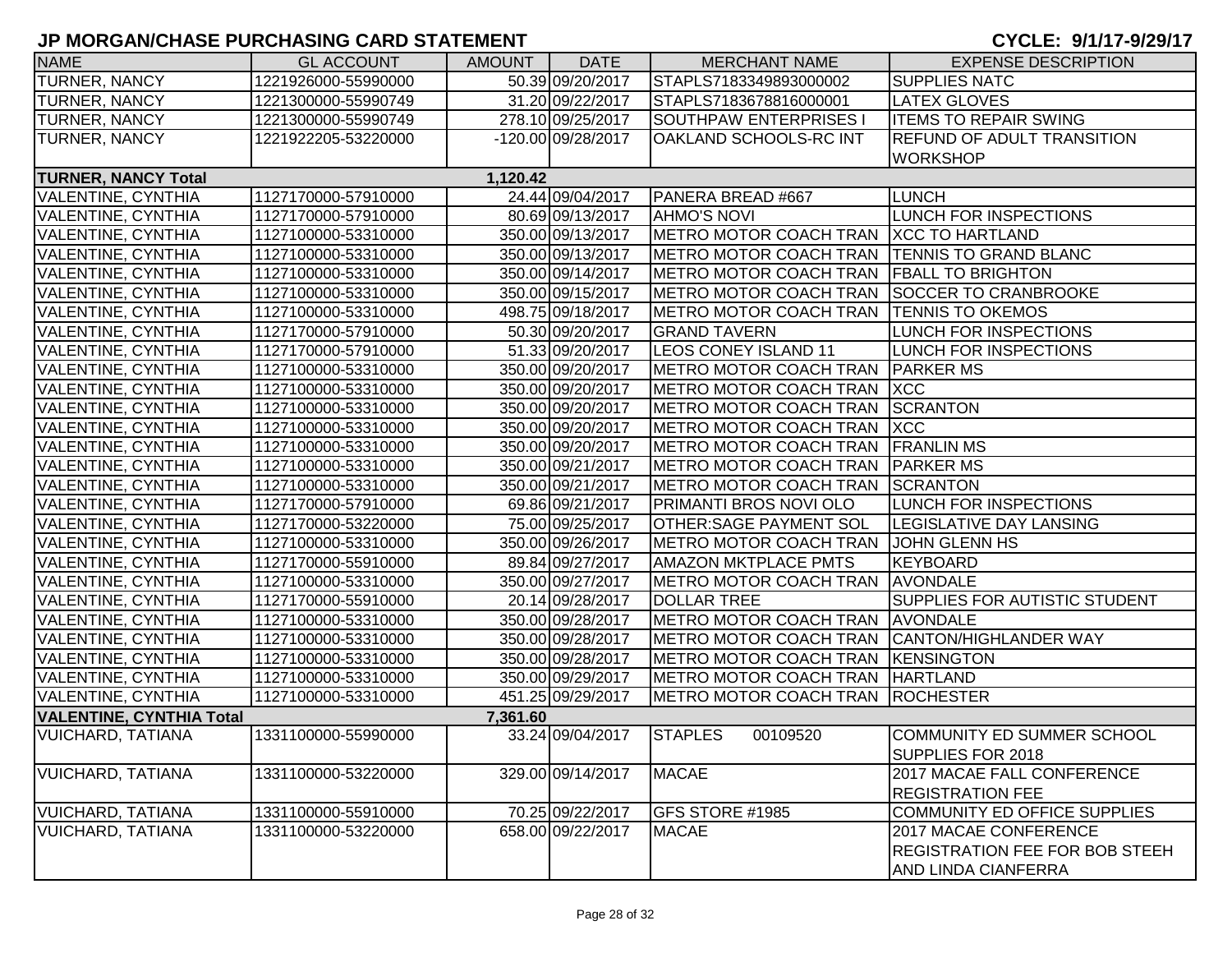## JP MORGAN/CHASE PURCHASING CARD STATEMENT

**CYCLE: 9/1/17-9/29/17**

| NAME | GL ACCOUNT | AMOUNT | DATE | MERCHANT NAME | EXPENSE DESCRIPTION |
|---|---|---|---|---|---|
| TURNER, NANCY | 1221926000-55990000 | 50.39 | 09/20/2017 | STAPLS7183349893000002 | SUPPLIES NATC |
| TURNER, NANCY | 1221300000-55990749 | 31.20 | 09/22/2017 | STAPLS7183678816000001 | LATEX GLOVES |
| TURNER, NANCY | 1221300000-55990749 | 278.10 | 09/25/2017 | SOUTHPAW ENTERPRISES I | ITEMS TO REPAIR SWING |
| TURNER, NANCY | 1221922205-53220000 | -120.00 | 09/28/2017 | OAKLAND SCHOOLS-RC INT | REFUND OF ADULT TRANSITION WORKSHOP |
| **TURNER, NANCY Total** | | **1,120.42** | | | |
| VALENTINE, CYNTHIA | 1127170000-57910000 | 24.44 | 09/04/2017 | PANERA BREAD #667 | LUNCH |
| VALENTINE, CYNTHIA | 1127170000-57910000 | 80.69 | 09/13/2017 | AHMO'S NOVI | LUNCH FOR INSPECTIONS |
| VALENTINE, CYNTHIA | 1127100000-53310000 | 350.00 | 09/13/2017 | METRO MOTOR COACH TRAN | XCC TO HARTLAND |
| VALENTINE, CYNTHIA | 1127100000-53310000 | 350.00 | 09/13/2017 | METRO MOTOR COACH TRAN | TENNIS TO GRAND BLANC |
| VALENTINE, CYNTHIA | 1127100000-53310000 | 350.00 | 09/14/2017 | METRO MOTOR COACH TRAN | FBALL TO BRIGHTON |
| VALENTINE, CYNTHIA | 1127100000-53310000 | 350.00 | 09/15/2017 | METRO MOTOR COACH TRAN | SOCCER TO CRANBROOKE |
| VALENTINE, CYNTHIA | 1127100000-53310000 | 498.75 | 09/18/2017 | METRO MOTOR COACH TRAN | TENNIS TO OKEMOS |
| VALENTINE, CYNTHIA | 1127170000-57910000 | 50.30 | 09/20/2017 | GRAND TAVERN | LUNCH FOR INSPECTIONS |
| VALENTINE, CYNTHIA | 1127170000-57910000 | 51.33 | 09/20/2017 | LEOS CONEY ISLAND 11 | LUNCH FOR INSPECTIONS |
| VALENTINE, CYNTHIA | 1127100000-53310000 | 350.00 | 09/20/2017 | METRO MOTOR COACH TRAN | PARKER MS |
| VALENTINE, CYNTHIA | 1127100000-53310000 | 350.00 | 09/20/2017 | METRO MOTOR COACH TRAN | XCC |
| VALENTINE, CYNTHIA | 1127100000-53310000 | 350.00 | 09/20/2017 | METRO MOTOR COACH TRAN | SCRANTON |
| VALENTINE, CYNTHIA | 1127100000-53310000 | 350.00 | 09/20/2017 | METRO MOTOR COACH TRAN | XCC |
| VALENTINE, CYNTHIA | 1127100000-53310000 | 350.00 | 09/20/2017 | METRO MOTOR COACH TRAN | FRANLIN MS |
| VALENTINE, CYNTHIA | 1127100000-53310000 | 350.00 | 09/21/2017 | METRO MOTOR COACH TRAN | PARKER MS |
| VALENTINE, CYNTHIA | 1127100000-53310000 | 350.00 | 09/21/2017 | METRO MOTOR COACH TRAN | SCRANTON |
| VALENTINE, CYNTHIA | 1127170000-57910000 | 69.86 | 09/21/2017 | PRIMANTI BROS NOVI OLO | LUNCH FOR INSPECTIONS |
| VALENTINE, CYNTHIA | 1127170000-53220000 | 75.00 | 09/25/2017 | OTHER:SAGE PAYMENT SOL | LEGISLATIVE DAY LANSING |
| VALENTINE, CYNTHIA | 1127100000-53310000 | 350.00 | 09/26/2017 | METRO MOTOR COACH TRAN | JOHN GLENN HS |
| VALENTINE, CYNTHIA | 1127170000-55910000 | 89.84 | 09/27/2017 | AMAZON MKTPLACE PMTS | KEYBOARD |
| VALENTINE, CYNTHIA | 1127100000-53310000 | 350.00 | 09/27/2017 | METRO MOTOR COACH TRAN | AVONDALE |
| VALENTINE, CYNTHIA | 1127170000-55910000 | 20.14 | 09/28/2017 | DOLLAR TREE | SUPPLIES FOR AUTISTIC STUDENT |
| VALENTINE, CYNTHIA | 1127100000-53310000 | 350.00 | 09/28/2017 | METRO MOTOR COACH TRAN | AVONDALE |
| VALENTINE, CYNTHIA | 1127100000-53310000 | 350.00 | 09/28/2017 | METRO MOTOR COACH TRAN | CANTON/HIGHLANDER WAY |
| VALENTINE, CYNTHIA | 1127100000-53310000 | 350.00 | 09/28/2017 | METRO MOTOR COACH TRAN | KENSINGTON |
| VALENTINE, CYNTHIA | 1127100000-53310000 | 350.00 | 09/29/2017 | METRO MOTOR COACH TRAN | HARTLAND |
| VALENTINE, CYNTHIA | 1127100000-53310000 | 451.25 | 09/29/2017 | METRO MOTOR COACH TRAN | ROCHESTER |
| **VALENTINE, CYNTHIA Total** | | **7,361.60** | | | |
| VUICHARD, TATIANA | 1331100000-55990000 | 33.24 | 09/04/2017 | STAPLES 00109520 | COMMUNITY ED SUMMER SCHOOL SUPPLIES FOR 2018 |
| VUICHARD, TATIANA | 1331100000-53220000 | 329.00 | 09/14/2017 | MACAE | 2017 MACAE FALL CONFERENCE REGISTRATION FEE |
| VUICHARD, TATIANA | 1331100000-55910000 | 70.25 | 09/22/2017 | GFS STORE #1985 | COMMUNITY ED OFFICE SUPPLIES |
| VUICHARD, TATIANA | 1331100000-53220000 | 658.00 | 09/22/2017 | MACAE | 2017 MACAE CONFERENCE REGISTRATION FEE FOR BOB STEEH AND LINDA CIANFERRA |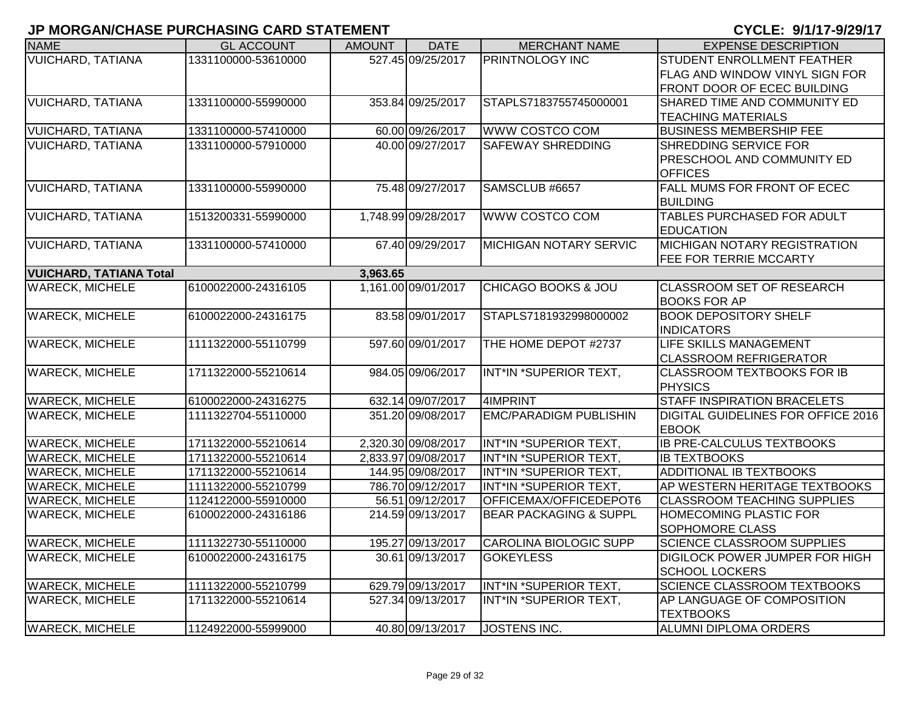# JP MORGAN/CHASE PURCHASING CARD STATEMENT

**CYCLE: 9/1/17-9/29/17**

| NAME | GL ACCOUNT | AMOUNT | DATE | MERCHANT NAME | EXPENSE DESCRIPTION |
|---|---|---|---|---|---|
| VUICHARD, TATIANA | 1331100000-53610000 | 527.45 | 09/25/2017 | PRINTNOLOGY INC | STUDENT ENROLLMENT FEATHER FLAG AND WINDOW VINYL SIGN FOR FRONT DOOR OF ECEC BUILDING |
| VUICHARD, TATIANA | 1331100000-55990000 | 353.84 | 09/25/2017 | STAPLS7183755745000001 | SHARED TIME AND COMMUNITY ED TEACHING MATERIALS |
| VUICHARD, TATIANA | 1331100000-57410000 | 60.00 | 09/26/2017 | WWW COSTCO COM | BUSINESS MEMBERSHIP FEE |
| VUICHARD, TATIANA | 1331100000-57910000 | 40.00 | 09/27/2017 | SAFEWAY SHREDDING | SHREDDING SERVICE FOR PRESCHOOL AND COMMUNITY ED OFFICES |
| VUICHARD, TATIANA | 1331100000-55990000 | 75.48 | 09/27/2017 | SAMSCLUB #6657 | FALL MUMS FOR FRONT OF ECEC BUILDING |
| VUICHARD, TATIANA | 1513200331-55990000 | 1,748.99 | 09/28/2017 | WWW COSTCO COM | TABLES PURCHASED FOR ADULT EDUCATION |
| VUICHARD, TATIANA | 1331100000-57410000 | 67.40 | 09/29/2017 | MICHIGAN NOTARY SERVIC | MICHIGAN NOTARY REGISTRATION FEE FOR TERRIE MCCARTY |
| **VUICHARD, TATIANA Total** | | **3,963.65** | | | |
| WARECK, MICHELE | 6100022000-24316105 | 1,161.00 | 09/01/2017 | CHICAGO BOOKS & JOU | CLASSROOM SET OF RESEARCH BOOKS FOR AP |
| WARECK, MICHELE | 6100022000-24316175 | 83.58 | 09/01/2017 | STAPLS7181932998000002 | BOOK DEPOSITORY SHELF INDICATORS |
| WARECK, MICHELE | 1111322000-55110799 | 597.60 | 09/01/2017 | THE HOME DEPOT #2737 | LIFE SKILLS MANAGEMENT CLASSROOM REFRIGERATOR |
| WARECK, MICHELE | 1711322000-55210614 | 984.05 | 09/06/2017 | INT*IN *SUPERIOR TEXT, | CLASSROOM TEXTBOOKS FOR IB PHYSICS |
| WARECK, MICHELE | 6100022000-24316275 | 632.14 | 09/07/2017 | 4IMPRINT | STAFF INSPIRATION BRACELETS |
| WARECK, MICHELE | 1111322704-55110000 | 351.20 | 09/08/2017 | EMC/PARADIGM PUBLISHIN | DIGITAL GUIDELINES FOR OFFICE 2016 EBOOK |
| WARECK, MICHELE | 1711322000-55210614 | 2,320.30 | 09/08/2017 | INT*IN *SUPERIOR TEXT, | IB PRE-CALCULUS TEXTBOOKS |
| WARECK, MICHELE | 1711322000-55210614 | 2,833.97 | 09/08/2017 | INT*IN *SUPERIOR TEXT, | IB TEXTBOOKS |
| WARECK, MICHELE | 1711322000-55210614 | 144.95 | 09/08/2017 | INT*IN *SUPERIOR TEXT, | ADDITIONAL IB TEXTBOOKS |
| WARECK, MICHELE | 1111322000-55210799 | 786.70 | 09/12/2017 | INT*IN *SUPERIOR TEXT, | AP WESTERN HERITAGE TEXTBOOKS |
| WARECK, MICHELE | 1124122000-55910000 | 56.51 | 09/12/2017 | OFFICEMAX/OFFICEDEPOT6 | CLASSROOM TEACHING SUPPLIES |
| WARECK, MICHELE | 6100022000-24316186 | 214.59 | 09/13/2017 | BEAR PACKAGING & SUPPL | HOMECOMING PLASTIC FOR SOPHOMORE CLASS |
| WARECK, MICHELE | 1111322730-55110000 | 195.27 | 09/13/2017 | CAROLINA BIOLOGIC SUPP | SCIENCE CLASSROOM SUPPLIES |
| WARECK, MICHELE | 6100022000-24316175 | 30.61 | 09/13/2017 | GOKEYLESS | DIGILOCK POWER JUMPER FOR HIGH SCHOOL LOCKERS |
| WARECK, MICHELE | 1111322000-55210799 | 629.79 | 09/13/2017 | INT*IN *SUPERIOR TEXT, | SCIENCE CLASSROOM TEXTBOOKS |
| WARECK, MICHELE | 1711322000-55210614 | 527.34 | 09/13/2017 | INT*IN *SUPERIOR TEXT, | AP LANGUAGE OF COMPOSITION TEXTBOOKS |
| WARECK, MICHELE | 1124922000-55999000 | 40.80 | 09/13/2017 | JOSTENS INC. | ALUMNI DIPLOMA ORDERS |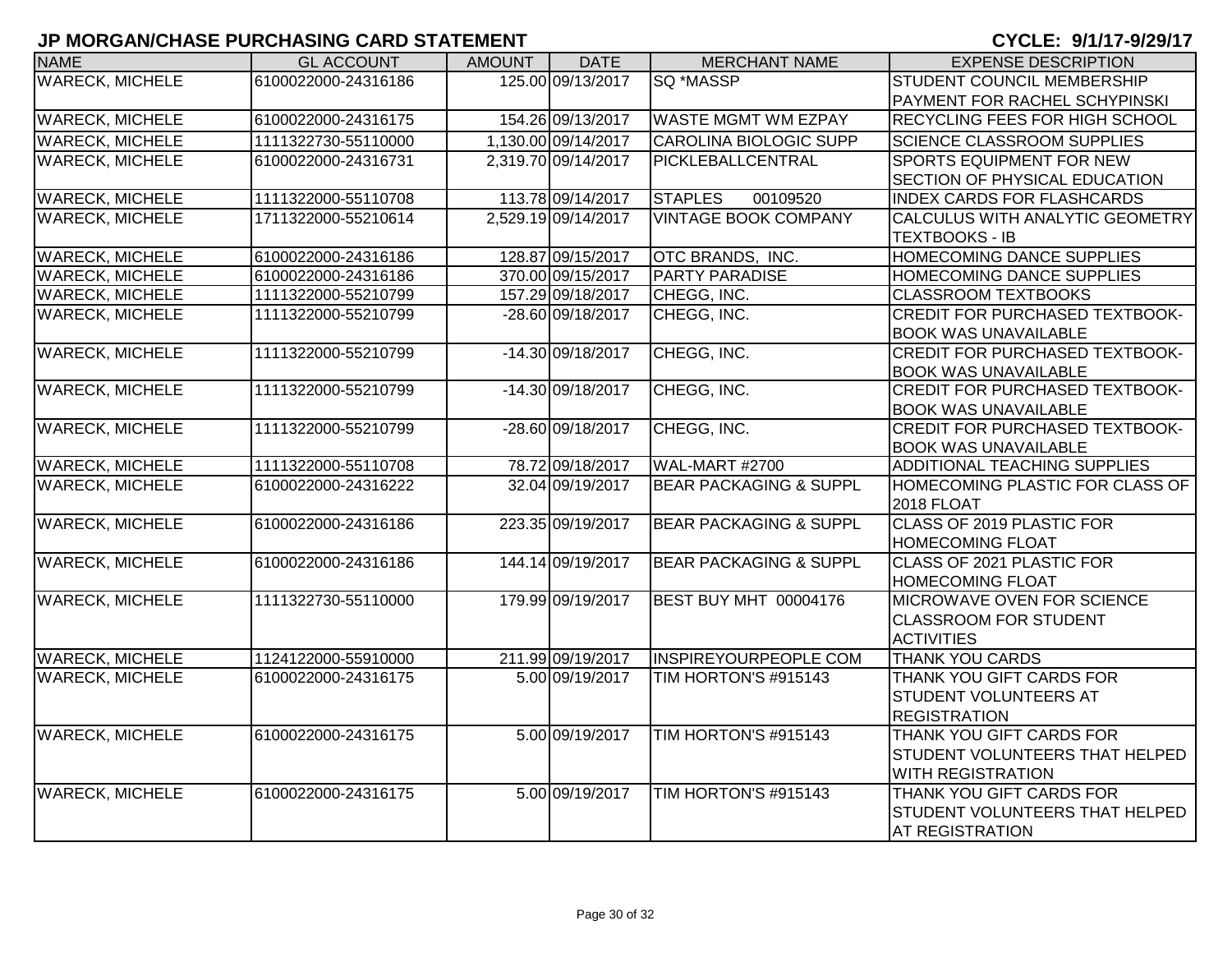# JP MORGAN/CHASE PURCHASING CARD STATEMENT

**CYCLE: 9/1/17-9/29/17**

| NAME | GL ACCOUNT | AMOUNT | DATE | MERCHANT NAME | EXPENSE DESCRIPTION |
|---|---|---|---|---|---|
| WARECK, MICHELE | 6100022000-24316186 | 125.00 | 09/13/2017 | SQ *MASSP | STUDENT COUNCIL MEMBERSHIP PAYMENT FOR RACHEL SCHYPINSKI |
| WARECK, MICHELE | 6100022000-24316175 | 154.26 | 09/13/2017 | WASTE MGMT WM EZPAY | RECYCLING FEES FOR HIGH SCHOOL |
| WARECK, MICHELE | 1111322730-55110000 | 1,130.00 | 09/14/2017 | CAROLINA BIOLOGIC SUPP | SCIENCE CLASSROOM SUPPLIES |
| WARECK, MICHELE | 6100022000-24316731 | 2,319.70 | 09/14/2017 | PICKLEBALLCENTRAL | SPORTS EQUIPMENT FOR NEW SECTION OF PHYSICAL EDUCATION |
| WARECK, MICHELE | 1111322000-55110708 | 113.78 | 09/14/2017 | STAPLES 00109520 | INDEX CARDS FOR FLASHCARDS |
| WARECK, MICHELE | 1711322000-55210614 | 2,529.19 | 09/14/2017 | VINTAGE BOOK COMPANY | CALCULUS WITH ANALYTIC GEOMETRY TEXTBOOKS - IB |
| WARECK, MICHELE | 6100022000-24316186 | 128.87 | 09/15/2017 | OTC BRANDS, INC. | HOMECOMING DANCE SUPPLIES |
| WARECK, MICHELE | 6100022000-24316186 | 370.00 | 09/15/2017 | PARTY PARADISE | HOMECOMING DANCE SUPPLIES |
| WARECK, MICHELE | 1111322000-55210799 | 157.29 | 09/18/2017 | CHEGG, INC. | CLASSROOM TEXTBOOKS |
| WARECK, MICHELE | 1111322000-55210799 | -28.60 | 09/18/2017 | CHEGG, INC. | CREDIT FOR PURCHASED TEXTBOOK-BOOK WAS UNAVAILABLE |
| WARECK, MICHELE | 1111322000-55210799 | -14.30 | 09/18/2017 | CHEGG, INC. | CREDIT FOR PURCHASED TEXTBOOK-BOOK WAS UNAVAILABLE |
| WARECK, MICHELE | 1111322000-55210799 | -14.30 | 09/18/2017 | CHEGG, INC. | CREDIT FOR PURCHASED TEXTBOOK-BOOK WAS UNAVAILABLE |
| WARECK, MICHELE | 1111322000-55210799 | -28.60 | 09/18/2017 | CHEGG, INC. | CREDIT FOR PURCHASED TEXTBOOK-BOOK WAS UNAVAILABLE |
| WARECK, MICHELE | 1111322000-55110708 | 78.72 | 09/18/2017 | WAL-MART #2700 | ADDITIONAL TEACHING SUPPLIES |
| WARECK, MICHELE | 6100022000-24316222 | 32.04 | 09/19/2017 | BEAR PACKAGING & SUPPL | HOMECOMING PLASTIC FOR CLASS OF 2018 FLOAT |
| WARECK, MICHELE | 6100022000-24316186 | 223.35 | 09/19/2017 | BEAR PACKAGING & SUPPL | CLASS OF 2019 PLASTIC FOR HOMECOMING FLOAT |
| WARECK, MICHELE | 6100022000-24316186 | 144.14 | 09/19/2017 | BEAR PACKAGING & SUPPL | CLASS OF 2021 PLASTIC FOR HOMECOMING FLOAT |
| WARECK, MICHELE | 1111322730-55110000 | 179.99 | 09/19/2017 | BEST BUY MHT 00004176 | MICROWAVE OVEN FOR SCIENCE CLASSROOM FOR STUDENT ACTIVITIES |
| WARECK, MICHELE | 1124122000-55910000 | 211.99 | 09/19/2017 | INSPIREYOURPEOPLE COM | THANK YOU CARDS |
| WARECK, MICHELE | 6100022000-24316175 | 5.00 | 09/19/2017 | TIM HORTON'S #915143 | THANK YOU GIFT CARDS FOR STUDENT VOLUNTEERS AT REGISTRATION |
| WARECK, MICHELE | 6100022000-24316175 | 5.00 | 09/19/2017 | TIM HORTON'S #915143 | THANK YOU GIFT CARDS FOR STUDENT VOLUNTEERS THAT HELPED WITH REGISTRATION |
| WARECK, MICHELE | 6100022000-24316175 | 5.00 | 09/19/2017 | TIM HORTON'S #915143 | THANK YOU GIFT CARDS FOR STUDENT VOLUNTEERS THAT HELPED AT REGISTRATION |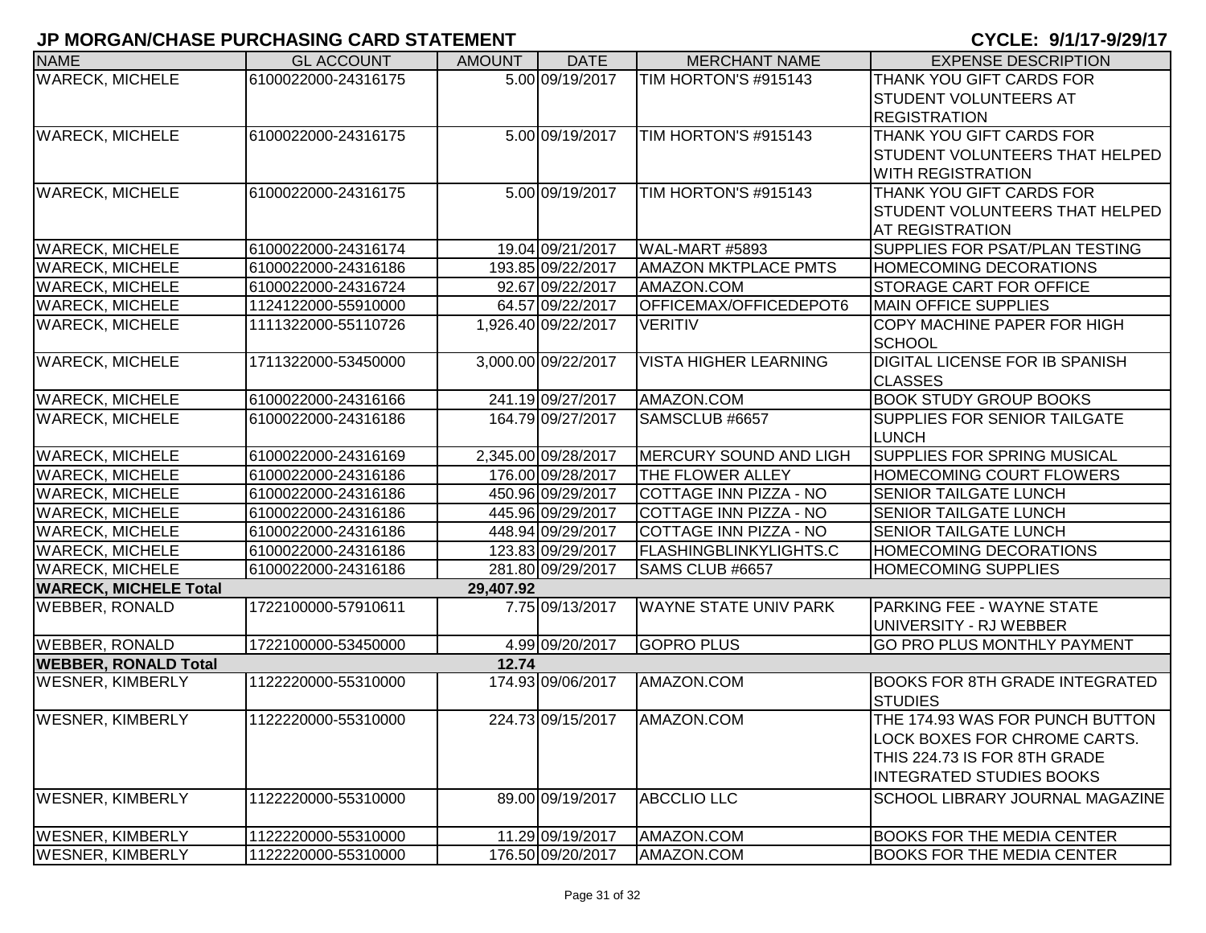## JP MORGAN/CHASE PURCHASING CARD STATEMENT

**CYCLE: 9/1/17-9/29/17**

| NAME | GL ACCOUNT | AMOUNT | DATE | MERCHANT NAME | EXPENSE DESCRIPTION |
|---|---|---|---|---|---|
| WARECK, MICHELE | 6100022000-24316175 | 5.00 | 09/19/2017 | TIM HORTON'S #915143 | THANK YOU GIFT CARDS FOR STUDENT VOLUNTEERS AT REGISTRATION |
| WARECK, MICHELE | 6100022000-24316175 | 5.00 | 09/19/2017 | TIM HORTON'S #915143 | THANK YOU GIFT CARDS FOR STUDENT VOLUNTEERS THAT HELPED WITH REGISTRATION |
| WARECK, MICHELE | 6100022000-24316175 | 5.00 | 09/19/2017 | TIM HORTON'S #915143 | THANK YOU GIFT CARDS FOR STUDENT VOLUNTEERS THAT HELPED AT REGISTRATION |
| WARECK, MICHELE | 6100022000-24316174 | 19.04 | 09/21/2017 | WAL-MART #5893 | SUPPLIES FOR PSAT/PLAN TESTING |
| WARECK, MICHELE | 6100022000-24316186 | 193.85 | 09/22/2017 | AMAZON MKTPLACE PMTS | HOMECOMING DECORATIONS |
| WARECK, MICHELE | 6100022000-24316724 | 92.67 | 09/22/2017 | AMAZON.COM | STORAGE CART FOR OFFICE |
| WARECK, MICHELE | 1124122000-55910000 | 64.57 | 09/22/2017 | OFFICEMAX/OFFICEDEPOT6 | MAIN OFFICE SUPPLIES |
| WARECK, MICHELE | 1111322000-55110726 | 1,926.40 | 09/22/2017 | VERITIV | COPY MACHINE PAPER FOR HIGH SCHOOL |
| WARECK, MICHELE | 1711322000-53450000 | 3,000.00 | 09/22/2017 | VISTA HIGHER LEARNING | DIGITAL LICENSE FOR IB SPANISH CLASSES |
| WARECK, MICHELE | 6100022000-24316166 | 241.19 | 09/27/2017 | AMAZON.COM | BOOK STUDY GROUP BOOKS |
| WARECK, MICHELE | 6100022000-24316186 | 164.79 | 09/27/2017 | SAMSCLUB #6657 | SUPPLIES FOR SENIOR TAILGATE LUNCH |
| WARECK, MICHELE | 6100022000-24316169 | 2,345.00 | 09/28/2017 | MERCURY SOUND AND LIGH | SUPPLIES FOR SPRING MUSICAL |
| WARECK, MICHELE | 6100022000-24316186 | 176.00 | 09/28/2017 | THE FLOWER ALLEY | HOMECOMING COURT FLOWERS |
| WARECK, MICHELE | 6100022000-24316186 | 450.96 | 09/29/2017 | COTTAGE INN PIZZA - NO | SENIOR TAILGATE LUNCH |
| WARECK, MICHELE | 6100022000-24316186 | 445.96 | 09/29/2017 | COTTAGE INN PIZZA - NO | SENIOR TAILGATE LUNCH |
| WARECK, MICHELE | 6100022000-24316186 | 448.94 | 09/29/2017 | COTTAGE INN PIZZA - NO | SENIOR TAILGATE LUNCH |
| WARECK, MICHELE | 6100022000-24316186 | 123.83 | 09/29/2017 | FLASHINGBLINKYLIGHTS.C | HOMECOMING DECORATIONS |
| WARECK, MICHELE | 6100022000-24316186 | 281.80 | 09/29/2017 | SAMS CLUB #6657 | HOMECOMING SUPPLIES |
| **WARECK, MICHELE Total** | | **29,407.92** | | | |
| WEBBER, RONALD | 1722100000-57910611 | 7.75 | 09/13/2017 | WAYNE STATE UNIV PARK | PARKING FEE - WAYNE STATE UNIVERSITY - RJ WEBBER |
| WEBBER, RONALD | 1722100000-53450000 | 4.99 | 09/20/2017 | GOPRO PLUS | GO PRO PLUS MONTHLY PAYMENT |
| **WEBBER, RONALD Total** | | **12.74** | | | |
| WESNER, KIMBERLY | 1122220000-55310000 | 174.93 | 09/06/2017 | AMAZON.COM | BOOKS FOR 8TH GRADE INTEGRATED STUDIES |
| WESNER, KIMBERLY | 1122220000-55310000 | 224.73 | 09/15/2017 | AMAZON.COM | THE 174.93 WAS FOR PUNCH BUTTON LOCK BOXES FOR CHROME CARTS. THIS 224.73 IS FOR 8TH GRADE INTEGRATED STUDIES BOOKS |
| WESNER, KIMBERLY | 1122220000-55310000 | 89.00 | 09/19/2017 | ABCCLIO LLC | SCHOOL LIBRARY JOURNAL MAGAZINE |
| WESNER, KIMBERLY | 1122220000-55310000 | 11.29 | 09/19/2017 | AMAZON.COM | BOOKS FOR THE MEDIA CENTER |
| WESNER, KIMBERLY | 1122220000-55310000 | 176.50 | 09/20/2017 | AMAZON.COM | BOOKS FOR THE MEDIA CENTER |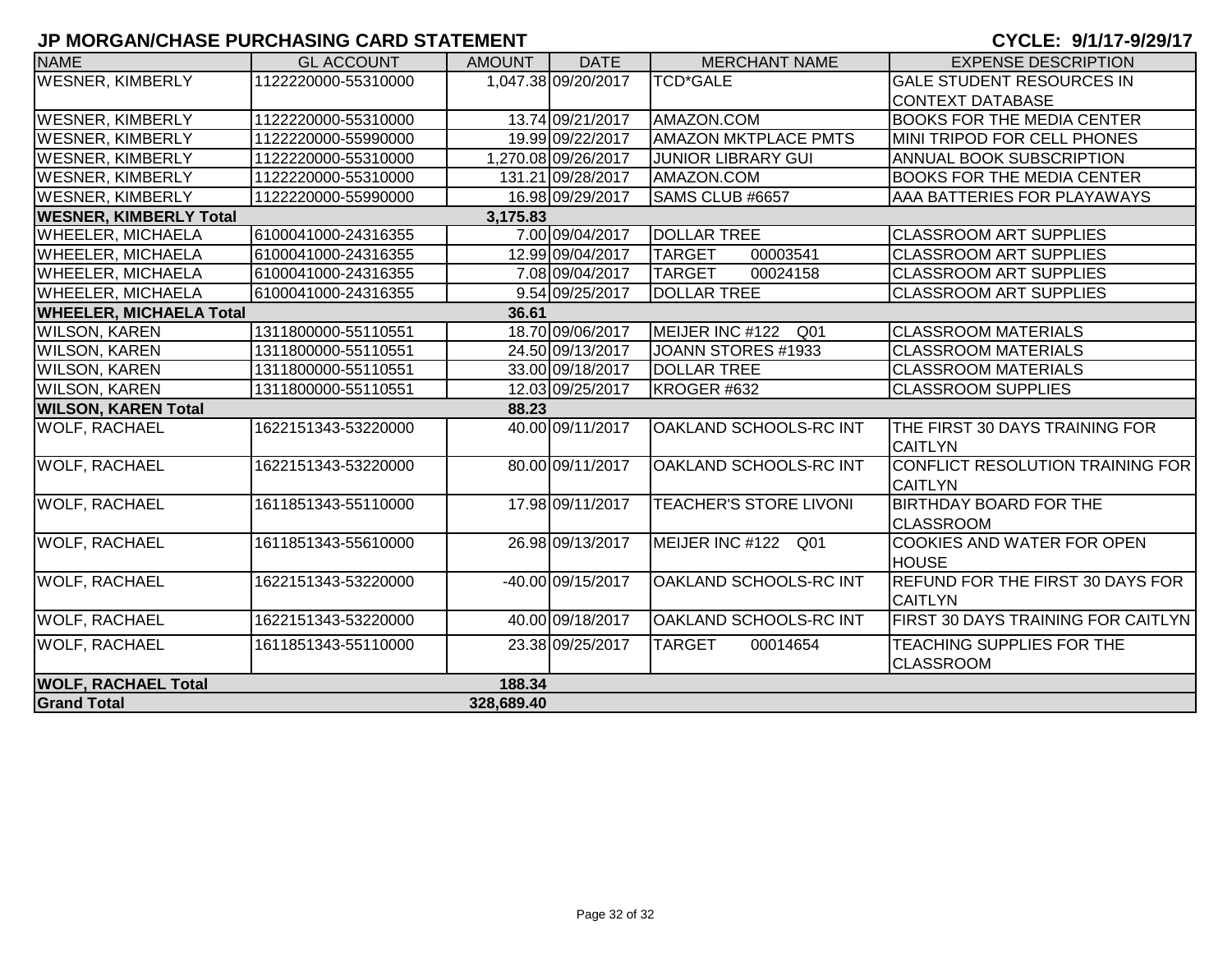## JP MORGAN/CHASE PURCHASING CARD STATEMENT

**CYCLE: 9/1/17-9/29/17**

| NAME | GL ACCOUNT | AMOUNT | DATE | MERCHANT NAME | EXPENSE DESCRIPTION |
|---|---|---|---|---|---|
| WESNER, KIMBERLY | 1122220000-55310000 | 1,047.38 | 09/20/2017 | TCD*GALE | GALE STUDENT RESOURCES IN CONTEXT DATABASE |
| WESNER, KIMBERLY | 1122220000-55310000 | 13.74 | 09/21/2017 | AMAZON.COM | BOOKS FOR THE MEDIA CENTER |
| WESNER, KIMBERLY | 1122220000-55990000 | 19.99 | 09/22/2017 | AMAZON MKTPLACE PMTS | MINI TRIPOD FOR CELL PHONES |
| WESNER, KIMBERLY | 1122220000-55310000 | 1,270.08 | 09/26/2017 | JUNIOR LIBRARY GUI | ANNUAL BOOK SUBSCRIPTION |
| WESNER, KIMBERLY | 1122220000-55310000 | 131.21 | 09/28/2017 | AMAZON.COM | BOOKS FOR THE MEDIA CENTER |
| WESNER, KIMBERLY | 1122220000-55990000 | 16.98 | 09/29/2017 | SAMS CLUB #6657 | AAA BATTERIES FOR PLAYAWAYS |
| **WESNER, KIMBERLY Total** | | **3,175.83** | | | |
| WHEELER, MICHAELA | 6100041000-24316355 | 7.00 | 09/04/2017 | DOLLAR TREE | CLASSROOM ART SUPPLIES |
| WHEELER, MICHAELA | 6100041000-24316355 | 12.99 | 09/04/2017 | TARGET 00003541 | CLASSROOM ART SUPPLIES |
| WHEELER, MICHAELA | 6100041000-24316355 | 7.08 | 09/04/2017 | TARGET 00024158 | CLASSROOM ART SUPPLIES |
| WHEELER, MICHAELA | 6100041000-24316355 | 9.54 | 09/25/2017 | DOLLAR TREE | CLASSROOM ART SUPPLIES |
| **WHEELER, MICHAELA Total** | | **36.61** | | | |
| WILSON, KAREN | 1311800000-55110551 | 18.70 | 09/06/2017 | MEIJER INC #122 Q01 | CLASSROOM MATERIALS |
| WILSON, KAREN | 1311800000-55110551 | 24.50 | 09/13/2017 | JOANN STORES #1933 | CLASSROOM MATERIALS |
| WILSON, KAREN | 1311800000-55110551 | 33.00 | 09/18/2017 | DOLLAR TREE | CLASSROOM MATERIALS |
| WILSON, KAREN | 1311800000-55110551 | 12.03 | 09/25/2017 | KROGER #632 | CLASSROOM SUPPLIES |
| **WILSON, KAREN Total** | | **88.23** | | | |
| WOLF, RACHAEL | 1622151343-53220000 | 40.00 | 09/11/2017 | OAKLAND SCHOOLS-RC INT | THE FIRST 30 DAYS TRAINING FOR CAITLYN |
| WOLF, RACHAEL | 1622151343-53220000 | 80.00 | 09/11/2017 | OAKLAND SCHOOLS-RC INT | CONFLICT RESOLUTION TRAINING FOR CAITLYN |
| WOLF, RACHAEL | 1611851343-55110000 | 17.98 | 09/11/2017 | TEACHER'S STORE LIVONI | BIRTHDAY BOARD FOR THE CLASSROOM |
| WOLF, RACHAEL | 1611851343-55610000 | 26.98 | 09/13/2017 | MEIJER INC #122 Q01 | COOKIES AND WATER FOR OPEN HOUSE |
| WOLF, RACHAEL | 1622151343-53220000 | -40.00 | 09/15/2017 | OAKLAND SCHOOLS-RC INT | REFUND FOR THE FIRST 30 DAYS FOR CAITLYN |
| WOLF, RACHAEL | 1622151343-53220000 | 40.00 | 09/18/2017 | OAKLAND SCHOOLS-RC INT | FIRST 30 DAYS TRAINING FOR CAITLYN |
| WOLF, RACHAEL | 1611851343-55110000 | 23.38 | 09/25/2017 | TARGET 00014654 | TEACHING SUPPLIES FOR THE CLASSROOM |
| **WOLF, RACHAEL Total** | | **188.34** | | | |
| **Grand Total** | | **328,689.40** | | | |